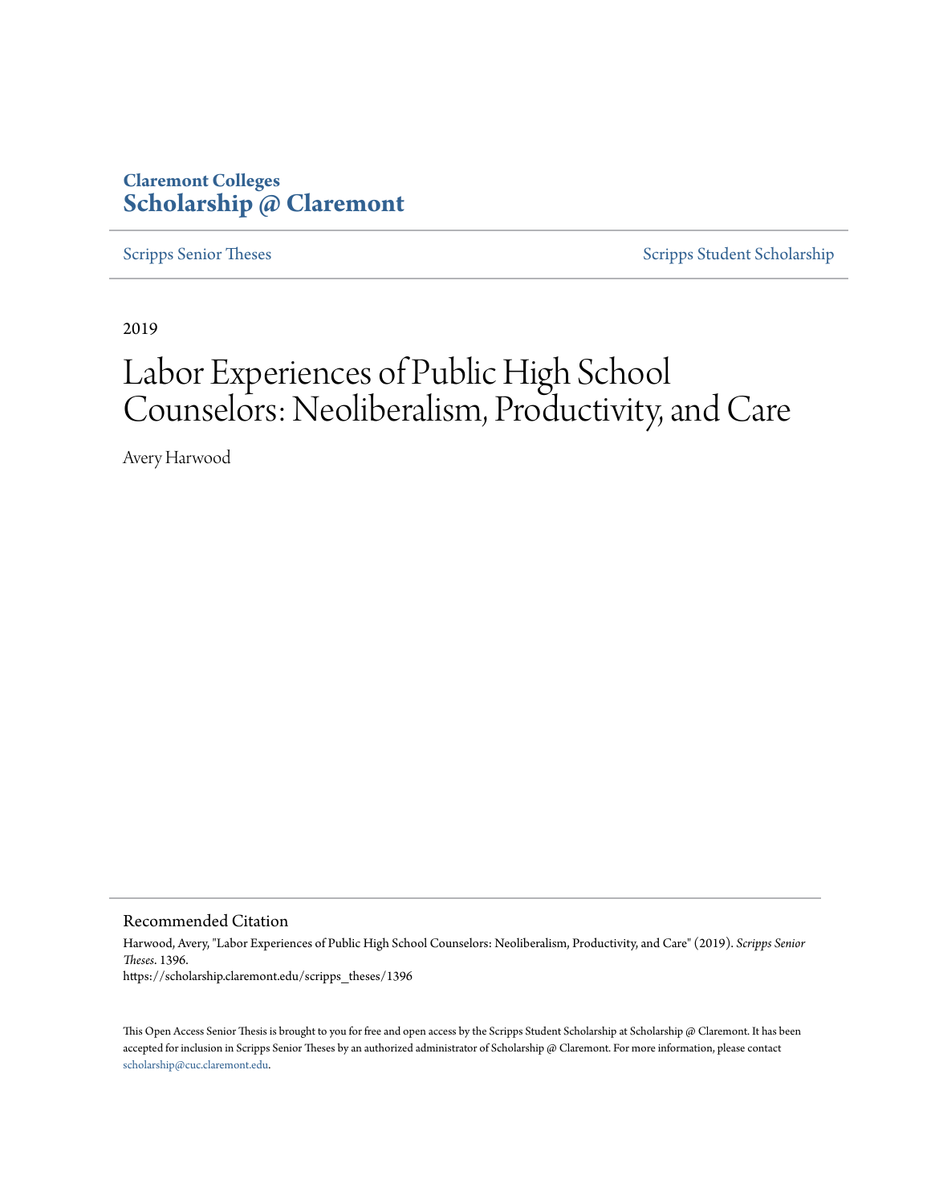**Claremont Colleges**
**Scholarship @ Claremont**

Scripps Senior Theses | Scripps Student Scholarship

2019

# Labor Experiences of Public High School Counselors: Neoliberalism, Productivity, and Care

Avery Harwood

## Recommended Citation

Harwood, Avery, "Labor Experiences of Public High School Counselors: Neoliberalism, Productivity, and Care" (2019). *Scripps Senior Theses*. 1396.
https://scholarship.claremont.edu/scripps_theses/1396

This Open Access Senior Thesis is brought to you for free and open access by the Scripps Student Scholarship at Scholarship @ Claremont. It has been accepted for inclusion in Scripps Senior Theses by an authorized administrator of Scholarship @ Claremont. For more information, please contact scholarship@cuc.claremont.edu.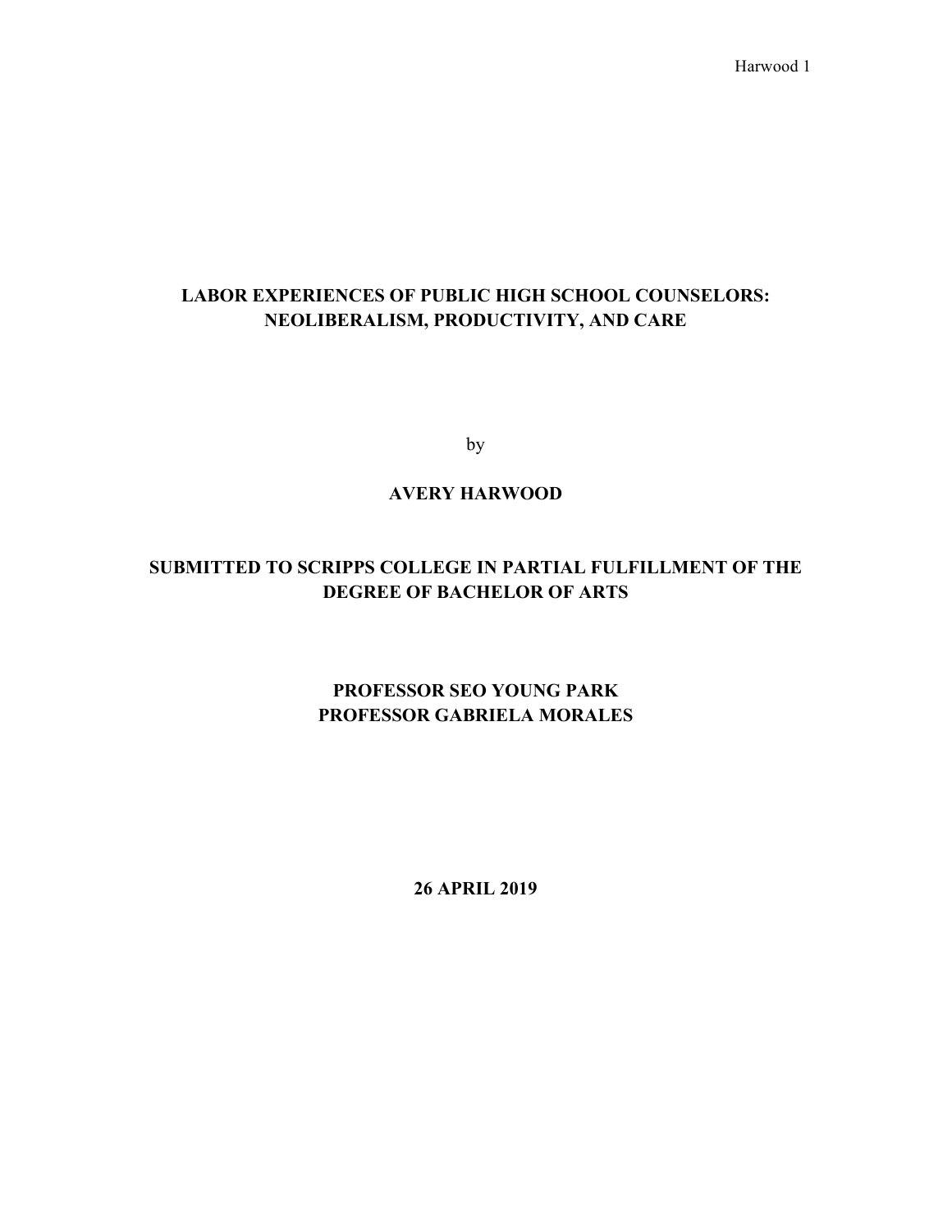# LABOR EXPERIENCES OF PUBLIC HIGH SCHOOL COUNSELORS: NEOLIBERALISM, PRODUCTIVITY, AND CARE

by

**AVERY HARWOOD**

**SUBMITTED TO SCRIPPS COLLEGE IN PARTIAL FULFILLMENT OF THE DEGREE OF BACHELOR OF ARTS**

**PROFESSOR SEO YOUNG PARK**
**PROFESSOR GABRIELA MORALES**

**26 APRIL 2019**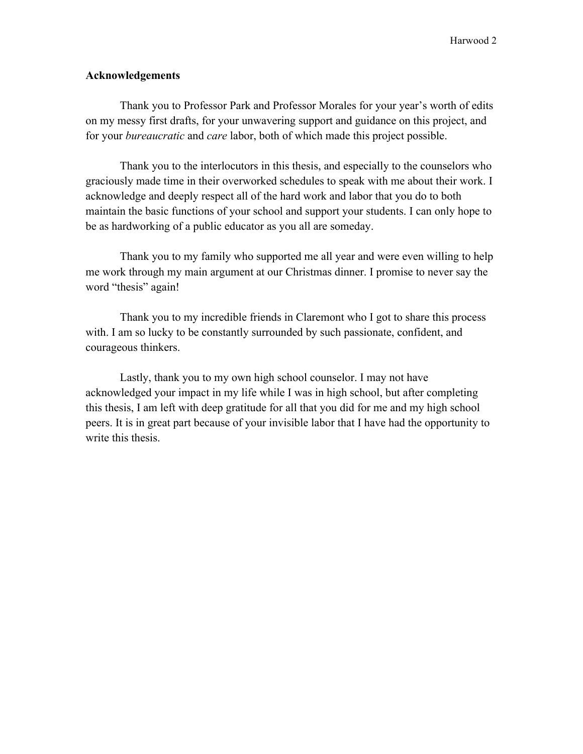**Acknowledgements**

Thank you to Professor Park and Professor Morales for your year's worth of edits on my messy first drafts, for your unwavering support and guidance on this project, and for your *bureaucratic* and *care* labor, both of which made this project possible.

Thank you to the interlocutors in this thesis, and especially to the counselors who graciously made time in their overworked schedules to speak with me about their work. I acknowledge and deeply respect all of the hard work and labor that you do to both maintain the basic functions of your school and support your students. I can only hope to be as hardworking of a public educator as you all are someday.

Thank you to my family who supported me all year and were even willing to help me work through my main argument at our Christmas dinner. I promise to never say the word "thesis" again!

Thank you to my incredible friends in Claremont who I got to share this process with. I am so lucky to be constantly surrounded by such passionate, confident, and courageous thinkers.

Lastly, thank you to my own high school counselor. I may not have acknowledged your impact in my life while I was in high school, but after completing this thesis, I am left with deep gratitude for all that you did for me and my high school peers. It is in great part because of your invisible labor that I have had the opportunity to write this thesis.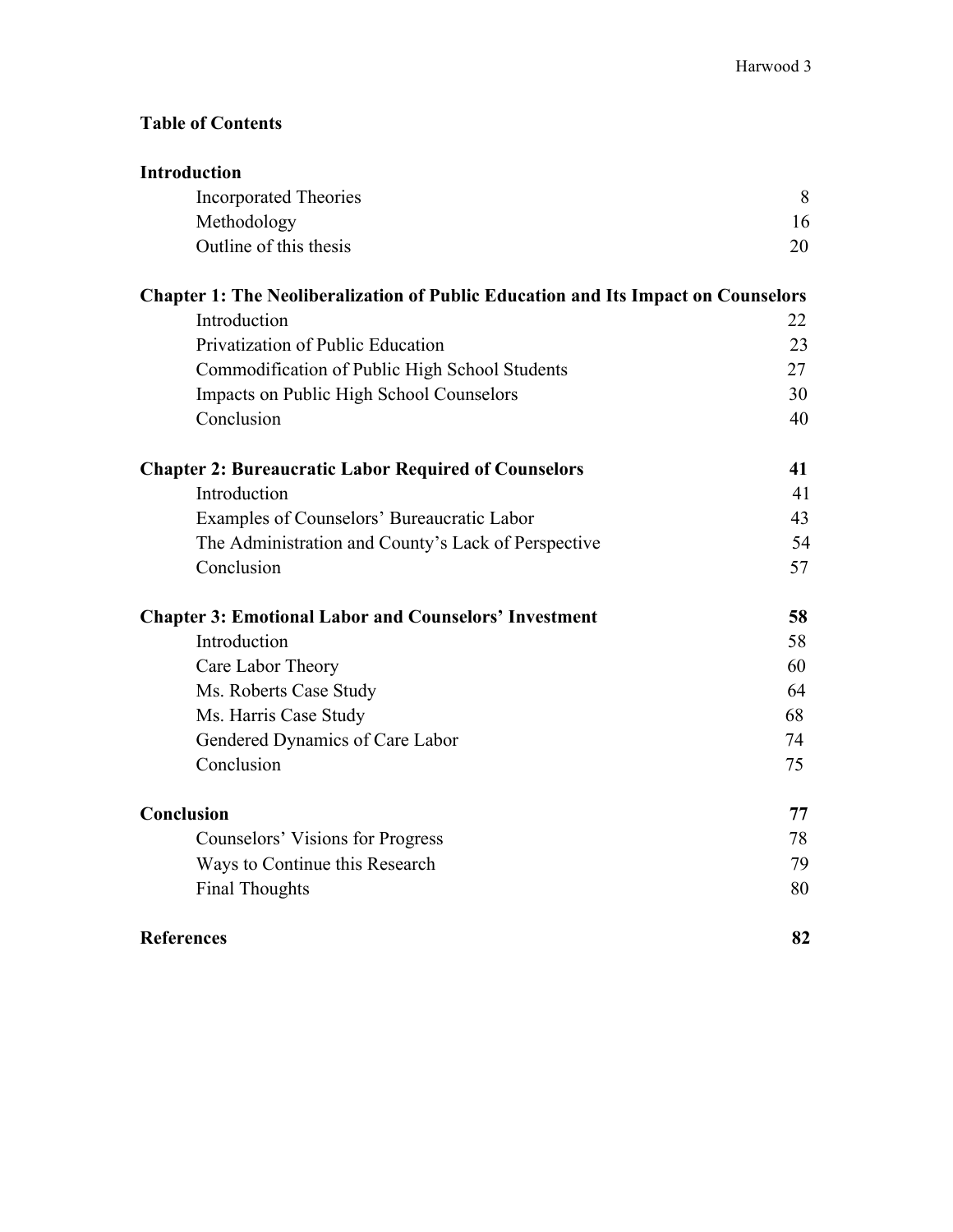## Table of Contents

| | |
|---|---|
| **Introduction** | |
| Incorporated Theories | 8 |
| Methodology | 16 |
| Outline of this thesis | 20 |
| **Chapter 1: The Neoliberalization of Public Education and Its Impact on Counselors** | |
| Introduction | 22 |
| Privatization of Public Education | 23 |
| Commodification of Public High School Students | 27 |
| Impacts on Public High School Counselors | 30 |
| Conclusion | 40 |
| **Chapter 2: Bureaucratic Labor Required of Counselors** | **41** |
| Introduction | 41 |
| Examples of Counselors' Bureaucratic Labor | 43 |
| The Administration and County's Lack of Perspective | 54 |
| Conclusion | 57 |
| **Chapter 3: Emotional Labor and Counselors' Investment** | **58** |
| Introduction | 58 |
| Care Labor Theory | 60 |
| Ms. Roberts Case Study | 64 |
| Ms. Harris Case Study | 68 |
| Gendered Dynamics of Care Labor | 74 |
| Conclusion | 75 |
| **Conclusion** | **77** |
| Counselors' Visions for Progress | 78 |
| Ways to Continue this Research | 79 |
| Final Thoughts | 80 |
| **References** | **82** |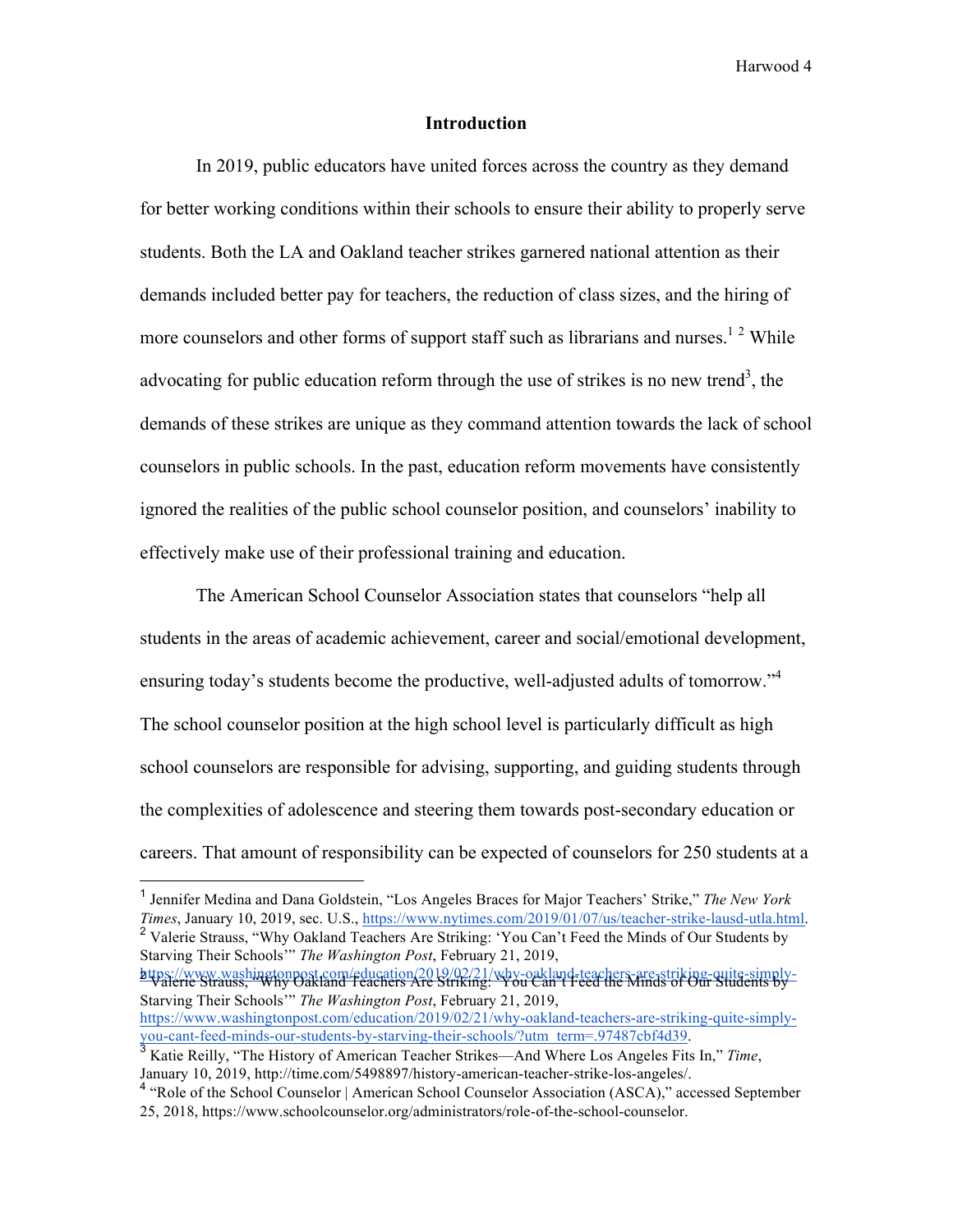## Introduction

In 2019, public educators have united forces across the country as they demand for better working conditions within their schools to ensure their ability to properly serve students. Both the LA and Oakland teacher strikes garnered national attention as their demands included better pay for teachers, the reduction of class sizes, and the hiring of more counselors and other forms of support staff such as librarians and nurses.[1] [2] While advocating for public education reform through the use of strikes is no new trend[3], the demands of these strikes are unique as they command attention towards the lack of school counselors in public schools. In the past, education reform movements have consistently ignored the realities of the public school counselor position, and counselors' inability to effectively make use of their professional training and education.

The American School Counselor Association states that counselors "help all students in the areas of academic achievement, career and social/emotional development, ensuring today's students become the productive, well-adjusted adults of tomorrow."[4] The school counselor position at the high school level is particularly difficult as high school counselors are responsible for advising, supporting, and guiding students through the complexities of adolescence and steering them towards post-secondary education or careers. That amount of responsibility can be expected of counselors for 250 students at a

---

[1] Jennifer Medina and Dana Goldstein, "Los Angeles Braces for Major Teachers' Strike," *The New York Times*, January 10, 2019, sec. U.S., https://www.nytimes.com/2019/01/07/us/teacher-strike-lausd-utla.html.

[2] Valerie Strauss, "Why Oakland Teachers Are Striking: 'You Can't Feed the Minds of Our Students by Starving Their Schools'" *The Washington Post*, February 21, 2019, https://www.washingtonpost.com/education/2019/02/21/why-oakland-teachers-are-striking-quite-simply-you-cant-feed-minds-our-students-by-starving-their-schools/?utm_term=.97487cbf4d39.

[3] Katie Reilly, "The History of American Teacher Strikes—And Where Los Angeles Fits In," *Time*, January 10, 2019, http://time.com/5498897/history-american-teacher-strike-los-angeles/.

[4] "Role of the School Counselor | American School Counselor Association (ASCA)," accessed September 25, 2018, https://www.schoolcounselor.org/administrators/role-of-the-school-counselor.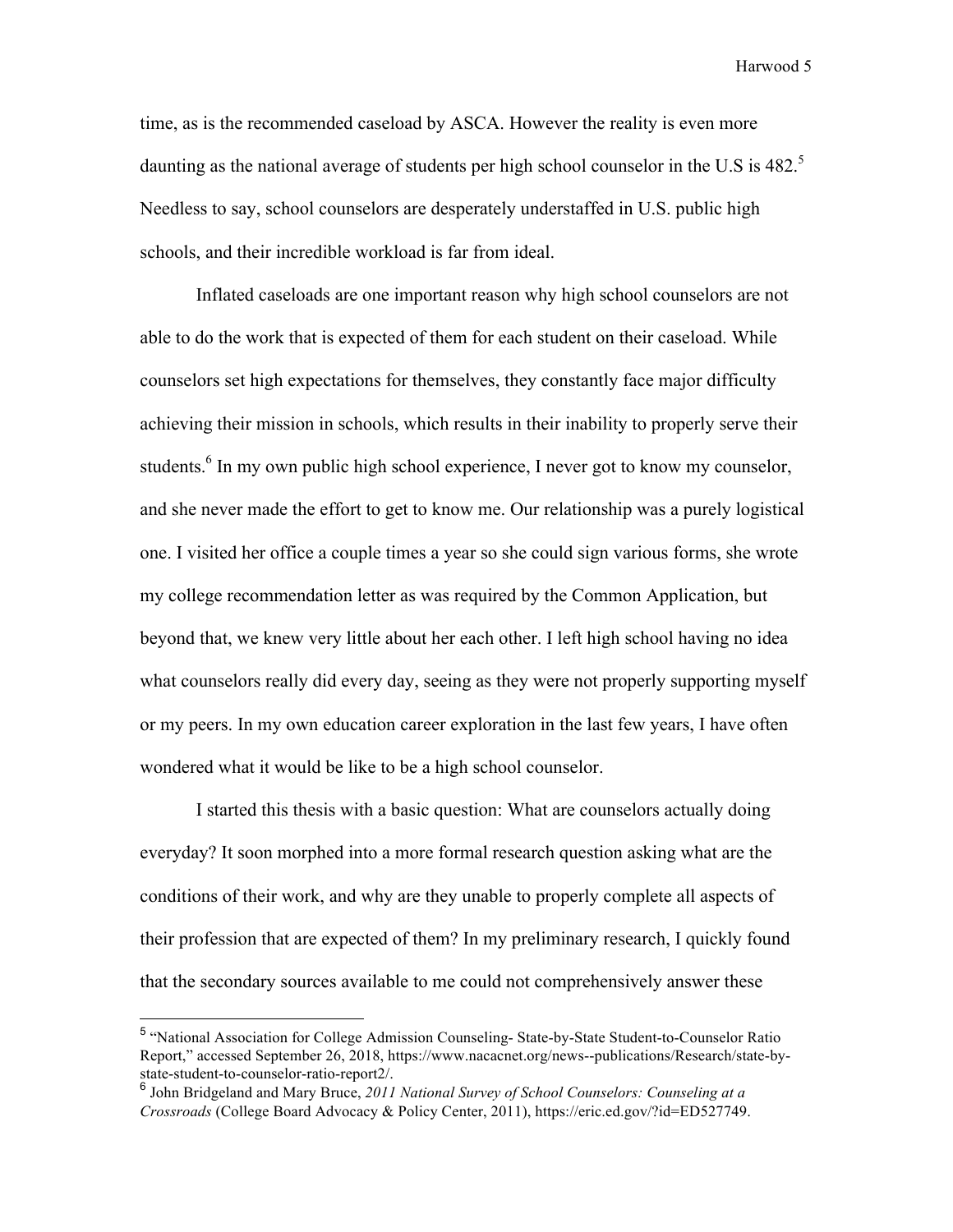time, as is the recommended caseload by ASCA. However the reality is even more daunting as the national average of students per high school counselor in the U.S is 482.[5] Needless to say, school counselors are desperately understaffed in U.S. public high schools, and their incredible workload is far from ideal.

Inflated caseloads are one important reason why high school counselors are not able to do the work that is expected of them for each student on their caseload. While counselors set high expectations for themselves, they constantly face major difficulty achieving their mission in schools, which results in their inability to properly serve their students.[6] In my own public high school experience, I never got to know my counselor, and she never made the effort to get to know me. Our relationship was a purely logistical one. I visited her office a couple times a year so she could sign various forms, she wrote my college recommendation letter as was required by the Common Application, but beyond that, we knew very little about her each other. I left high school having no idea what counselors really did every day, seeing as they were not properly supporting myself or my peers. In my own education career exploration in the last few years, I have often wondered what it would be like to be a high school counselor.

I started this thesis with a basic question: What are counselors actually doing everyday? It soon morphed into a more formal research question asking what are the conditions of their work, and why are they unable to properly complete all aspects of their profession that are expected of them? In my preliminary research, I quickly found that the secondary sources available to me could not comprehensively answer these

---

[5] "National Association for College Admission Counseling- State-by-State Student-to-Counselor Ratio Report," accessed September 26, 2018, https://www.nacacnet.org/news--publications/Research/state-by-state-student-to-counselor-ratio-report2/.

[6] John Bridgeland and Mary Bruce, *2011 National Survey of School Counselors: Counseling at a Crossroads* (College Board Advocacy & Policy Center, 2011), https://eric.ed.gov/?id=ED527749.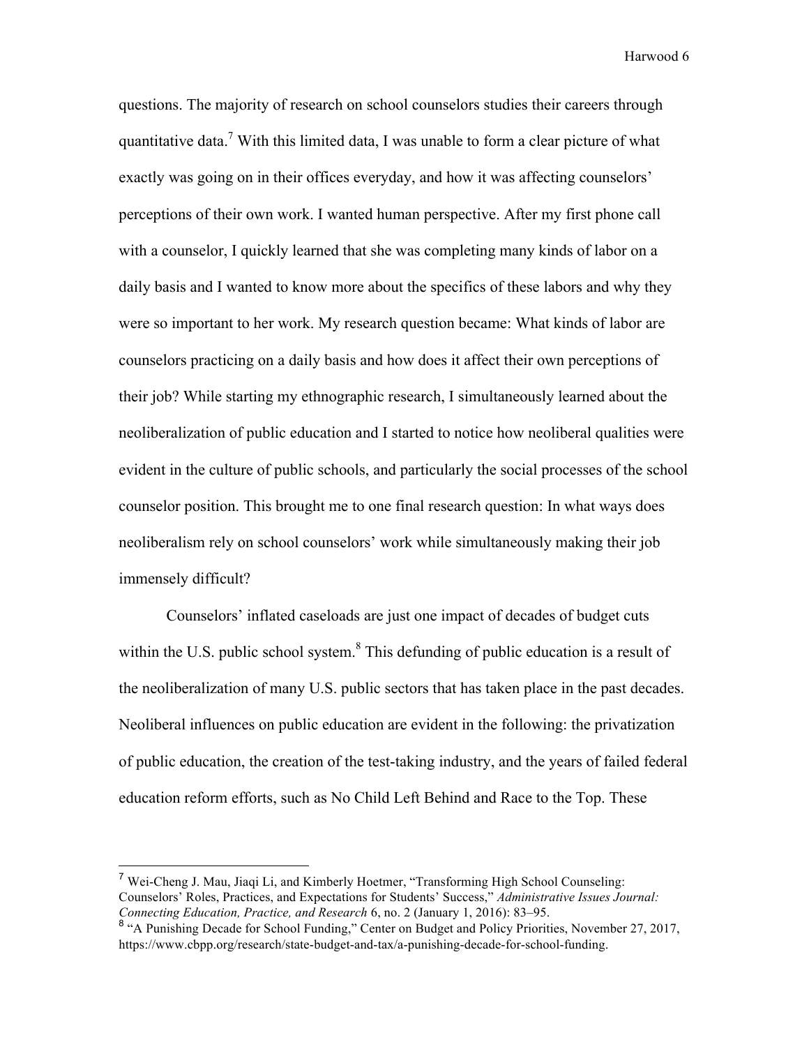questions. The majority of research on school counselors studies their careers through quantitative data.[7] With this limited data, I was unable to form a clear picture of what exactly was going on in their offices everyday, and how it was affecting counselors' perceptions of their own work. I wanted human perspective. After my first phone call with a counselor, I quickly learned that she was completing many kinds of labor on a daily basis and I wanted to know more about the specifics of these labors and why they were so important to her work. My research question became: What kinds of labor are counselors practicing on a daily basis and how does it affect their own perceptions of their job? While starting my ethnographic research, I simultaneously learned about the neoliberalization of public education and I started to notice how neoliberal qualities were evident in the culture of public schools, and particularly the social processes of the school counselor position. This brought me to one final research question: In what ways does neoliberalism rely on school counselors' work while simultaneously making their job immensely difficult?

Counselors' inflated caseloads are just one impact of decades of budget cuts within the U.S. public school system.[8] This defunding of public education is a result of the neoliberalization of many U.S. public sectors that has taken place in the past decades. Neoliberal influences on public education are evident in the following: the privatization of public education, the creation of the test-taking industry, and the years of failed federal education reform efforts, such as No Child Left Behind and Race to the Top. These

---

[7] Wei-Cheng J. Mau, Jiaqi Li, and Kimberly Hoetmer, "Transforming High School Counseling: Counselors' Roles, Practices, and Expectations for Students' Success," *Administrative Issues Journal: Connecting Education, Practice, and Research* 6, no. 2 (January 1, 2016): 83–95.

[8] "A Punishing Decade for School Funding," Center on Budget and Policy Priorities, November 27, 2017, https://www.cbpp.org/research/state-budget-and-tax/a-punishing-decade-for-school-funding.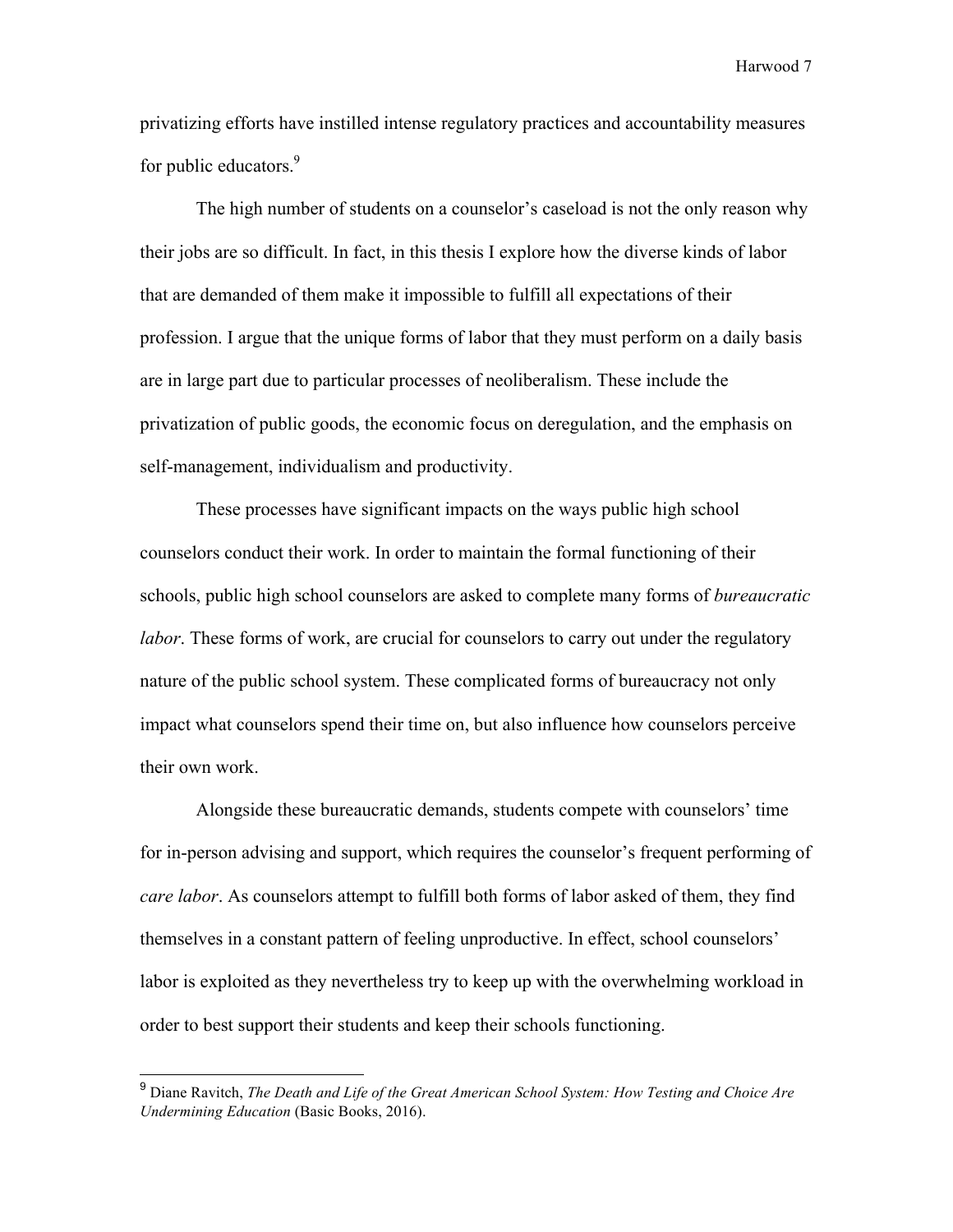privatizing efforts have instilled intense regulatory practices and accountability measures for public educators.[9]

The high number of students on a counselor's caseload is not the only reason why their jobs are so difficult. In fact, in this thesis I explore how the diverse kinds of labor that are demanded of them make it impossible to fulfill all expectations of their profession. I argue that the unique forms of labor that they must perform on a daily basis are in large part due to particular processes of neoliberalism. These include the privatization of public goods, the economic focus on deregulation, and the emphasis on self-management, individualism and productivity.

These processes have significant impacts on the ways public high school counselors conduct their work. In order to maintain the formal functioning of their schools, public high school counselors are asked to complete many forms of *bureaucratic labor*. These forms of work, are crucial for counselors to carry out under the regulatory nature of the public school system. These complicated forms of bureaucracy not only impact what counselors spend their time on, but also influence how counselors perceive their own work.

Alongside these bureaucratic demands, students compete with counselors' time for in-person advising and support, which requires the counselor's frequent performing of *care labor*. As counselors attempt to fulfill both forms of labor asked of them, they find themselves in a constant pattern of feeling unproductive. In effect, school counselors' labor is exploited as they nevertheless try to keep up with the overwhelming workload in order to best support their students and keep their schools functioning.

---

[9] Diane Ravitch, *The Death and Life of the Great American School System: How Testing and Choice Are Undermining Education* (Basic Books, 2016).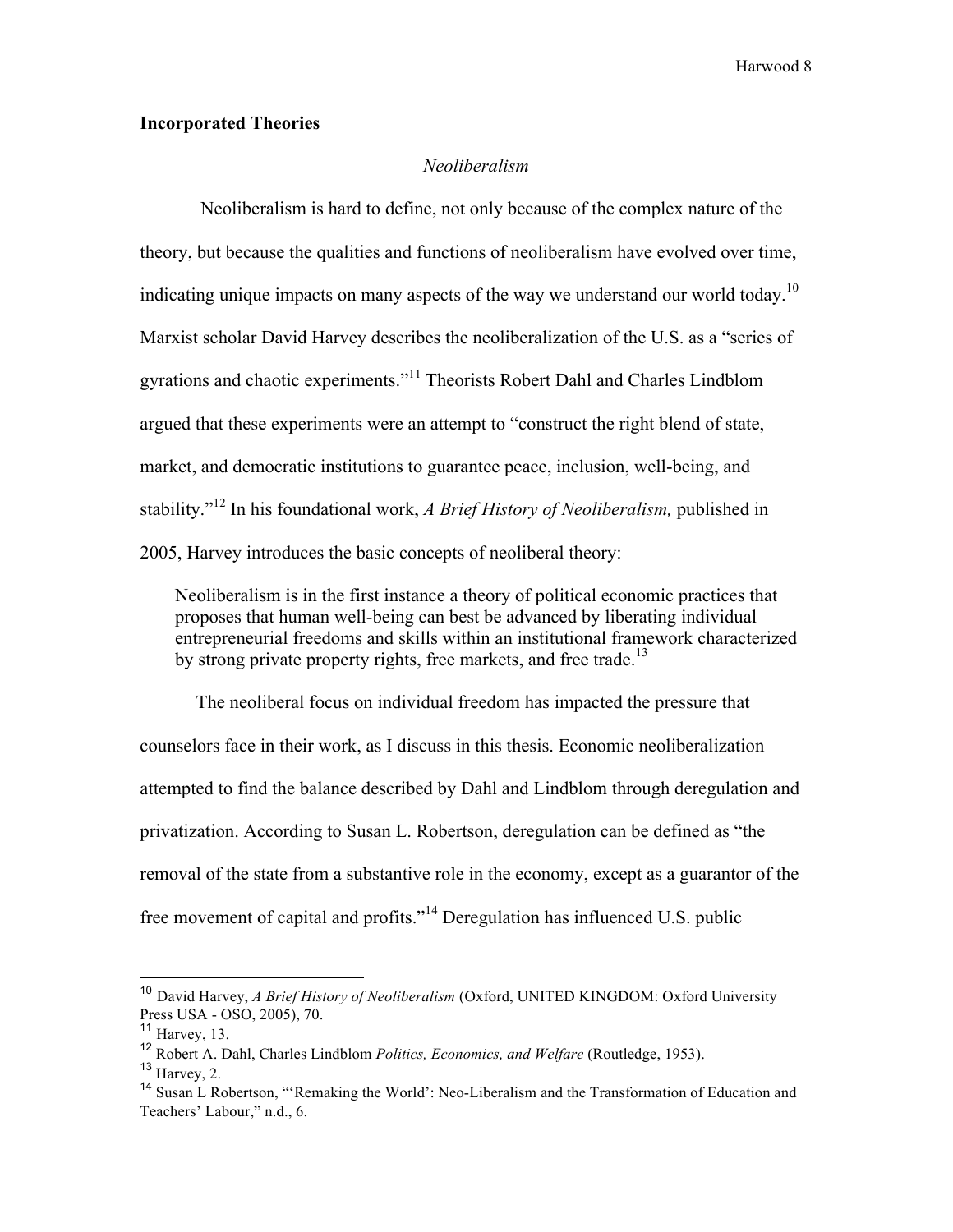## Incorporated Theories

### *Neoliberalism*

Neoliberalism is hard to define, not only because of the complex nature of the theory, but because the qualities and functions of neoliberalism have evolved over time, indicating unique impacts on many aspects of the way we understand our world today.[10] Marxist scholar David Harvey describes the neoliberalization of the U.S. as a "series of gyrations and chaotic experiments."[11] Theorists Robert Dahl and Charles Lindblom argued that these experiments were an attempt to "construct the right blend of state, market, and democratic institutions to guarantee peace, inclusion, well-being, and stability."[12] In his foundational work, *A Brief History of Neoliberalism,* published in 2005, Harvey introduces the basic concepts of neoliberal theory:

> Neoliberalism is in the first instance a theory of political economic practices that proposes that human well-being can best be advanced by liberating individual entrepreneurial freedoms and skills within an institutional framework characterized by strong private property rights, free markets, and free trade.[13]

The neoliberal focus on individual freedom has impacted the pressure that counselors face in their work, as I discuss in this thesis. Economic neoliberalization attempted to find the balance described by Dahl and Lindblom through deregulation and privatization. According to Susan L. Robertson, deregulation can be defined as "the removal of the state from a substantive role in the economy, except as a guarantor of the free movement of capital and profits."[14] Deregulation has influenced U.S. public

---

[10] David Harvey, *A Brief History of Neoliberalism* (Oxford, UNITED KINGDOM: Oxford University Press USA - OSO, 2005), 70.

[11] Harvey, 13.

[12] Robert A. Dahl, Charles Lindblom *Politics, Economics, and Welfare* (Routledge, 1953).

[13] Harvey, 2.

[14] Susan L Robertson, "'Remaking the World': Neo-Liberalism and the Transformation of Education and Teachers' Labour," n.d., 6.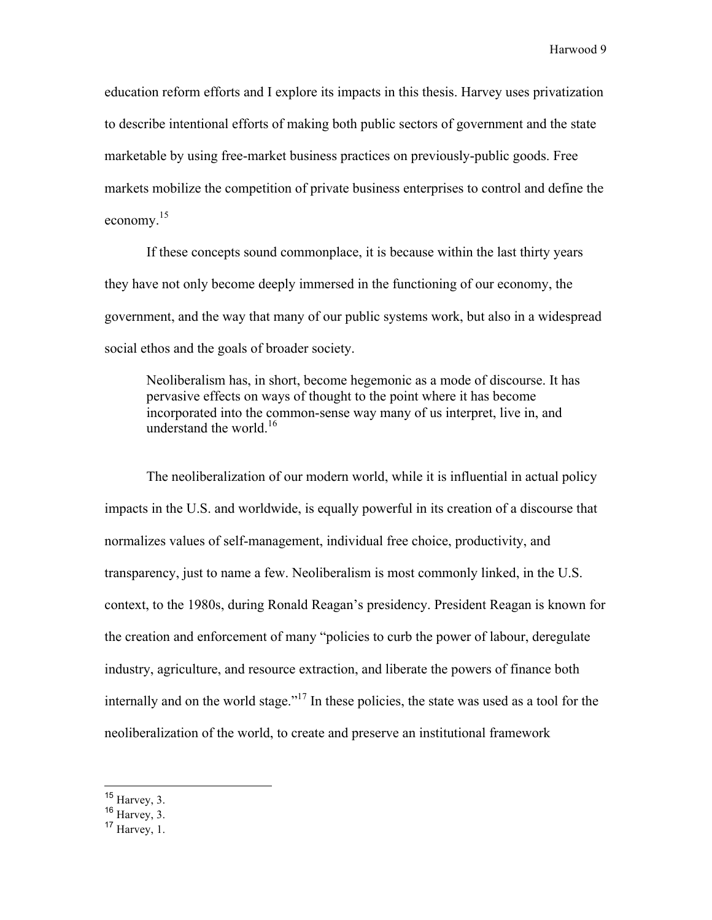education reform efforts and I explore its impacts in this thesis. Harvey uses privatization to describe intentional efforts of making both public sectors of government and the state marketable by using free-market business practices on previously-public goods. Free markets mobilize the competition of private business enterprises to control and define the economy.[15]

If these concepts sound commonplace, it is because within the last thirty years they have not only become deeply immersed in the functioning of our economy, the government, and the way that many of our public systems work, but also in a widespread social ethos and the goals of broader society.

> Neoliberalism has, in short, become hegemonic as a mode of discourse. It has pervasive effects on ways of thought to the point where it has become incorporated into the common-sense way many of us interpret, live in, and understand the world.[16]

The neoliberalization of our modern world, while it is influential in actual policy impacts in the U.S. and worldwide, is equally powerful in its creation of a discourse that normalizes values of self-management, individual free choice, productivity, and transparency, just to name a few. Neoliberalism is most commonly linked, in the U.S. context, to the 1980s, during Ronald Reagan's presidency. President Reagan is known for the creation and enforcement of many "policies to curb the power of labour, deregulate industry, agriculture, and resource extraction, and liberate the powers of finance both internally and on the world stage."[17] In these policies, the state was used as a tool for the neoliberalization of the world, to create and preserve an institutional framework

---

[15] Harvey, 3.
[16] Harvey, 3.
[17] Harvey, 1.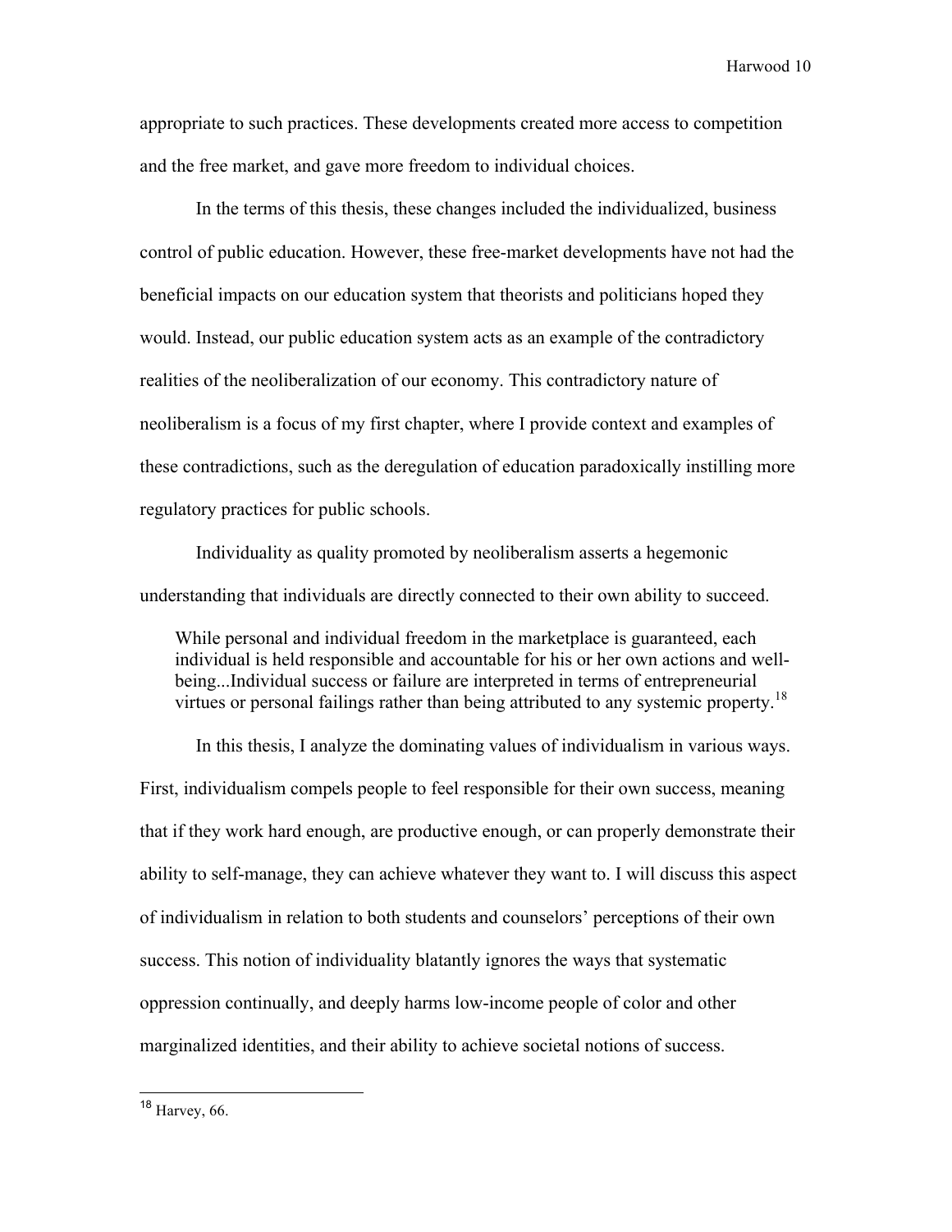appropriate to such practices. These developments created more access to competition and the free market, and gave more freedom to individual choices.

In the terms of this thesis, these changes included the individualized, business control of public education. However, these free-market developments have not had the beneficial impacts on our education system that theorists and politicians hoped they would. Instead, our public education system acts as an example of the contradictory realities of the neoliberalization of our economy. This contradictory nature of neoliberalism is a focus of my first chapter, where I provide context and examples of these contradictions, such as the deregulation of education paradoxically instilling more regulatory practices for public schools.

Individuality as quality promoted by neoliberalism asserts a hegemonic understanding that individuals are directly connected to their own ability to succeed.

> While personal and individual freedom in the marketplace is guaranteed, each individual is held responsible and accountable for his or her own actions and well-being...Individual success or failure are interpreted in terms of entrepreneurial virtues or personal failings rather than being attributed to any systemic property.[18]

In this thesis, I analyze the dominating values of individualism in various ways. First, individualism compels people to feel responsible for their own success, meaning that if they work hard enough, are productive enough, or can properly demonstrate their ability to self-manage, they can achieve whatever they want to. I will discuss this aspect of individualism in relation to both students and counselors' perceptions of their own success. This notion of individuality blatantly ignores the ways that systematic oppression continually, and deeply harms low-income people of color and other marginalized identities, and their ability to achieve societal notions of success.

[18] Harvey, 66.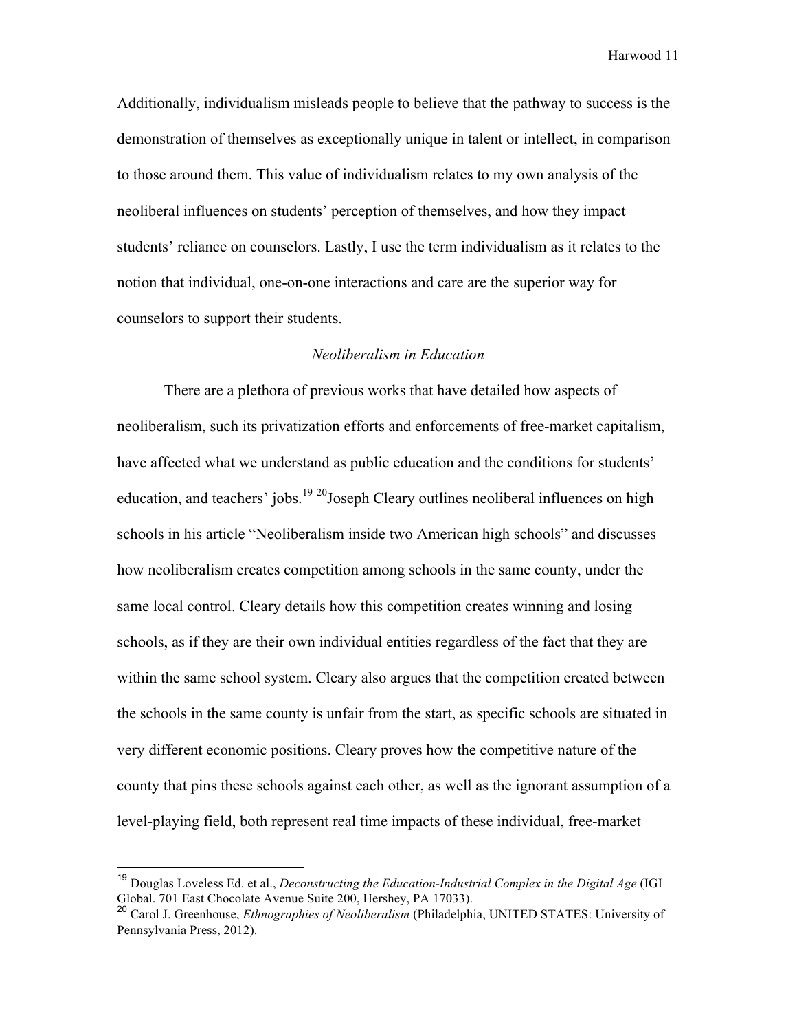Additionally, individualism misleads people to believe that the pathway to success is the demonstration of themselves as exceptionally unique in talent or intellect, in comparison to those around them. This value of individualism relates to my own analysis of the neoliberal influences on students' perception of themselves, and how they impact students' reliance on counselors. Lastly, I use the term individualism as it relates to the notion that individual, one-on-one interactions and care are the superior way for counselors to support their students.

### *Neoliberalism in Education*

There are a plethora of previous works that have detailed how aspects of neoliberalism, such its privatization efforts and enforcements of free-market capitalism, have affected what we understand as public education and the conditions for students' education, and teachers' jobs.[19] [20]Joseph Cleary outlines neoliberal influences on high schools in his article "Neoliberalism inside two American high schools" and discusses how neoliberalism creates competition among schools in the same county, under the same local control. Cleary details how this competition creates winning and losing schools, as if they are their own individual entities regardless of the fact that they are within the same school system. Cleary also argues that the competition created between the schools in the same county is unfair from the start, as specific schools are situated in very different economic positions. Cleary proves how the competitive nature of the county that pins these schools against each other, as well as the ignorant assumption of a level-playing field, both represent real time impacts of these individual, free-market

---

[19] Douglas Loveless Ed. et al., *Deconstructing the Education-Industrial Complex in the Digital Age* (IGI Global. 701 East Chocolate Avenue Suite 200, Hershey, PA 17033).

[20] Carol J. Greenhouse, *Ethnographies of Neoliberalism* (Philadelphia, UNITED STATES: University of Pennsylvania Press, 2012).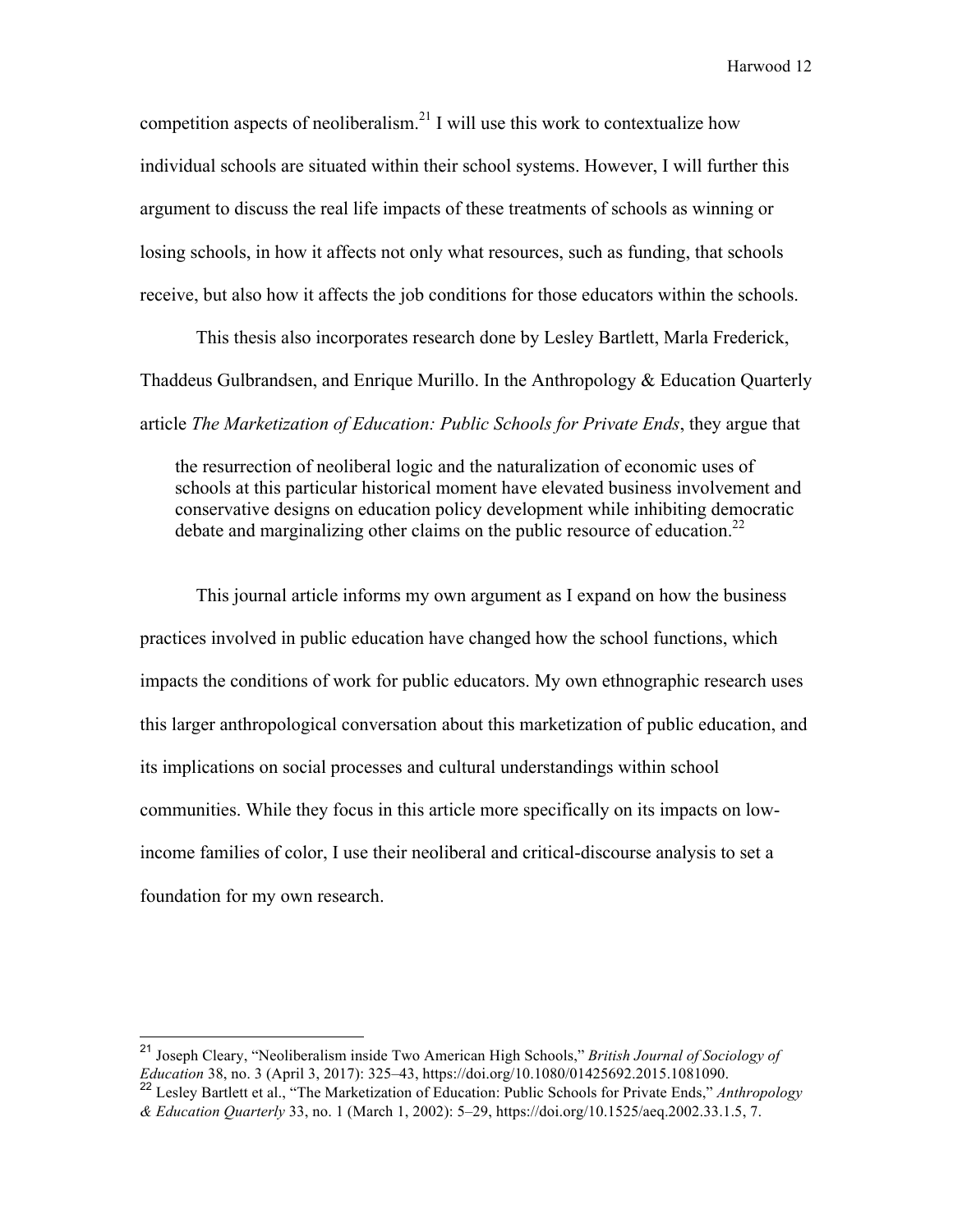competition aspects of neoliberalism.[21] I will use this work to contextualize how individual schools are situated within their school systems. However, I will further this argument to discuss the real life impacts of these treatments of schools as winning or losing schools, in how it affects not only what resources, such as funding, that schools receive, but also how it affects the job conditions for those educators within the schools.

This thesis also incorporates research done by Lesley Bartlett, Marla Frederick, Thaddeus Gulbrandsen, and Enrique Murillo. In the Anthropology & Education Quarterly article *The Marketization of Education: Public Schools for Private Ends*, they argue that

> the resurrection of neoliberal logic and the naturalization of economic uses of schools at this particular historical moment have elevated business involvement and conservative designs on education policy development while inhibiting democratic debate and marginalizing other claims on the public resource of education.[22]

This journal article informs my own argument as I expand on how the business practices involved in public education have changed how the school functions, which impacts the conditions of work for public educators. My own ethnographic research uses this larger anthropological conversation about this marketization of public education, and its implications on social processes and cultural understandings within school communities. While they focus in this article more specifically on its impacts on low-income families of color, I use their neoliberal and critical-discourse analysis to set a foundation for my own research.

---

[21] Joseph Cleary, "Neoliberalism inside Two American High Schools," *British Journal of Sociology of Education* 38, no. 3 (April 3, 2017): 325–43, https://doi.org/10.1080/01425692.2015.1081090.

[22] Lesley Bartlett et al., "The Marketization of Education: Public Schools for Private Ends," *Anthropology & Education Quarterly* 33, no. 1 (March 1, 2002): 5–29, https://doi.org/10.1525/aeq.2002.33.1.5, 7.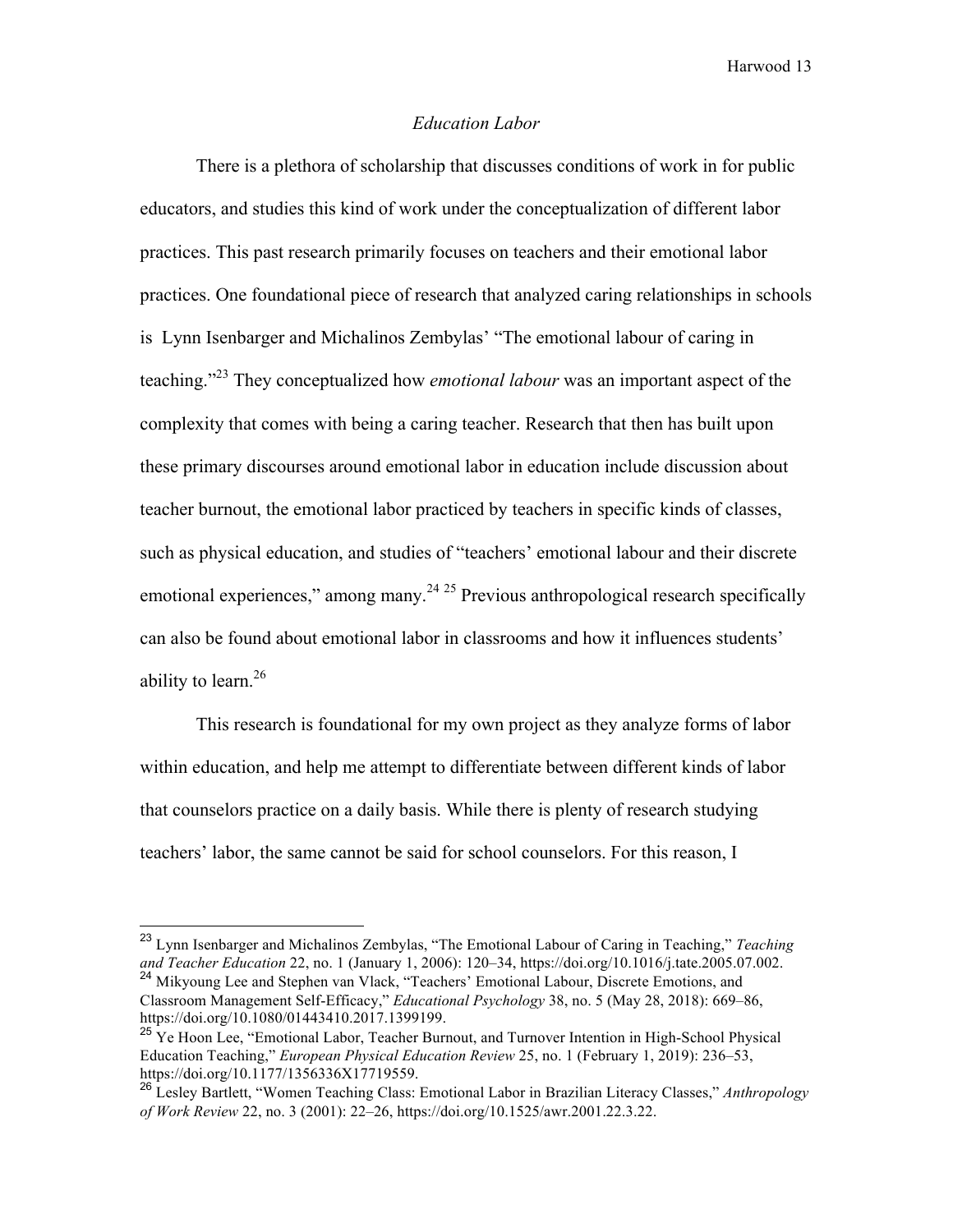*Education Labor*

There is a plethora of scholarship that discusses conditions of work in for public educators, and studies this kind of work under the conceptualization of different labor practices. This past research primarily focuses on teachers and their emotional labor practices. One foundational piece of research that analyzed caring relationships in schools is Lynn Isenbarger and Michalinos Zembylas' "The emotional labour of caring in teaching."[23] They conceptualized how *emotional labour* was an important aspect of the complexity that comes with being a caring teacher. Research that then has built upon these primary discourses around emotional labor in education include discussion about teacher burnout, the emotional labor practiced by teachers in specific kinds of classes, such as physical education, and studies of "teachers' emotional labour and their discrete emotional experiences," among many.[24] [25] Previous anthropological research specifically can also be found about emotional labor in classrooms and how it influences students' ability to learn.[26]

This research is foundational for my own project as they analyze forms of labor within education, and help me attempt to differentiate between different kinds of labor that counselors practice on a daily basis. While there is plenty of research studying teachers' labor, the same cannot be said for school counselors. For this reason, I

---

[23] Lynn Isenbarger and Michalinos Zembylas, "The Emotional Labour of Caring in Teaching," *Teaching and Teacher Education* 22, no. 1 (January 1, 2006): 120–34, https://doi.org/10.1016/j.tate.2005.07.002.

[24] Mikyoung Lee and Stephen van Vlack, "Teachers' Emotional Labour, Discrete Emotions, and Classroom Management Self-Efficacy," *Educational Psychology* 38, no. 5 (May 28, 2018): 669–86, https://doi.org/10.1080/01443410.2017.1399199.

[25] Ye Hoon Lee, "Emotional Labor, Teacher Burnout, and Turnover Intention in High-School Physical Education Teaching," *European Physical Education Review* 25, no. 1 (February 1, 2019): 236–53, https://doi.org/10.1177/1356336X17719559.

[26] Lesley Bartlett, "Women Teaching Class: Emotional Labor in Brazilian Literacy Classes," *Anthropology of Work Review* 22, no. 3 (2001): 22–26, https://doi.org/10.1525/awr.2001.22.3.22.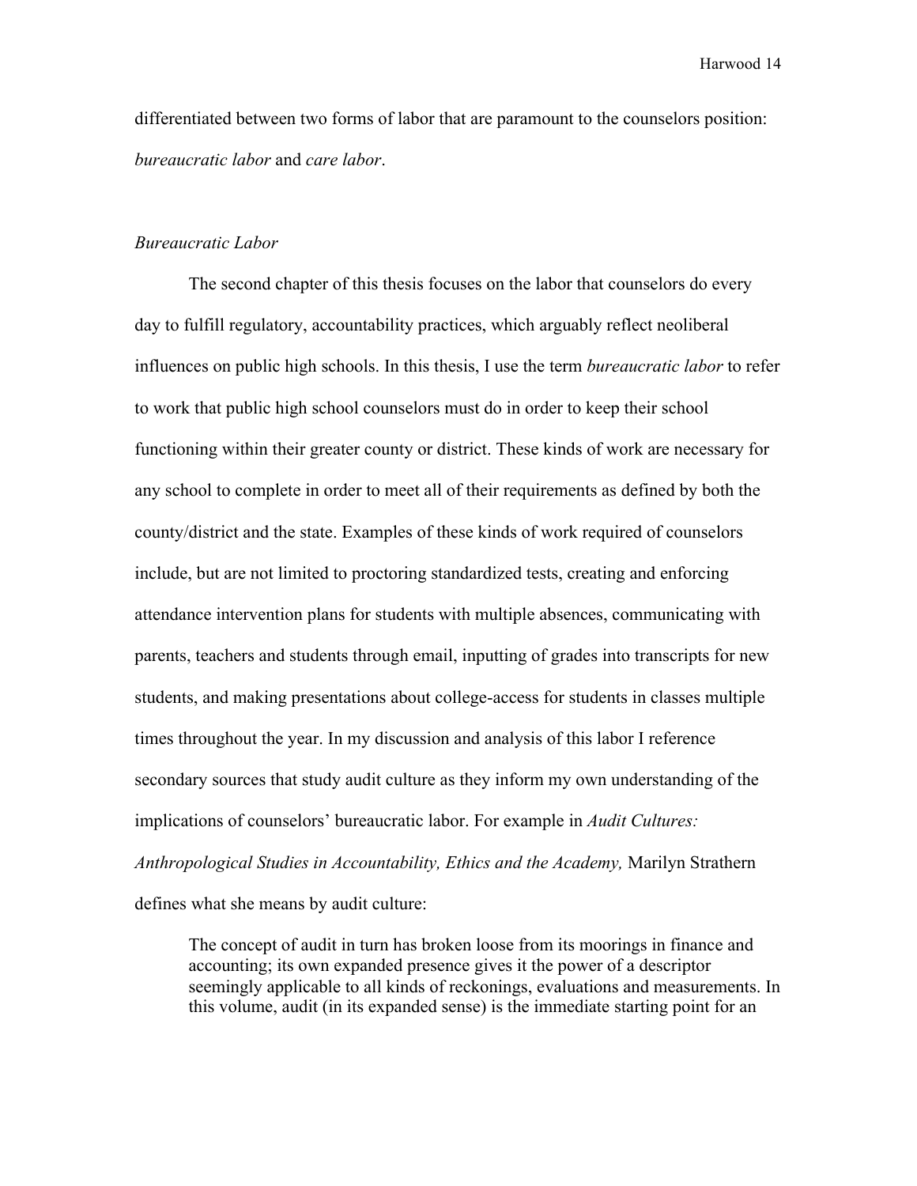differentiated between two forms of labor that are paramount to the counselors position: *bureaucratic labor* and *care labor*.

*Bureaucratic Labor*

The second chapter of this thesis focuses on the labor that counselors do every day to fulfill regulatory, accountability practices, which arguably reflect neoliberal influences on public high schools. In this thesis, I use the term *bureaucratic labor* to refer to work that public high school counselors must do in order to keep their school functioning within their greater county or district. These kinds of work are necessary for any school to complete in order to meet all of their requirements as defined by both the county/district and the state. Examples of these kinds of work required of counselors include, but are not limited to proctoring standardized tests, creating and enforcing attendance intervention plans for students with multiple absences, communicating with parents, teachers and students through email, inputting of grades into transcripts for new students, and making presentations about college-access for students in classes multiple times throughout the year. In my discussion and analysis of this labor I reference secondary sources that study audit culture as they inform my own understanding of the implications of counselors' bureaucratic labor. For example in *Audit Cultures: Anthropological Studies in Accountability, Ethics and the Academy,* Marilyn Strathern defines what she means by audit culture:

> The concept of audit in turn has broken loose from its moorings in finance and accounting; its own expanded presence gives it the power of a descriptor seemingly applicable to all kinds of reckonings, evaluations and measurements. In this volume, audit (in its expanded sense) is the immediate starting point for an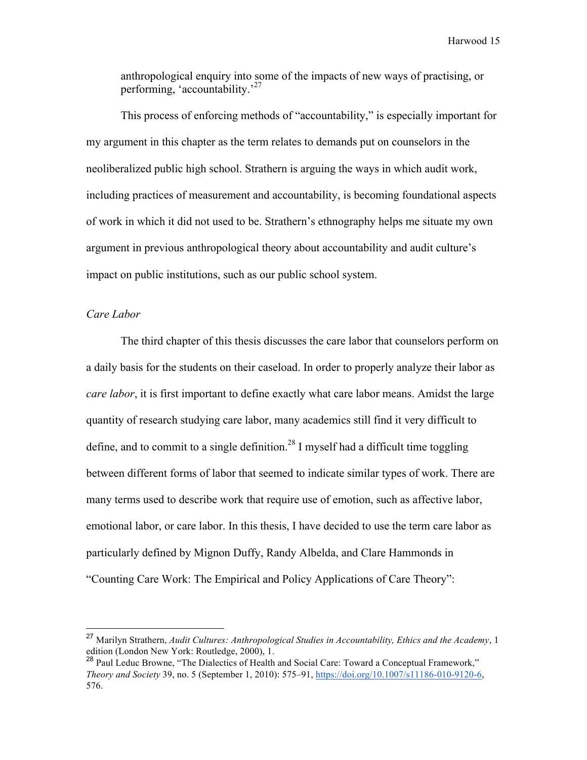> anthropological enquiry into some of the impacts of new ways of practising, or performing, 'accountability.'[27]

This process of enforcing methods of "accountability," is especially important for my argument in this chapter as the term relates to demands put on counselors in the neoliberalized public high school. Strathern is arguing the ways in which audit work, including practices of measurement and accountability, is becoming foundational aspects of work in which it did not used to be. Strathern's ethnography helps me situate my own argument in previous anthropological theory about accountability and audit culture's impact on public institutions, such as our public school system.

*Care Labor*

The third chapter of this thesis discusses the care labor that counselors perform on a daily basis for the students on their caseload. In order to properly analyze their labor as *care labor*, it is first important to define exactly what care labor means. Amidst the large quantity of research studying care labor, many academics still find it very difficult to define, and to commit to a single definition.[28] I myself had a difficult time toggling between different forms of labor that seemed to indicate similar types of work. There are many terms used to describe work that require use of emotion, such as affective labor, emotional labor, or care labor. In this thesis, I have decided to use the term care labor as particularly defined by Mignon Duffy, Randy Albelda, and Clare Hammonds in "Counting Care Work: The Empirical and Policy Applications of Care Theory":

---

[27] Marilyn Strathern, *Audit Cultures: Anthropological Studies in Accountability, Ethics and the Academy*, 1 edition (London New York: Routledge, 2000), 1.

[28] Paul Leduc Browne, "The Dialectics of Health and Social Care: Toward a Conceptual Framework," *Theory and Society* 39, no. 5 (September 1, 2010): 575–91, https://doi.org/10.1007/s11186-010-9120-6, 576.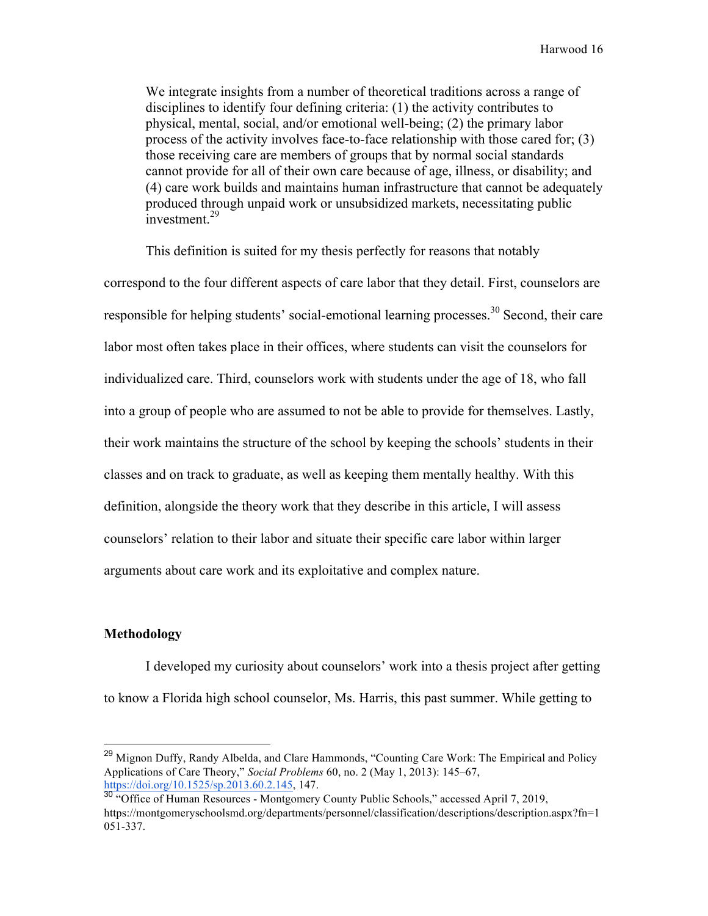> We integrate insights from a number of theoretical traditions across a range of disciplines to identify four defining criteria: (1) the activity contributes to physical, mental, social, and/or emotional well-being; (2) the primary labor process of the activity involves face-to-face relationship with those cared for; (3) those receiving care are members of groups that by normal social standards cannot provide for all of their own care because of age, illness, or disability; and (4) care work builds and maintains human infrastructure that cannot be adequately produced through unpaid work or unsubsidized markets, necessitating public investment.[29]

This definition is suited for my thesis perfectly for reasons that notably correspond to the four different aspects of care labor that they detail. First, counselors are responsible for helping students' social-emotional learning processes.[30] Second, their care labor most often takes place in their offices, where students can visit the counselors for individualized care. Third, counselors work with students under the age of 18, who fall into a group of people who are assumed to not be able to provide for themselves. Lastly, their work maintains the structure of the school by keeping the schools' students in their classes and on track to graduate, as well as keeping them mentally healthy. With this definition, alongside the theory work that they describe in this article, I will assess counselors' relation to their labor and situate their specific care labor within larger arguments about care work and its exploitative and complex nature.

## Methodology

I developed my curiosity about counselors' work into a thesis project after getting to know a Florida high school counselor, Ms. Harris, this past summer. While getting to

---

[29] Mignon Duffy, Randy Albelda, and Clare Hammonds, "Counting Care Work: The Empirical and Policy Applications of Care Theory," *Social Problems* 60, no. 2 (May 1, 2013): 145–67, https://doi.org/10.1525/sp.2013.60.2.145, 147.

[30] "Office of Human Resources - Montgomery County Public Schools," accessed April 7, 2019, https://montgomeryschoolsmd.org/departments/personnel/classification/descriptions/description.aspx?fn=1051-337.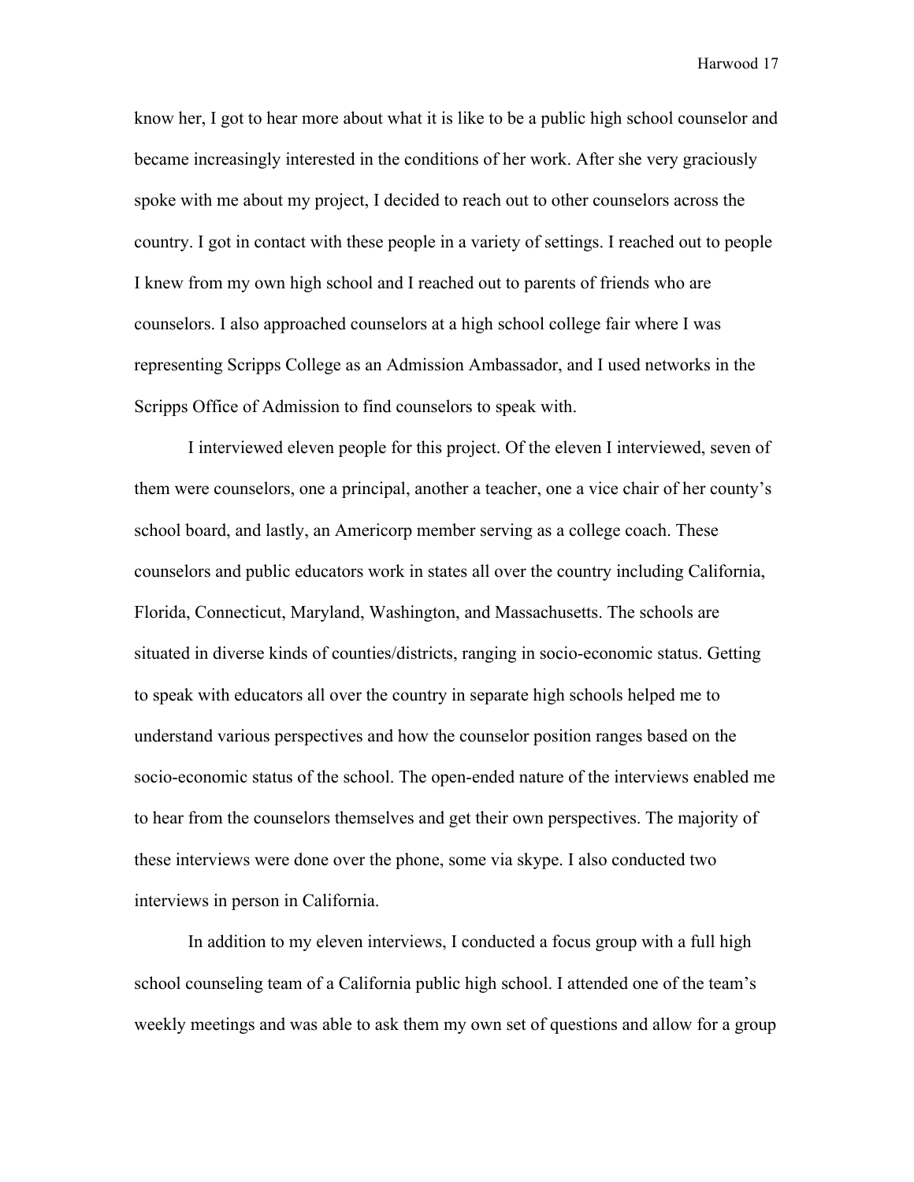know her, I got to hear more about what it is like to be a public high school counselor and became increasingly interested in the conditions of her work. After she very graciously spoke with me about my project, I decided to reach out to other counselors across the country. I got in contact with these people in a variety of settings. I reached out to people I knew from my own high school and I reached out to parents of friends who are counselors. I also approached counselors at a high school college fair where I was representing Scripps College as an Admission Ambassador, and I used networks in the Scripps Office of Admission to find counselors to speak with.

I interviewed eleven people for this project. Of the eleven I interviewed, seven of them were counselors, one a principal, another a teacher, one a vice chair of her county's school board, and lastly, an Americorp member serving as a college coach. These counselors and public educators work in states all over the country including California, Florida, Connecticut, Maryland, Washington, and Massachusetts. The schools are situated in diverse kinds of counties/districts, ranging in socio-economic status. Getting to speak with educators all over the country in separate high schools helped me to understand various perspectives and how the counselor position ranges based on the socio-economic status of the school. The open-ended nature of the interviews enabled me to hear from the counselors themselves and get their own perspectives. The majority of these interviews were done over the phone, some via skype. I also conducted two interviews in person in California.

In addition to my eleven interviews, I conducted a focus group with a full high school counseling team of a California public high school. I attended one of the team's weekly meetings and was able to ask them my own set of questions and allow for a group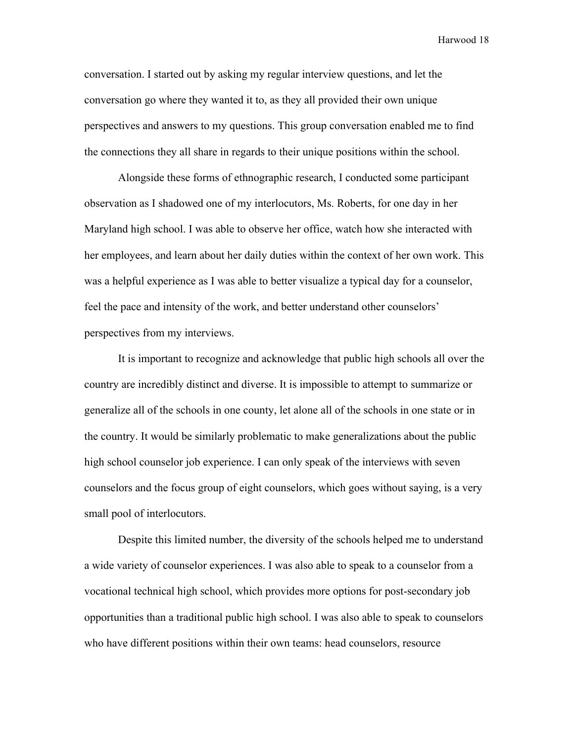conversation. I started out by asking my regular interview questions, and let the conversation go where they wanted it to, as they all provided their own unique perspectives and answers to my questions. This group conversation enabled me to find the connections they all share in regards to their unique positions within the school.

Alongside these forms of ethnographic research, I conducted some participant observation as I shadowed one of my interlocutors, Ms. Roberts, for one day in her Maryland high school. I was able to observe her office, watch how she interacted with her employees, and learn about her daily duties within the context of her own work. This was a helpful experience as I was able to better visualize a typical day for a counselor, feel the pace and intensity of the work, and better understand other counselors' perspectives from my interviews.

It is important to recognize and acknowledge that public high schools all over the country are incredibly distinct and diverse. It is impossible to attempt to summarize or generalize all of the schools in one county, let alone all of the schools in one state or in the country. It would be similarly problematic to make generalizations about the public high school counselor job experience. I can only speak of the interviews with seven counselors and the focus group of eight counselors, which goes without saying, is a very small pool of interlocutors.

Despite this limited number, the diversity of the schools helped me to understand a wide variety of counselor experiences. I was also able to speak to a counselor from a vocational technical high school, which provides more options for post-secondary job opportunities than a traditional public high school. I was also able to speak to counselors who have different positions within their own teams: head counselors, resource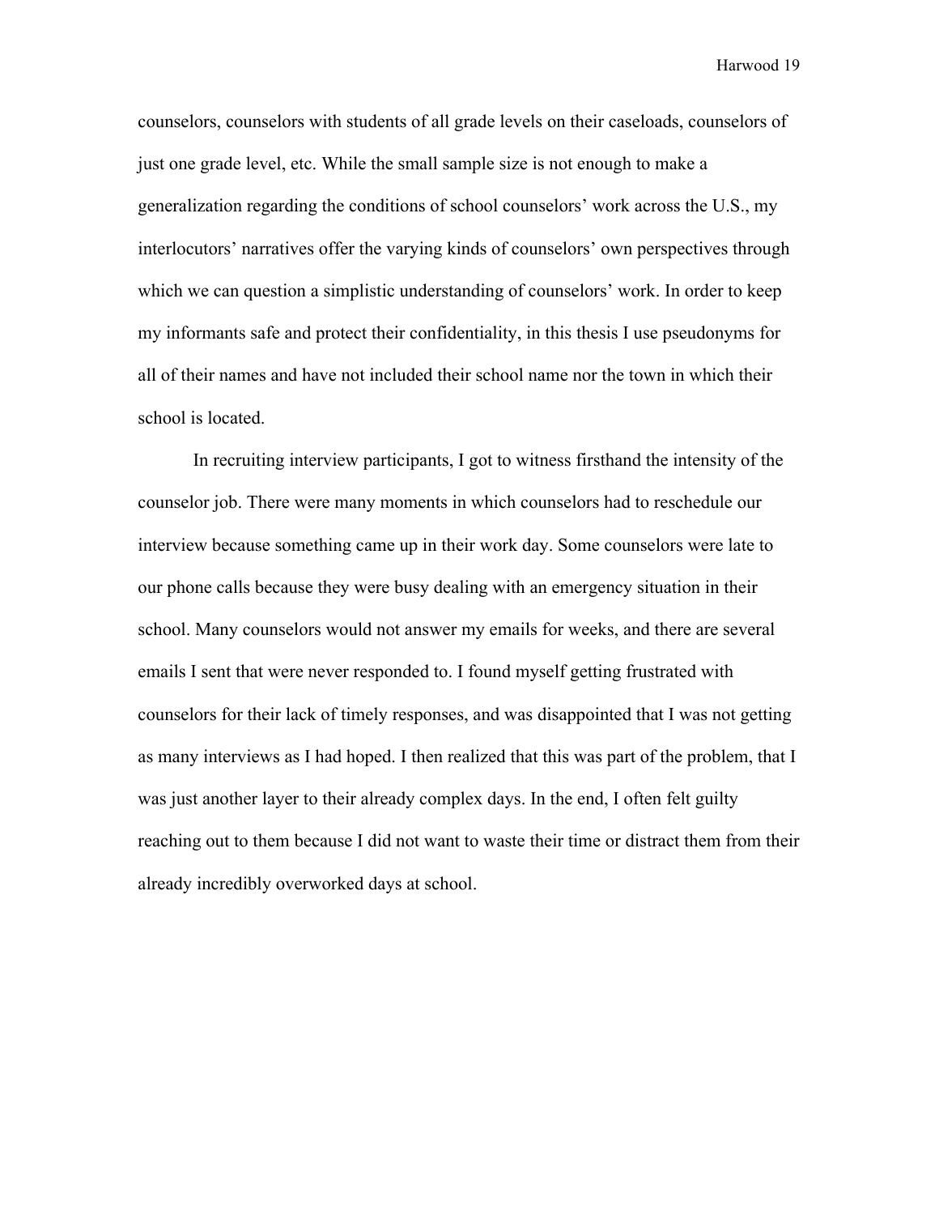counselors, counselors with students of all grade levels on their caseloads, counselors of just one grade level, etc. While the small sample size is not enough to make a generalization regarding the conditions of school counselors' work across the U.S., my interlocutors' narratives offer the varying kinds of counselors' own perspectives through which we can question a simplistic understanding of counselors' work. In order to keep my informants safe and protect their confidentiality, in this thesis I use pseudonyms for all of their names and have not included their school name nor the town in which their school is located.

In recruiting interview participants, I got to witness firsthand the intensity of the counselor job. There were many moments in which counselors had to reschedule our interview because something came up in their work day. Some counselors were late to our phone calls because they were busy dealing with an emergency situation in their school. Many counselors would not answer my emails for weeks, and there are several emails I sent that were never responded to. I found myself getting frustrated with counselors for their lack of timely responses, and was disappointed that I was not getting as many interviews as I had hoped. I then realized that this was part of the problem, that I was just another layer to their already complex days. In the end, I often felt guilty reaching out to them because I did not want to waste their time or distract them from their already incredibly overworked days at school.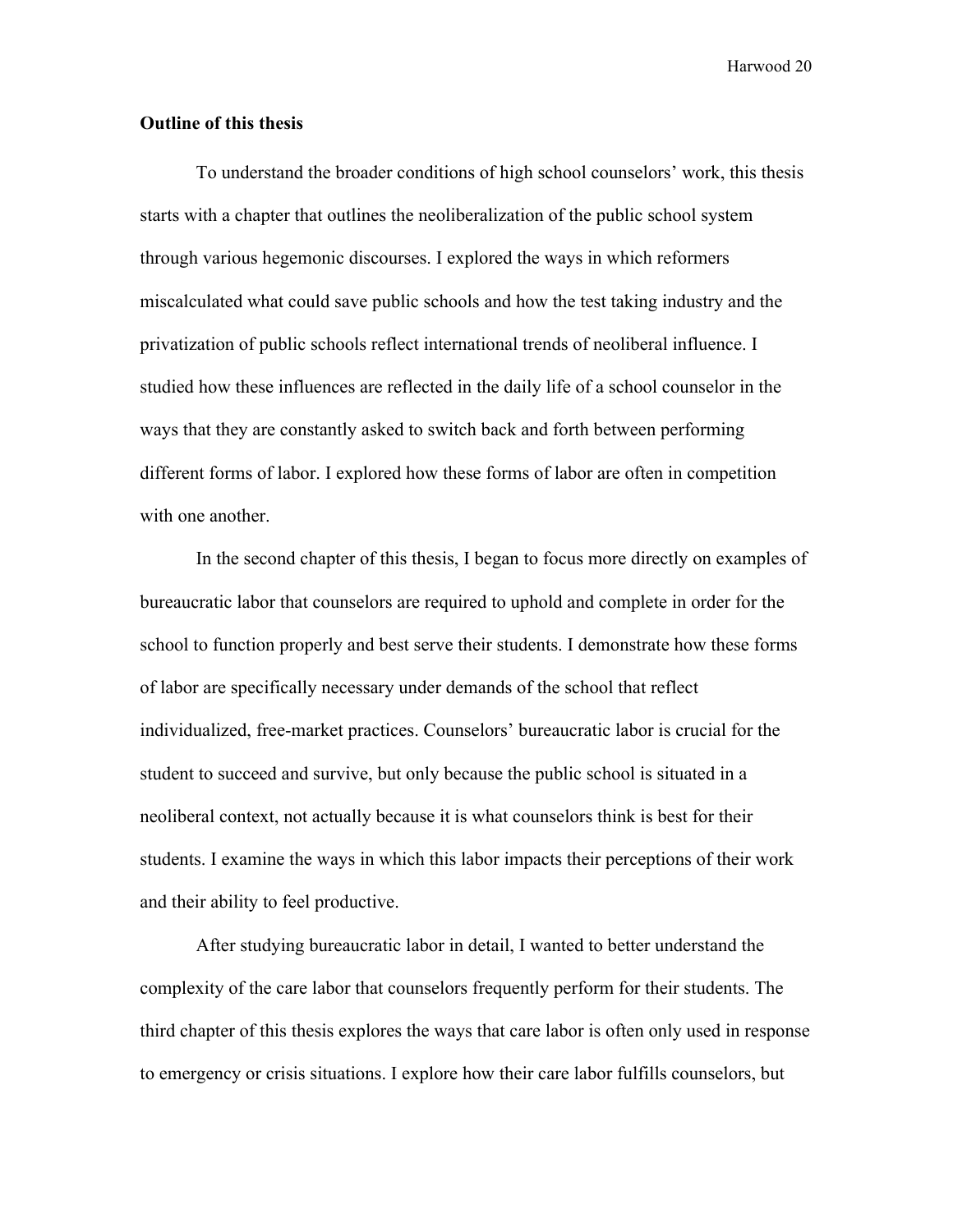**Outline of this thesis**

To understand the broader conditions of high school counselors' work, this thesis starts with a chapter that outlines the neoliberalization of the public school system through various hegemonic discourses. I explored the ways in which reformers miscalculated what could save public schools and how the test taking industry and the privatization of public schools reflect international trends of neoliberal influence. I studied how these influences are reflected in the daily life of a school counselor in the ways that they are constantly asked to switch back and forth between performing different forms of labor. I explored how these forms of labor are often in competition with one another.

In the second chapter of this thesis, I began to focus more directly on examples of bureaucratic labor that counselors are required to uphold and complete in order for the school to function properly and best serve their students. I demonstrate how these forms of labor are specifically necessary under demands of the school that reflect individualized, free-market practices. Counselors' bureaucratic labor is crucial for the student to succeed and survive, but only because the public school is situated in a neoliberal context, not actually because it is what counselors think is best for their students. I examine the ways in which this labor impacts their perceptions of their work and their ability to feel productive.

After studying bureaucratic labor in detail, I wanted to better understand the complexity of the care labor that counselors frequently perform for their students. The third chapter of this thesis explores the ways that care labor is often only used in response to emergency or crisis situations. I explore how their care labor fulfills counselors, but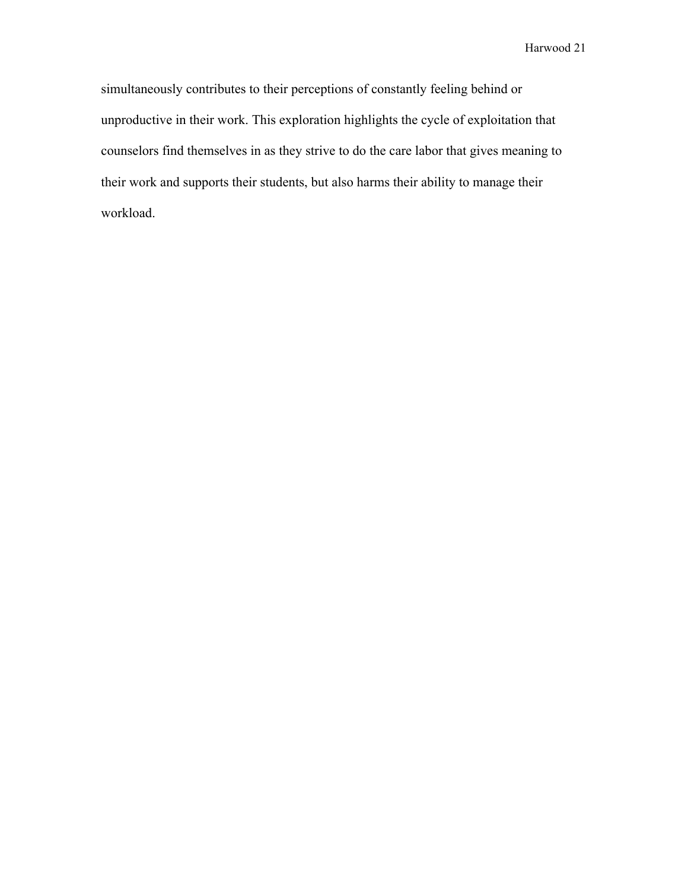simultaneously contributes to their perceptions of constantly feeling behind or unproductive in their work. This exploration highlights the cycle of exploitation that counselors find themselves in as they strive to do the care labor that gives meaning to their work and supports their students, but also harms their ability to manage their workload.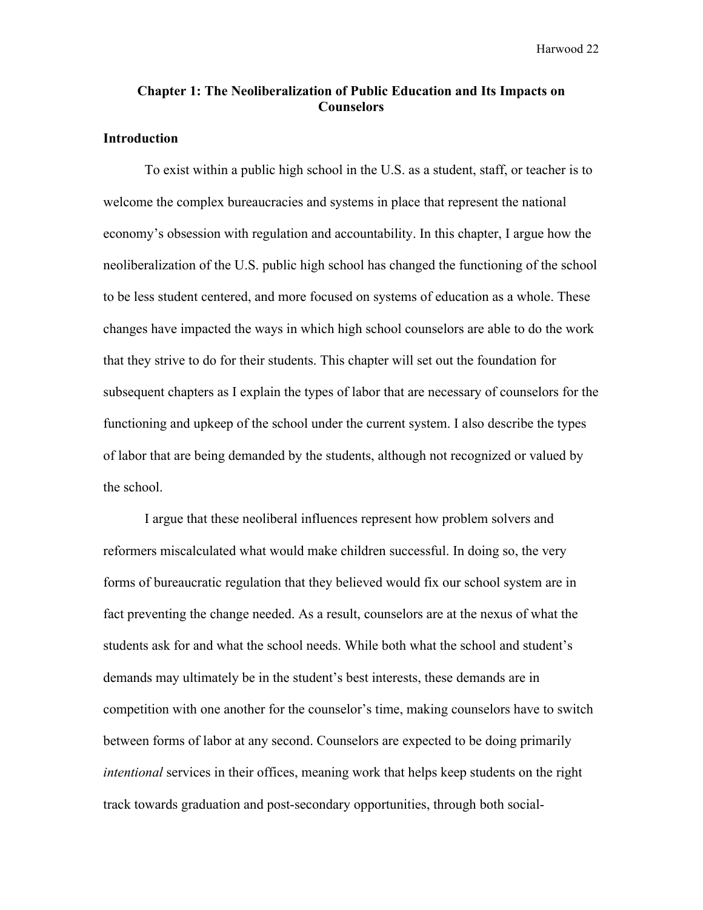## Chapter 1: The Neoliberalization of Public Education and Its Impacts on Counselors

### Introduction

To exist within a public high school in the U.S. as a student, staff, or teacher is to welcome the complex bureaucracies and systems in place that represent the national economy's obsession with regulation and accountability. In this chapter, I argue how the neoliberalization of the U.S. public high school has changed the functioning of the school to be less student centered, and more focused on systems of education as a whole. These changes have impacted the ways in which high school counselors are able to do the work that they strive to do for their students. This chapter will set out the foundation for subsequent chapters as I explain the types of labor that are necessary of counselors for the functioning and upkeep of the school under the current system. I also describe the types of labor that are being demanded by the students, although not recognized or valued by the school.

I argue that these neoliberal influences represent how problem solvers and reformers miscalculated what would make children successful. In doing so, the very forms of bureaucratic regulation that they believed would fix our school system are in fact preventing the change needed. As a result, counselors are at the nexus of what the students ask for and what the school needs. While both what the school and student's demands may ultimately be in the student's best interests, these demands are in competition with one another for the counselor's time, making counselors have to switch between forms of labor at any second. Counselors are expected to be doing primarily *intentional* services in their offices, meaning work that helps keep students on the right track towards graduation and post-secondary opportunities, through both social-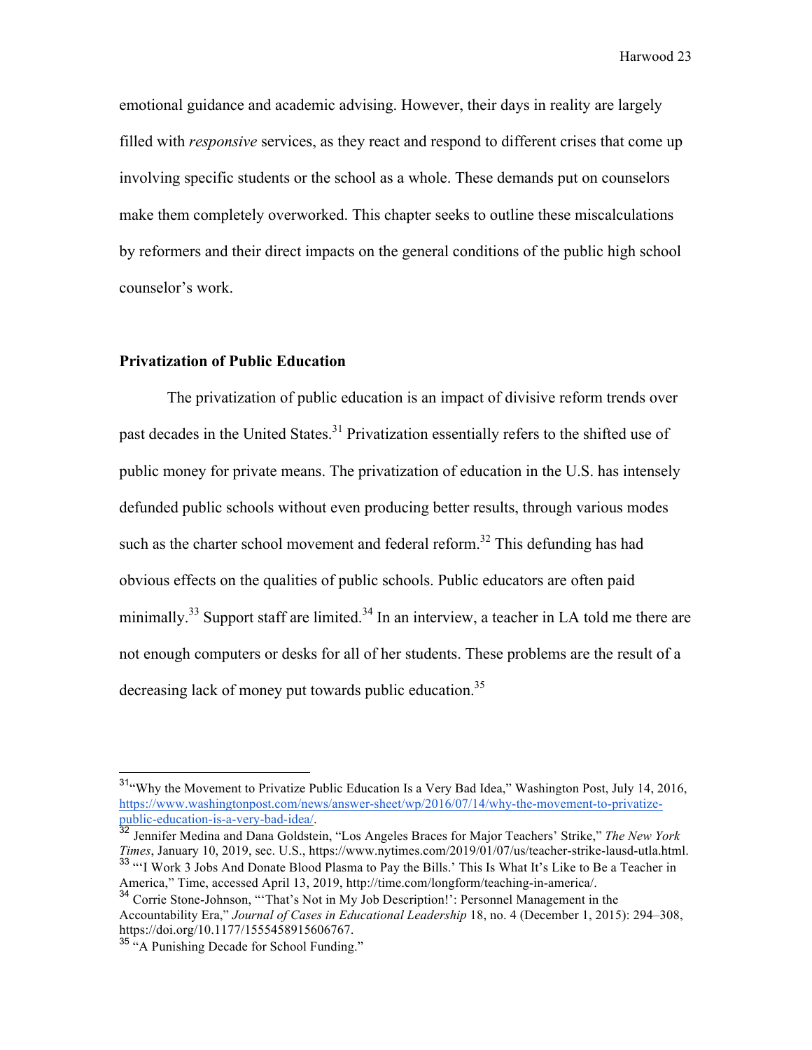emotional guidance and academic advising. However, their days in reality are largely filled with *responsive* services, as they react and respond to different crises that come up involving specific students or the school as a whole. These demands put on counselors make them completely overworked. This chapter seeks to outline these miscalculations by reformers and their direct impacts on the general conditions of the public high school counselor's work.

## Privatization of Public Education

The privatization of public education is an impact of divisive reform trends over past decades in the United States.[31] Privatization essentially refers to the shifted use of public money for private means. The privatization of education in the U.S. has intensely defunded public schools without even producing better results, through various modes such as the charter school movement and federal reform.[32] This defunding has had obvious effects on the qualities of public schools. Public educators are often paid minimally.[33] Support staff are limited.[34] In an interview, a teacher in LA told me there are not enough computers or desks for all of her students. These problems are the result of a decreasing lack of money put towards public education.[35]

---

[31] "Why the Movement to Privatize Public Education Is a Very Bad Idea," Washington Post, July 14, 2016, https://www.washingtonpost.com/news/answer-sheet/wp/2016/07/14/why-the-movement-to-privatize-public-education-is-a-very-bad-idea/.

[32] Jennifer Medina and Dana Goldstein, "Los Angeles Braces for Major Teachers' Strike," *The New York Times*, January 10, 2019, sec. U.S., https://www.nytimes.com/2019/01/07/us/teacher-strike-lausd-utla.html.

[33] "'I Work 3 Jobs And Donate Blood Plasma to Pay the Bills.' This Is What It's Like to Be a Teacher in America," Time, accessed April 13, 2019, http://time.com/longform/teaching-in-america/.

[34] Corrie Stone-Johnson, "'That's Not in My Job Description!': Personnel Management in the Accountability Era," *Journal of Cases in Educational Leadership* 18, no. 4 (December 1, 2015): 294–308, https://doi.org/10.1177/1555458915606767.

[35] "A Punishing Decade for School Funding."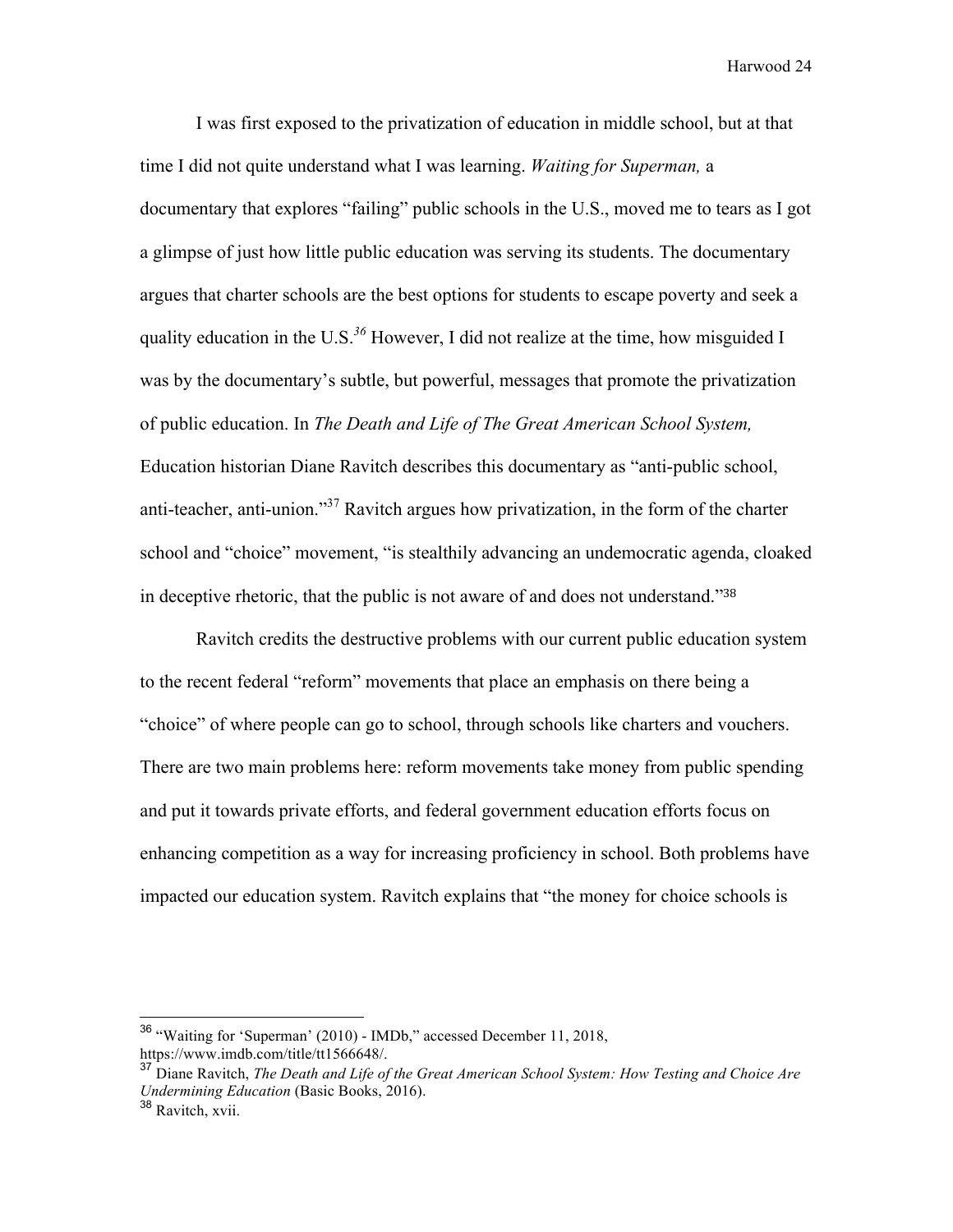I was first exposed to the privatization of education in middle school, but at that time I did not quite understand what I was learning. *Waiting for Superman,* a documentary that explores "failing" public schools in the U.S., moved me to tears as I got a glimpse of just how little public education was serving its students. The documentary argues that charter schools are the best options for students to escape poverty and seek a quality education in the U.S.[36] However, I did not realize at the time, how misguided I was by the documentary's subtle, but powerful, messages that promote the privatization of public education. In *The Death and Life of The Great American School System,* Education historian Diane Ravitch describes this documentary as "anti-public school, anti-teacher, anti-union."[37] Ravitch argues how privatization, in the form of the charter school and "choice" movement, "is stealthily advancing an undemocratic agenda, cloaked in deceptive rhetoric, that the public is not aware of and does not understand."[38]

Ravitch credits the destructive problems with our current public education system to the recent federal "reform" movements that place an emphasis on there being a "choice" of where people can go to school, through schools like charters and vouchers. There are two main problems here: reform movements take money from public spending and put it towards private efforts, and federal government education efforts focus on enhancing competition as a way for increasing proficiency in school. Both problems have impacted our education system. Ravitch explains that "the money for choice schools is

---

[36] "Waiting for 'Superman' (2010) - IMDb," accessed December 11, 2018, https://www.imdb.com/title/tt1566648/.

[37] Diane Ravitch, *The Death and Life of the Great American School System: How Testing and Choice Are Undermining Education* (Basic Books, 2016).

[38] Ravitch, xvii.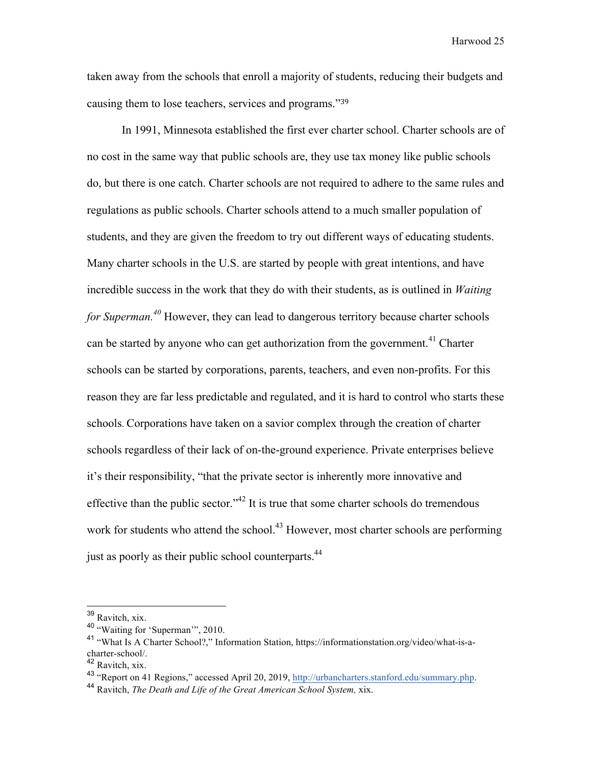taken away from the schools that enroll a majority of students, reducing their budgets and causing them to lose teachers, services and programs."[39]

In 1991, Minnesota established the first ever charter school. Charter schools are of no cost in the same way that public schools are, they use tax money like public schools do, but there is one catch. Charter schools are not required to adhere to the same rules and regulations as public schools. Charter schools attend to a much smaller population of students, and they are given the freedom to try out different ways of educating students. Many charter schools in the U.S. are started by people with great intentions, and have incredible success in the work that they do with their students, as is outlined in *Waiting for Superman.*[40] However, they can lead to dangerous territory because charter schools can be started by anyone who can get authorization from the government.[41] Charter schools can be started by corporations, parents, teachers, and even non-profits. For this reason they are far less predictable and regulated, and it is hard to control who starts these schools. Corporations have taken on a savior complex through the creation of charter schools regardless of their lack of on-the-ground experience. Private enterprises believe it's their responsibility, "that the private sector is inherently more innovative and effective than the public sector."[42] It is true that some charter schools do tremendous work for students who attend the school.[43] However, most charter schools are performing just as poorly as their public school counterparts.[44]

---

[39] Ravitch, xix.
[40] "Waiting for 'Superman'", 2010.
[41] "What Is A Charter School?," Information Station, https://informationstation.org/video/what-is-a-charter-school/.
[42] Ravitch, xix.
[43] "Report on 41 Regions," accessed April 20, 2019, http://urbancharters.stanford.edu/summary.php.
[44] Ravitch, *The Death and Life of the Great American School System,* xix.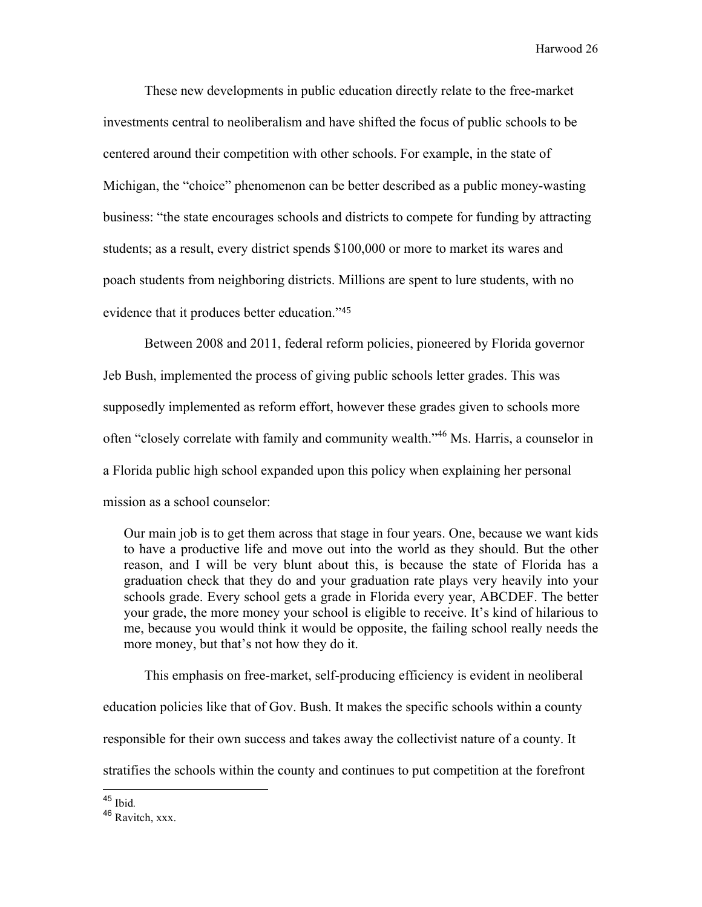These new developments in public education directly relate to the free-market investments central to neoliberalism and have shifted the focus of public schools to be centered around their competition with other schools. For example, in the state of Michigan, the "choice" phenomenon can be better described as a public money-wasting business: "the state encourages schools and districts to compete for funding by attracting students; as a result, every district spends $100,000 or more to market its wares and poach students from neighboring districts. Millions are spent to lure students, with no evidence that it produces better education."[45]

Between 2008 and 2011, federal reform policies, pioneered by Florida governor Jeb Bush, implemented the process of giving public schools letter grades. This was supposedly implemented as reform effort, however these grades given to schools more often "closely correlate with family and community wealth."[46] Ms. Harris, a counselor in a Florida public high school expanded upon this policy when explaining her personal mission as a school counselor:

> Our main job is to get them across that stage in four years. One, because we want kids to have a productive life and move out into the world as they should. But the other reason, and I will be very blunt about this, is because the state of Florida has a graduation check that they do and your graduation rate plays very heavily into your schools grade. Every school gets a grade in Florida every year, ABCDEF. The better your grade, the more money your school is eligible to receive. It's kind of hilarious to me, because you would think it would be opposite, the failing school really needs the more money, but that's not how they do it.

This emphasis on free-market, self-producing efficiency is evident in neoliberal education policies like that of Gov. Bush. It makes the specific schools within a county responsible for their own success and takes away the collectivist nature of a county. It stratifies the schools within the county and continues to put competition at the forefront

---

[45] Ibid.

[46] Ravitch, xxx.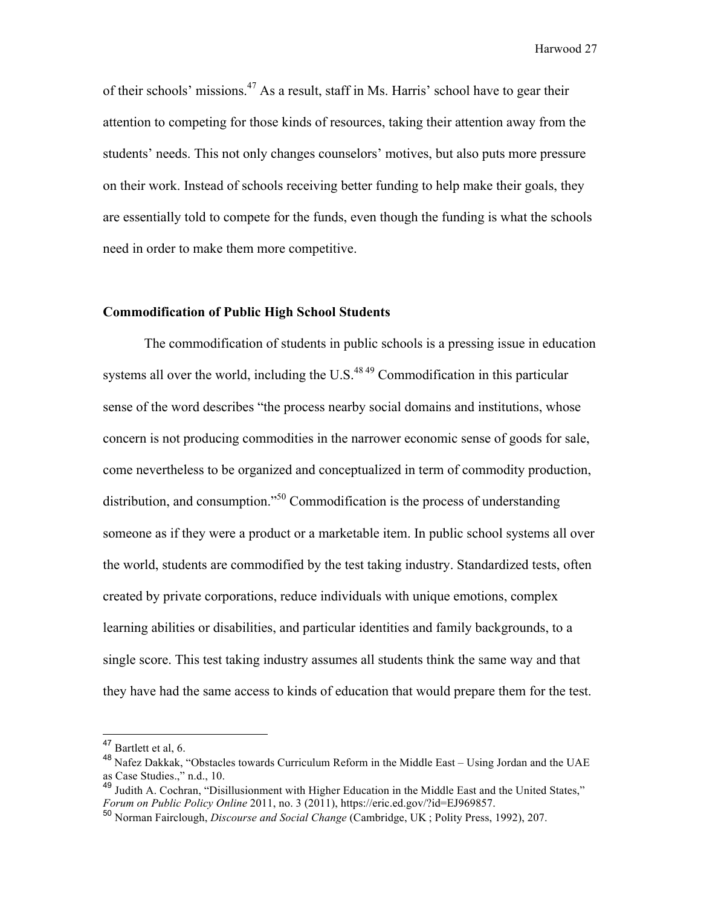of their schools' missions.[47] As a result, staff in Ms. Harris' school have to gear their attention to competing for those kinds of resources, taking their attention away from the students' needs. This not only changes counselors' motives, but also puts more pressure on their work. Instead of schools receiving better funding to help make their goals, they are essentially told to compete for the funds, even though the funding is what the schools need in order to make them more competitive.

**Commodification of Public High School Students**

The commodification of students in public schools is a pressing issue in education systems all over the world, including the U.S.[48][49] Commodification in this particular sense of the word describes "the process nearby social domains and institutions, whose concern is not producing commodities in the narrower economic sense of goods for sale, come nevertheless to be organized and conceptualized in term of commodity production, distribution, and consumption."[50] Commodification is the process of understanding someone as if they were a product or a marketable item. In public school systems all over the world, students are commodified by the test taking industry. Standardized tests, often created by private corporations, reduce individuals with unique emotions, complex learning abilities or disabilities, and particular identities and family backgrounds, to a single score. This test taking industry assumes all students think the same way and that they have had the same access to kinds of education that would prepare them for the test.

---

[47] Bartlett et al, 6.

[48] Nafez Dakkak, "Obstacles towards Curriculum Reform in the Middle East – Using Jordan and the UAE as Case Studies.," n.d., 10.

[49] Judith A. Cochran, "Disillusionment with Higher Education in the Middle East and the United States," *Forum on Public Policy Online* 2011, no. 3 (2011), https://eric.ed.gov/?id=EJ969857.

[50] Norman Fairclough, *Discourse and Social Change* (Cambridge, UK ; Polity Press, 1992), 207.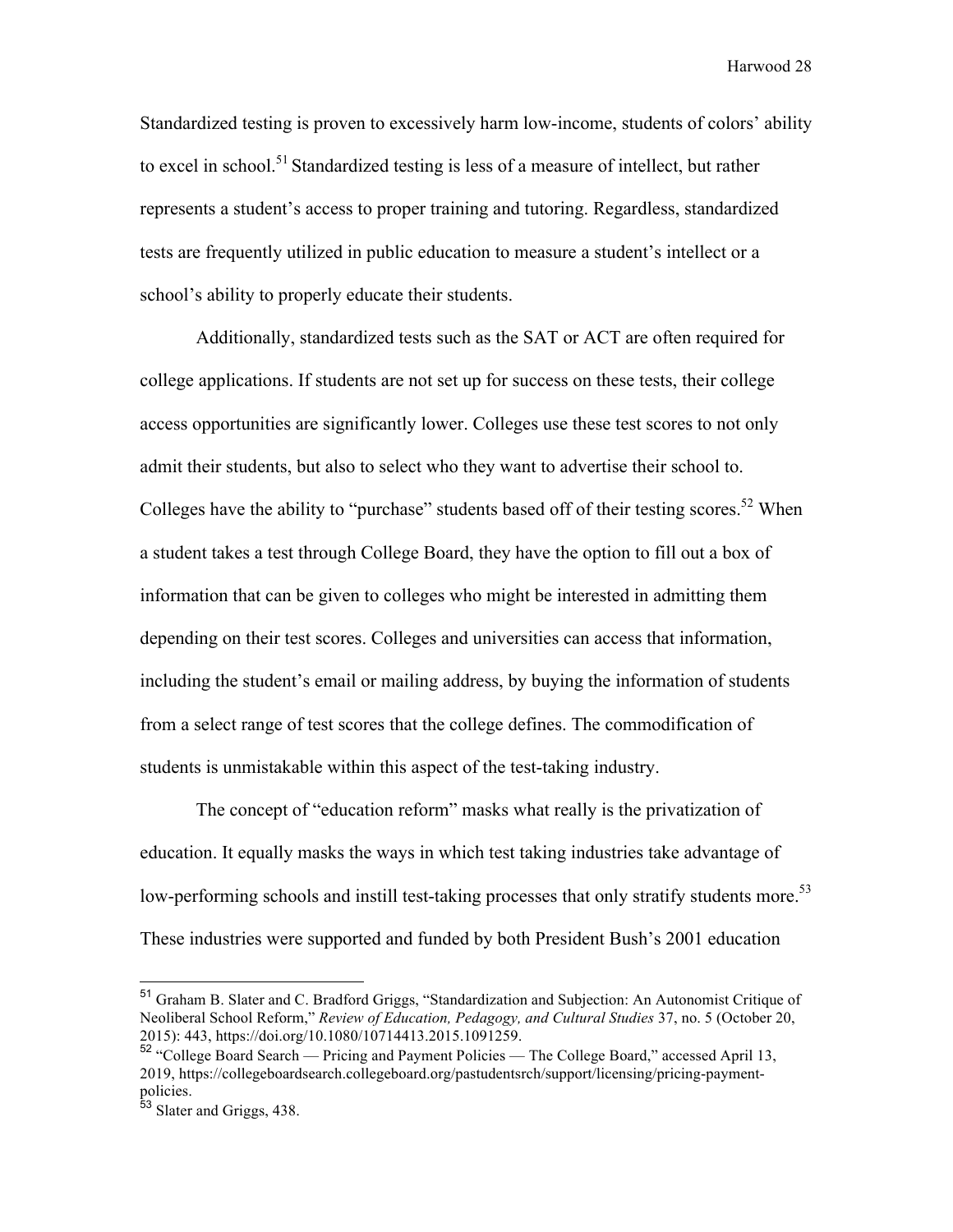Standardized testing is proven to excessively harm low-income, students of colors' ability to excel in school.[51] Standardized testing is less of a measure of intellect, but rather represents a student's access to proper training and tutoring. Regardless, standardized tests are frequently utilized in public education to measure a student's intellect or a school's ability to properly educate their students.

Additionally, standardized tests such as the SAT or ACT are often required for college applications. If students are not set up for success on these tests, their college access opportunities are significantly lower. Colleges use these test scores to not only admit their students, but also to select who they want to advertise their school to. Colleges have the ability to "purchase" students based off of their testing scores.[52] When a student takes a test through College Board, they have the option to fill out a box of information that can be given to colleges who might be interested in admitting them depending on their test scores. Colleges and universities can access that information, including the student's email or mailing address, by buying the information of students from a select range of test scores that the college defines. The commodification of students is unmistakable within this aspect of the test-taking industry.

The concept of "education reform" masks what really is the privatization of education. It equally masks the ways in which test taking industries take advantage of low-performing schools and instill test-taking processes that only stratify students more.[53] These industries were supported and funded by both President Bush's 2001 education

---

[51] Graham B. Slater and C. Bradford Griggs, "Standardization and Subjection: An Autonomist Critique of Neoliberal School Reform," *Review of Education, Pedagogy, and Cultural Studies* 37, no. 5 (October 20, 2015): 443, https://doi.org/10.1080/10714413.2015.1091259.

[52] "College Board Search — Pricing and Payment Policies — The College Board," accessed April 13, 2019, https://collegeboardsearch.collegeboard.org/pastudentsrch/support/licensing/pricing-payment-policies.

[53] Slater and Griggs, 438.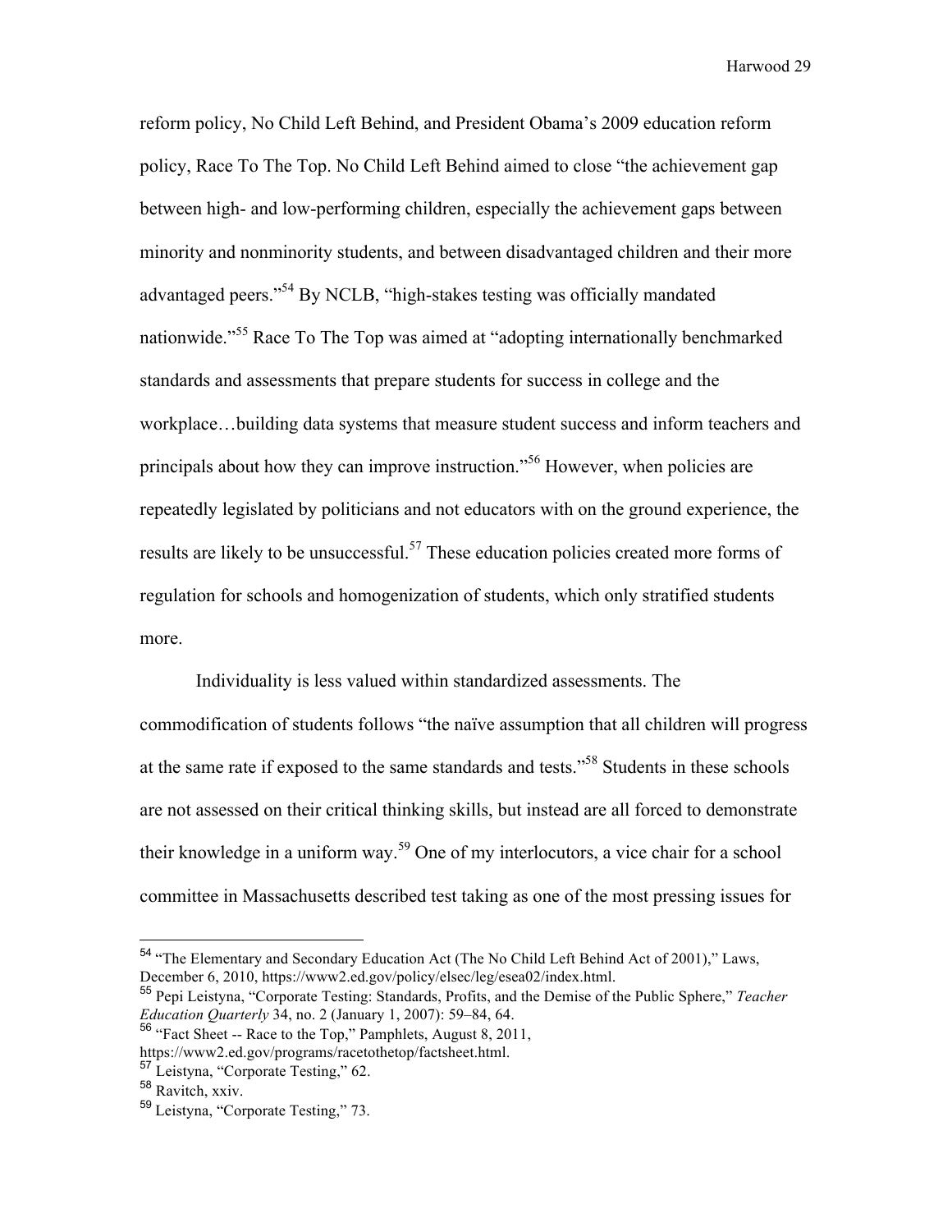reform policy, No Child Left Behind, and President Obama's 2009 education reform policy, Race To The Top. No Child Left Behind aimed to close "the achievement gap between high- and low-performing children, especially the achievement gaps between minority and nonminority students, and between disadvantaged children and their more advantaged peers."[54] By NCLB, "high-stakes testing was officially mandated nationwide."[55] Race To The Top was aimed at "adopting internationally benchmarked standards and assessments that prepare students for success in college and the workplace…building data systems that measure student success and inform teachers and principals about how they can improve instruction."[56] However, when policies are repeatedly legislated by politicians and not educators with on the ground experience, the results are likely to be unsuccessful.[57] These education policies created more forms of regulation for schools and homogenization of students, which only stratified students more.

Individuality is less valued within standardized assessments. The commodification of students follows "the naïve assumption that all children will progress at the same rate if exposed to the same standards and tests."[58] Students in these schools are not assessed on their critical thinking skills, but instead are all forced to demonstrate their knowledge in a uniform way.[59] One of my interlocutors, a vice chair for a school committee in Massachusetts described test taking as one of the most pressing issues for

---

[54] "The Elementary and Secondary Education Act (The No Child Left Behind Act of 2001)," Laws, December 6, 2010, https://www2.ed.gov/policy/elsec/leg/esea02/index.html.

[55] Pepi Leistyna, "Corporate Testing: Standards, Profits, and the Demise of the Public Sphere," *Teacher Education Quarterly* 34, no. 2 (January 1, 2007): 59–84, 64.

[56] "Fact Sheet -- Race to the Top," Pamphlets, August 8, 2011, https://www2.ed.gov/programs/racetothetop/factsheet.html.

[57] Leistyna, "Corporate Testing," 62.

[58] Ravitch, xxiv.

[59] Leistyna, "Corporate Testing," 73.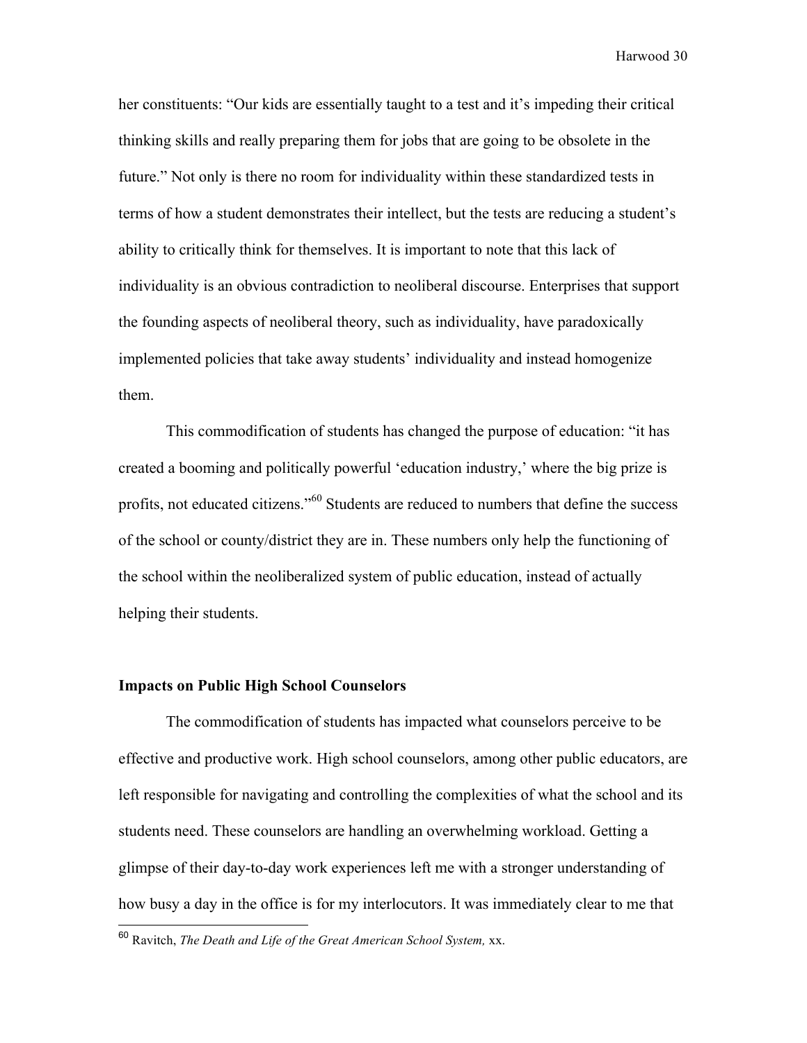her constituents: “Our kids are essentially taught to a test and it’s impeding their critical thinking skills and really preparing them for jobs that are going to be obsolete in the future.” Not only is there no room for individuality within these standardized tests in terms of how a student demonstrates their intellect, but the tests are reducing a student’s ability to critically think for themselves. It is important to note that this lack of individuality is an obvious contradiction to neoliberal discourse. Enterprises that support the founding aspects of neoliberal theory, such as individuality, have paradoxically implemented policies that take away students’ individuality and instead homogenize them.

This commodification of students has changed the purpose of education: “it has created a booming and politically powerful ‘education industry,’ where the big prize is profits, not educated citizens.”[60] Students are reduced to numbers that define the success of the school or county/district they are in. These numbers only help the functioning of the school within the neoliberalized system of public education, instead of actually helping their students.

**Impacts on Public High School Counselors**

The commodification of students has impacted what counselors perceive to be effective and productive work. High school counselors, among other public educators, are left responsible for navigating and controlling the complexities of what the school and its students need. These counselors are handling an overwhelming workload. Getting a glimpse of their day-to-day work experiences left me with a stronger understanding of how busy a day in the office is for my interlocutors. It was immediately clear to me that

[60] Ravitch, *The Death and Life of the Great American School System,* xx.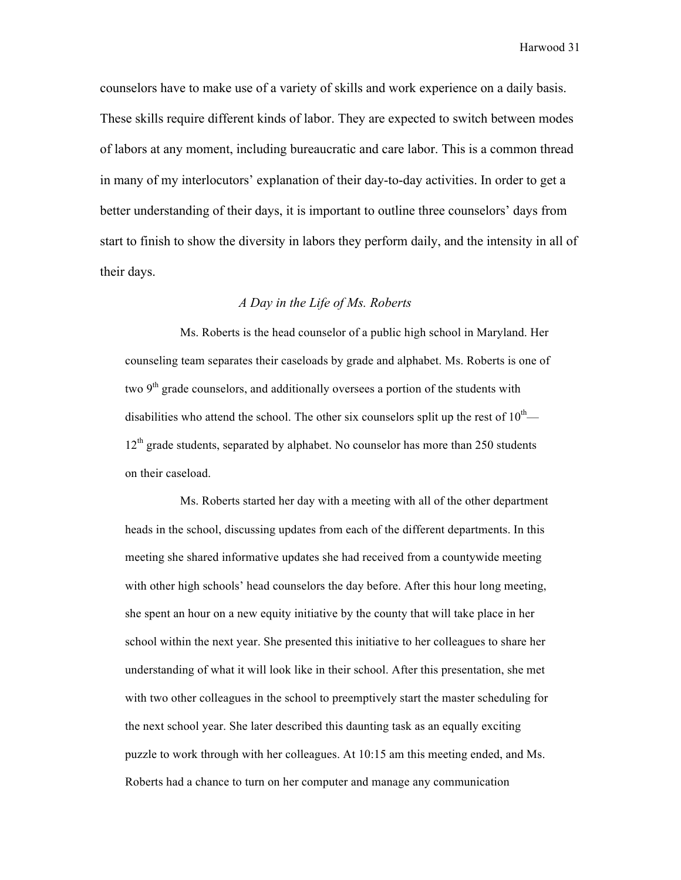counselors have to make use of a variety of skills and work experience on a daily basis. These skills require different kinds of labor. They are expected to switch between modes of labors at any moment, including bureaucratic and care labor. This is a common thread in many of my interlocutors' explanation of their day-to-day activities. In order to get a better understanding of their days, it is important to outline three counselors' days from start to finish to show the diversity in labors they perform daily, and the intensity in all of their days.

*A Day in the Life of Ms. Roberts*

> Ms. Roberts is the head counselor of a public high school in Maryland. Her counseling team separates their caseloads by grade and alphabet. Ms. Roberts is one of two 9th grade counselors, and additionally oversees a portion of the students with disabilities who attend the school. The other six counselors split up the rest of 10th—12th grade students, separated by alphabet. No counselor has more than 250 students on their caseload.
>
> Ms. Roberts started her day with a meeting with all of the other department heads in the school, discussing updates from each of the different departments. In this meeting she shared informative updates she had received from a countywide meeting with other high schools' head counselors the day before. After this hour long meeting, she spent an hour on a new equity initiative by the county that will take place in her school within the next year. She presented this initiative to her colleagues to share her understanding of what it will look like in their school. After this presentation, she met with two other colleagues in the school to preemptively start the master scheduling for the next school year. She later described this daunting task as an equally exciting puzzle to work through with her colleagues. At 10:15 am this meeting ended, and Ms. Roberts had a chance to turn on her computer and manage any communication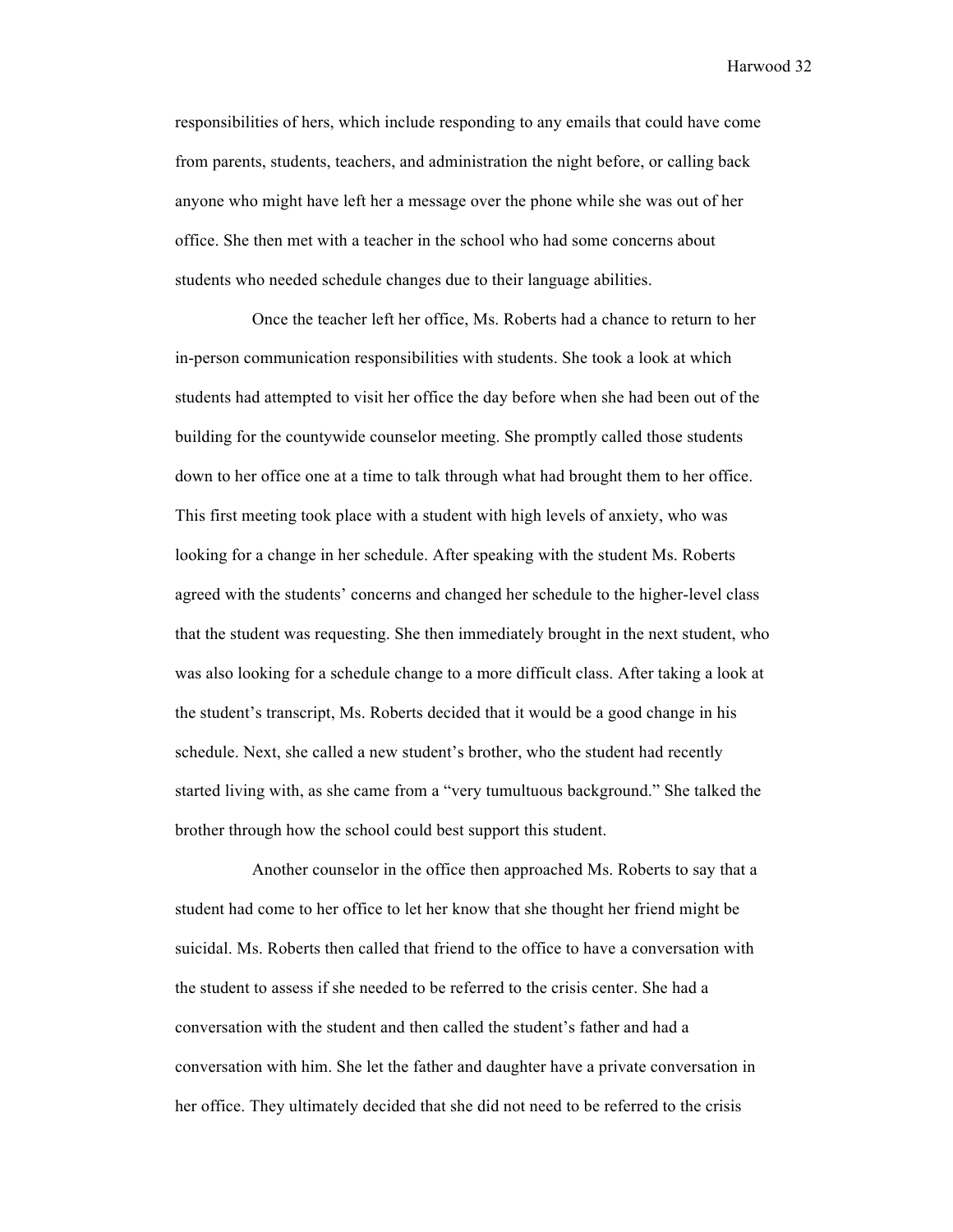responsibilities of hers, which include responding to any emails that could have come from parents, students, teachers, and administration the night before, or calling back anyone who might have left her a message over the phone while she was out of her office. She then met with a teacher in the school who had some concerns about students who needed schedule changes due to their language abilities.

Once the teacher left her office, Ms. Roberts had a chance to return to her in-person communication responsibilities with students. She took a look at which students had attempted to visit her office the day before when she had been out of the building for the countywide counselor meeting. She promptly called those students down to her office one at a time to talk through what had brought them to her office. This first meeting took place with a student with high levels of anxiety, who was looking for a change in her schedule. After speaking with the student Ms. Roberts agreed with the students' concerns and changed her schedule to the higher-level class that the student was requesting. She then immediately brought in the next student, who was also looking for a schedule change to a more difficult class. After taking a look at the student's transcript, Ms. Roberts decided that it would be a good change in his schedule. Next, she called a new student's brother, who the student had recently started living with, as she came from a "very tumultuous background." She talked the brother through how the school could best support this student.

Another counselor in the office then approached Ms. Roberts to say that a student had come to her office to let her know that she thought her friend might be suicidal. Ms. Roberts then called that friend to the office to have a conversation with the student to assess if she needed to be referred to the crisis center. She had a conversation with the student and then called the student's father and had a conversation with him. She let the father and daughter have a private conversation in her office. They ultimately decided that she did not need to be referred to the crisis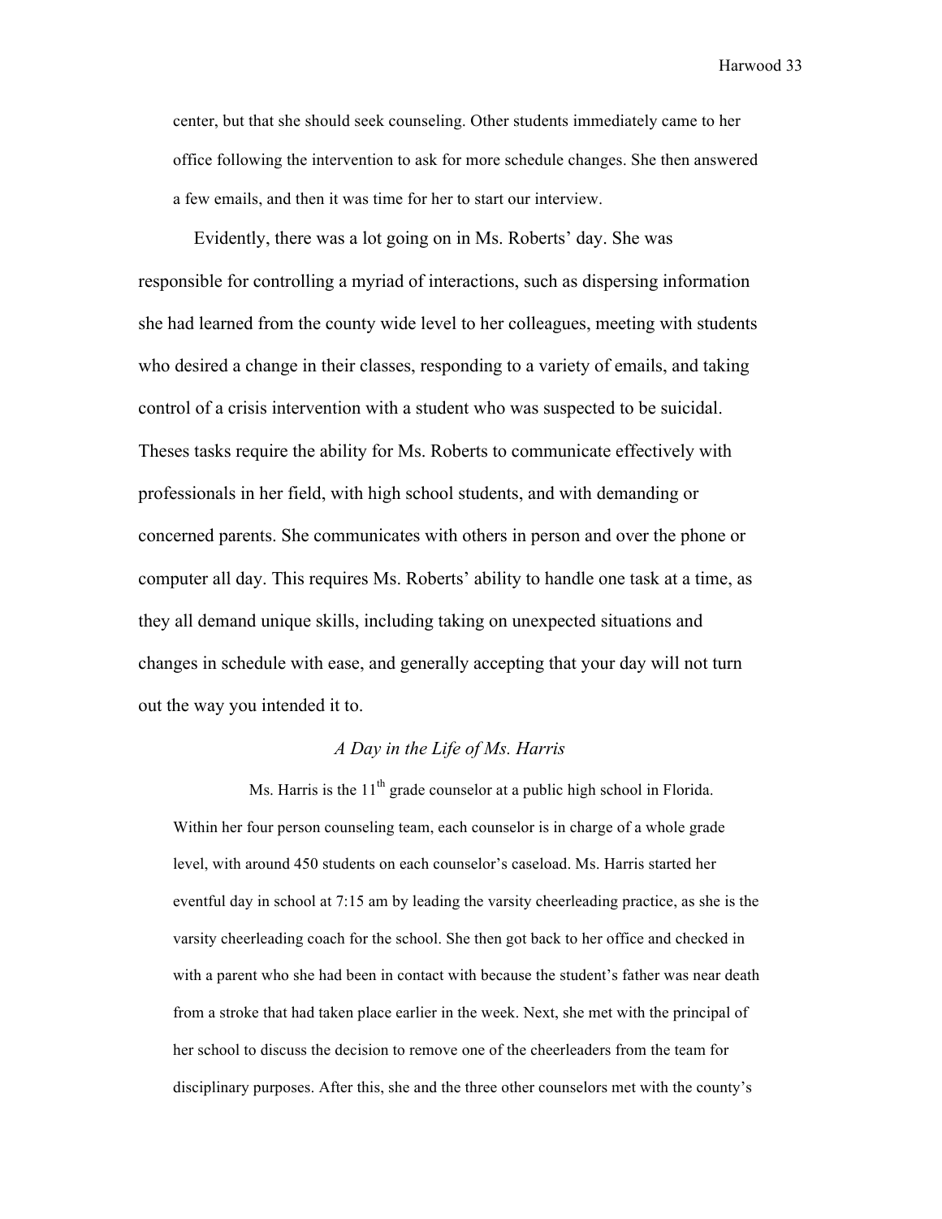center, but that she should seek counseling. Other students immediately came to her office following the intervention to ask for more schedule changes. She then answered a few emails, and then it was time for her to start our interview.

Evidently, there was a lot going on in Ms. Roberts' day. She was responsible for controlling a myriad of interactions, such as dispersing information she had learned from the county wide level to her colleagues, meeting with students who desired a change in their classes, responding to a variety of emails, and taking control of a crisis intervention with a student who was suspected to be suicidal. Theses tasks require the ability for Ms. Roberts to communicate effectively with professionals in her field, with high school students, and with demanding or concerned parents. She communicates with others in person and over the phone or computer all day. This requires Ms. Roberts' ability to handle one task at a time, as they all demand unique skills, including taking on unexpected situations and changes in schedule with ease, and generally accepting that your day will not turn out the way you intended it to.

### *A Day in the Life of Ms. Harris*

Ms. Harris is the 11th grade counselor at a public high school in Florida. Within her four person counseling team, each counselor is in charge of a whole grade level, with around 450 students on each counselor's caseload. Ms. Harris started her eventful day in school at 7:15 am by leading the varsity cheerleading practice, as she is the varsity cheerleading coach for the school. She then got back to her office and checked in with a parent who she had been in contact with because the student's father was near death from a stroke that had taken place earlier in the week. Next, she met with the principal of her school to discuss the decision to remove one of the cheerleaders from the team for disciplinary purposes. After this, she and the three other counselors met with the county's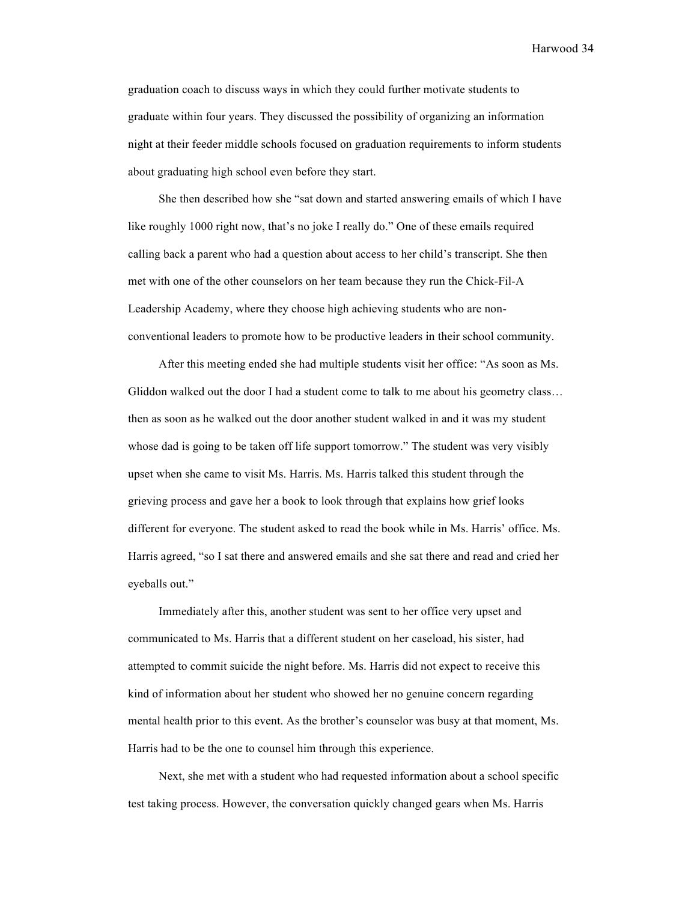graduation coach to discuss ways in which they could further motivate students to graduate within four years. They discussed the possibility of organizing an information night at their feeder middle schools focused on graduation requirements to inform students about graduating high school even before they start.

She then described how she "sat down and started answering emails of which I have like roughly 1000 right now, that's no joke I really do." One of these emails required calling back a parent who had a question about access to her child's transcript. She then met with one of the other counselors on her team because they run the Chick-Fil-A Leadership Academy, where they choose high achieving students who are non-conventional leaders to promote how to be productive leaders in their school community.

After this meeting ended she had multiple students visit her office: "As soon as Ms. Gliddon walked out the door I had a student come to talk to me about his geometry class… then as soon as he walked out the door another student walked in and it was my student whose dad is going to be taken off life support tomorrow." The student was very visibly upset when she came to visit Ms. Harris. Ms. Harris talked this student through the grieving process and gave her a book to look through that explains how grief looks different for everyone. The student asked to read the book while in Ms. Harris' office. Ms. Harris agreed, "so I sat there and answered emails and she sat there and read and cried her eyeballs out."

Immediately after this, another student was sent to her office very upset and communicated to Ms. Harris that a different student on her caseload, his sister, had attempted to commit suicide the night before. Ms. Harris did not expect to receive this kind of information about her student who showed her no genuine concern regarding mental health prior to this event. As the brother's counselor was busy at that moment, Ms. Harris had to be the one to counsel him through this experience.

Next, she met with a student who had requested information about a school specific test taking process. However, the conversation quickly changed gears when Ms. Harris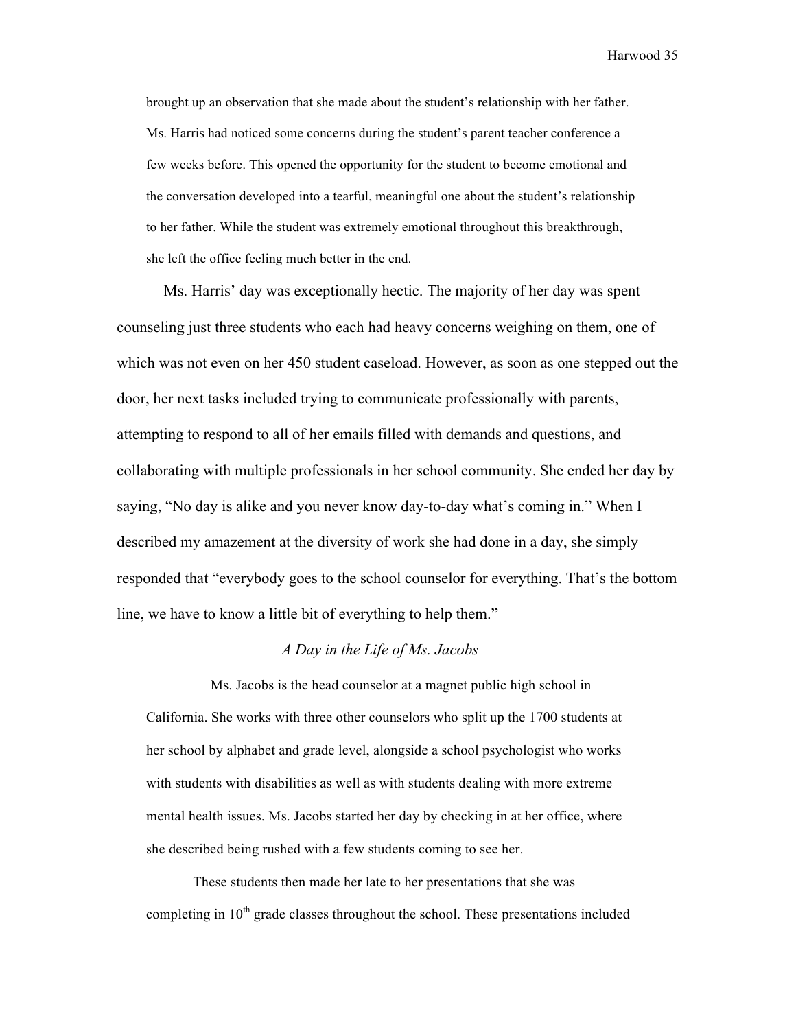brought up an observation that she made about the student's relationship with her father. Ms. Harris had noticed some concerns during the student's parent teacher conference a few weeks before. This opened the opportunity for the student to become emotional and the conversation developed into a tearful, meaningful one about the student's relationship to her father. While the student was extremely emotional throughout this breakthrough, she left the office feeling much better in the end.

Ms. Harris' day was exceptionally hectic. The majority of her day was spent counseling just three students who each had heavy concerns weighing on them, one of which was not even on her 450 student caseload. However, as soon as one stepped out the door, her next tasks included trying to communicate professionally with parents, attempting to respond to all of her emails filled with demands and questions, and collaborating with multiple professionals in her school community. She ended her day by saying, "No day is alike and you never know day-to-day what's coming in." When I described my amazement at the diversity of work she had done in a day, she simply responded that "everybody goes to the school counselor for everything. That's the bottom line, we have to know a little bit of everything to help them."

*A Day in the Life of Ms. Jacobs*

Ms. Jacobs is the head counselor at a magnet public high school in California. She works with three other counselors who split up the 1700 students at her school by alphabet and grade level, alongside a school psychologist who works with students with disabilities as well as with students dealing with more extreme mental health issues. Ms. Jacobs started her day by checking in at her office, where she described being rushed with a few students coming to see her.

These students then made her late to her presentations that she was completing in 10th grade classes throughout the school. These presentations included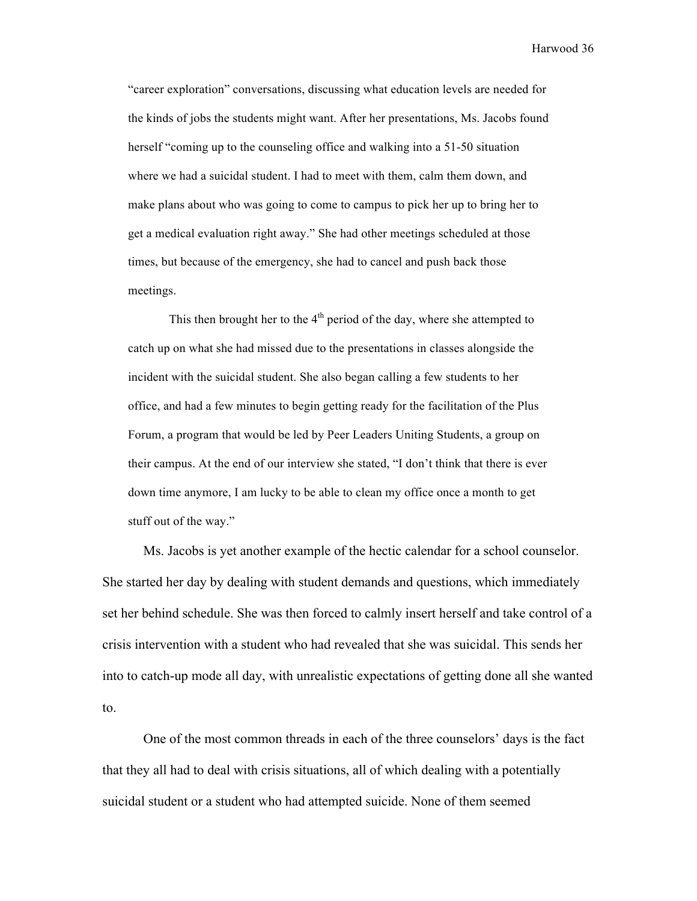"career exploration" conversations, discussing what education levels are needed for the kinds of jobs the students might want. After her presentations, Ms. Jacobs found herself "coming up to the counseling office and walking into a 51-50 situation where we had a suicidal student. I had to meet with them, calm them down, and make plans about who was going to come to campus to pick her up to bring her to get a medical evaluation right away." She had other meetings scheduled at those times, but because of the emergency, she had to cancel and push back those meetings.

> This then brought her to the 4th period of the day, where she attempted to catch up on what she had missed due to the presentations in classes alongside the incident with the suicidal student. She also began calling a few students to her office, and had a few minutes to begin getting ready for the facilitation of the Plus Forum, a program that would be led by Peer Leaders Uniting Students, a group on their campus. At the end of our interview she stated, "I don't think that there is ever down time anymore, I am lucky to be able to clean my office once a month to get stuff out of the way."

Ms. Jacobs is yet another example of the hectic calendar for a school counselor. She started her day by dealing with student demands and questions, which immediately set her behind schedule. She was then forced to calmly insert herself and take control of a crisis intervention with a student who had revealed that she was suicidal. This sends her into to catch-up mode all day, with unrealistic expectations of getting done all she wanted to.

One of the most common threads in each of the three counselors' days is the fact that they all had to deal with crisis situations, all of which dealing with a potentially suicidal student or a student who had attempted suicide. None of them seemed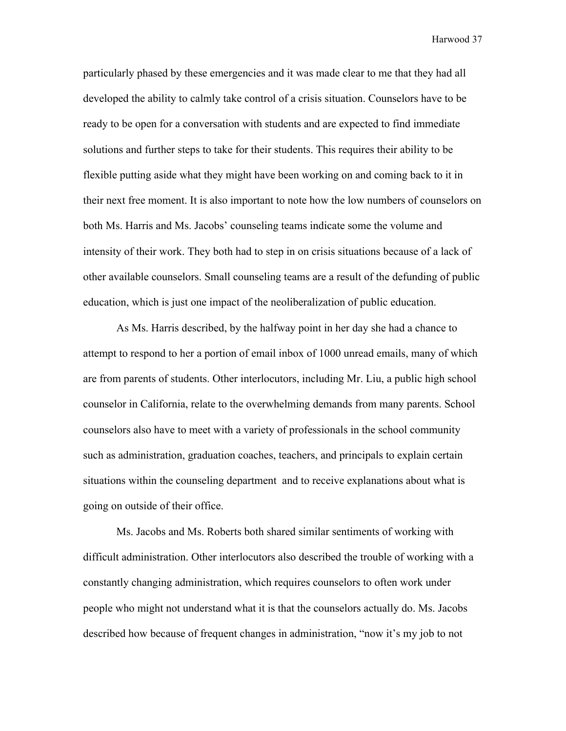particularly phased by these emergencies and it was made clear to me that they had all developed the ability to calmly take control of a crisis situation. Counselors have to be ready to be open for a conversation with students and are expected to find immediate solutions and further steps to take for their students. This requires their ability to be flexible putting aside what they might have been working on and coming back to it in their next free moment. It is also important to note how the low numbers of counselors on both Ms. Harris and Ms. Jacobs' counseling teams indicate some the volume and intensity of their work. They both had to step in on crisis situations because of a lack of other available counselors. Small counseling teams are a result of the defunding of public education, which is just one impact of the neoliberalization of public education.

As Ms. Harris described, by the halfway point in her day she had a chance to attempt to respond to her a portion of email inbox of 1000 unread emails, many of which are from parents of students. Other interlocutors, including Mr. Liu, a public high school counselor in California, relate to the overwhelming demands from many parents. School counselors also have to meet with a variety of professionals in the school community such as administration, graduation coaches, teachers, and principals to explain certain situations within the counseling department and to receive explanations about what is going on outside of their office.

Ms. Jacobs and Ms. Roberts both shared similar sentiments of working with difficult administration. Other interlocutors also described the trouble of working with a constantly changing administration, which requires counselors to often work under people who might not understand what it is that the counselors actually do. Ms. Jacobs described how because of frequent changes in administration, "now it's my job to not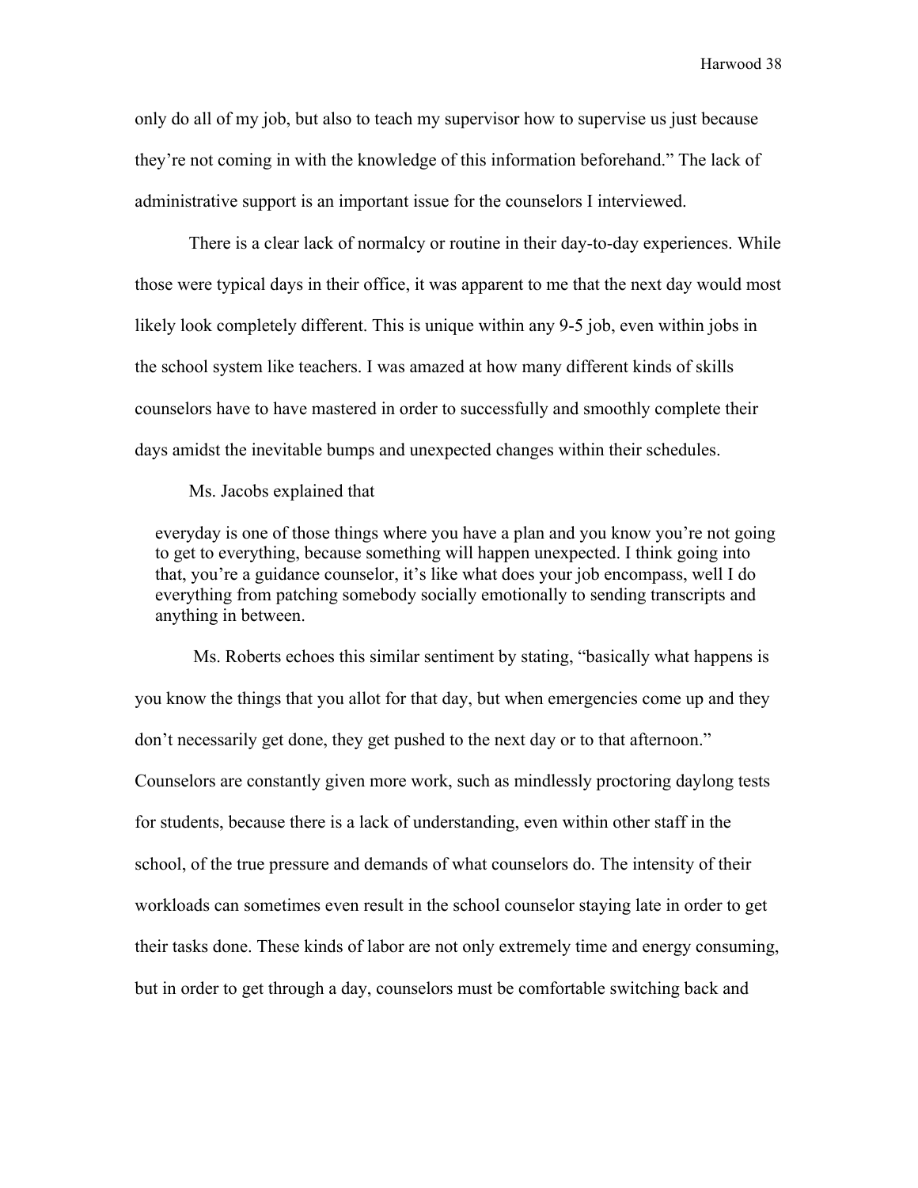only do all of my job, but also to teach my supervisor how to supervise us just because they're not coming in with the knowledge of this information beforehand." The lack of administrative support is an important issue for the counselors I interviewed.

There is a clear lack of normalcy or routine in their day-to-day experiences. While those were typical days in their office, it was apparent to me that the next day would most likely look completely different. This is unique within any 9-5 job, even within jobs in the school system like teachers. I was amazed at how many different kinds of skills counselors have to have mastered in order to successfully and smoothly complete their days amidst the inevitable bumps and unexpected changes within their schedules.

Ms. Jacobs explained that

> everyday is one of those things where you have a plan and you know you're not going to get to everything, because something will happen unexpected. I think going into that, you're a guidance counselor, it's like what does your job encompass, well I do everything from patching somebody socially emotionally to sending transcripts and anything in between.

Ms. Roberts echoes this similar sentiment by stating, "basically what happens is you know the things that you allot for that day, but when emergencies come up and they don't necessarily get done, they get pushed to the next day or to that afternoon." Counselors are constantly given more work, such as mindlessly proctoring daylong tests for students, because there is a lack of understanding, even within other staff in the school, of the true pressure and demands of what counselors do. The intensity of their workloads can sometimes even result in the school counselor staying late in order to get their tasks done. These kinds of labor are not only extremely time and energy consuming, but in order to get through a day, counselors must be comfortable switching back and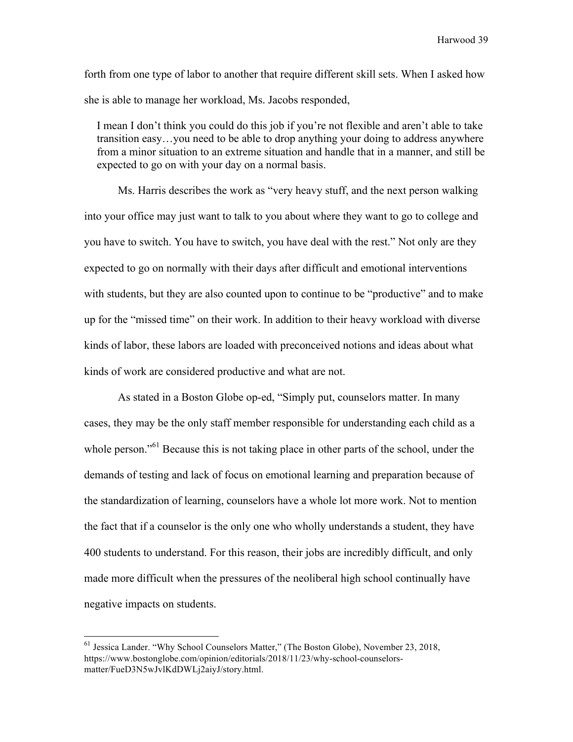forth from one type of labor to another that require different skill sets. When I asked how she is able to manage her workload, Ms. Jacobs responded,

> I mean I don't think you could do this job if you're not flexible and aren't able to take transition easy…you need to be able to drop anything your doing to address anywhere from a minor situation to an extreme situation and handle that in a manner, and still be expected to go on with your day on a normal basis.

Ms. Harris describes the work as "very heavy stuff, and the next person walking into your office may just want to talk to you about where they want to go to college and you have to switch. You have to switch, you have deal with the rest." Not only are they expected to go on normally with their days after difficult and emotional interventions with students, but they are also counted upon to continue to be "productive" and to make up for the "missed time" on their work. In addition to their heavy workload with diverse kinds of labor, these labors are loaded with preconceived notions and ideas about what kinds of work are considered productive and what are not.

As stated in a Boston Globe op-ed, "Simply put, counselors matter. In many cases, they may be the only staff member responsible for understanding each child as a whole person."[61] Because this is not taking place in other parts of the school, under the demands of testing and lack of focus on emotional learning and preparation because of the standardization of learning, counselors have a whole lot more work. Not to mention the fact that if a counselor is the only one who wholly understands a student, they have 400 students to understand. For this reason, their jobs are incredibly difficult, and only made more difficult when the pressures of the neoliberal high school continually have negative impacts on students.

---

[61] Jessica Lander. "Why School Counselors Matter," (The Boston Globe), November 23, 2018, https://www.bostonglobe.com/opinion/editorials/2018/11/23/why-school-counselors-matter/FueD3N5wJvlKdDWLj2aiyJ/story.html.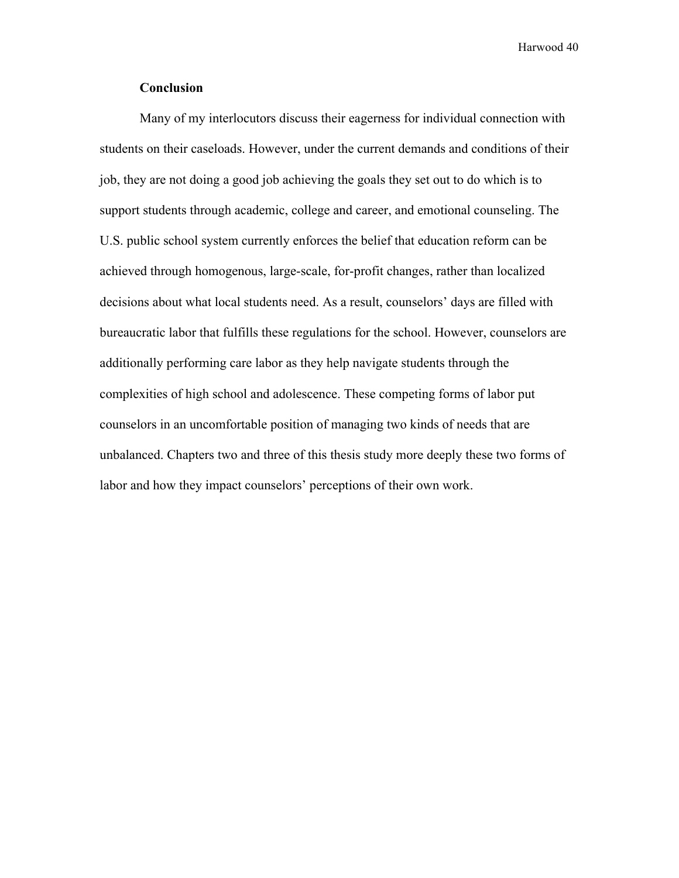### Conclusion

Many of my interlocutors discuss their eagerness for individual connection with students on their caseloads. However, under the current demands and conditions of their job, they are not doing a good job achieving the goals they set out to do which is to support students through academic, college and career, and emotional counseling. The U.S. public school system currently enforces the belief that education reform can be achieved through homogenous, large-scale, for-profit changes, rather than localized decisions about what local students need. As a result, counselors' days are filled with bureaucratic labor that fulfills these regulations for the school. However, counselors are additionally performing care labor as they help navigate students through the complexities of high school and adolescence. These competing forms of labor put counselors in an uncomfortable position of managing two kinds of needs that are unbalanced. Chapters two and three of this thesis study more deeply these two forms of labor and how they impact counselors' perceptions of their own work.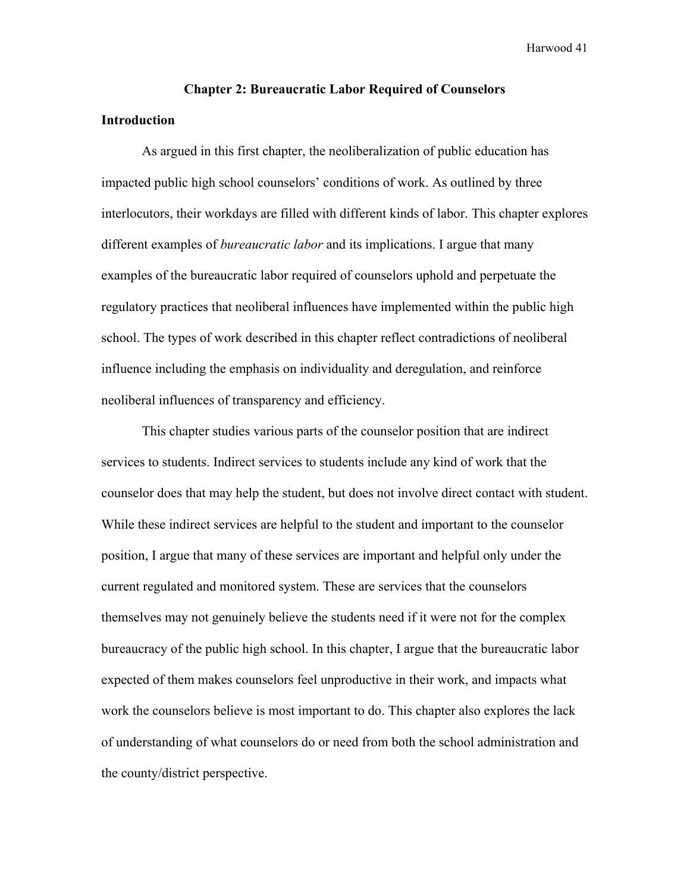## Chapter 2: Bureaucratic Labor Required of Counselors

### Introduction

As argued in this first chapter, the neoliberalization of public education has impacted public high school counselors' conditions of work. As outlined by three interlocutors, their workdays are filled with different kinds of labor. This chapter explores different examples of *bureaucratic labor* and its implications. I argue that many examples of the bureaucratic labor required of counselors uphold and perpetuate the regulatory practices that neoliberal influences have implemented within the public high school. The types of work described in this chapter reflect contradictions of neoliberal influence including the emphasis on individuality and deregulation, and reinforce neoliberal influences of transparency and efficiency.

This chapter studies various parts of the counselor position that are indirect services to students. Indirect services to students include any kind of work that the counselor does that may help the student, but does not involve direct contact with student. While these indirect services are helpful to the student and important to the counselor position, I argue that many of these services are important and helpful only under the current regulated and monitored system. These are services that the counselors themselves may not genuinely believe the students need if it were not for the complex bureaucracy of the public high school. In this chapter, I argue that the bureaucratic labor expected of them makes counselors feel unproductive in their work, and impacts what work the counselors believe is most important to do. This chapter also explores the lack of understanding of what counselors do or need from both the school administration and the county/district perspective.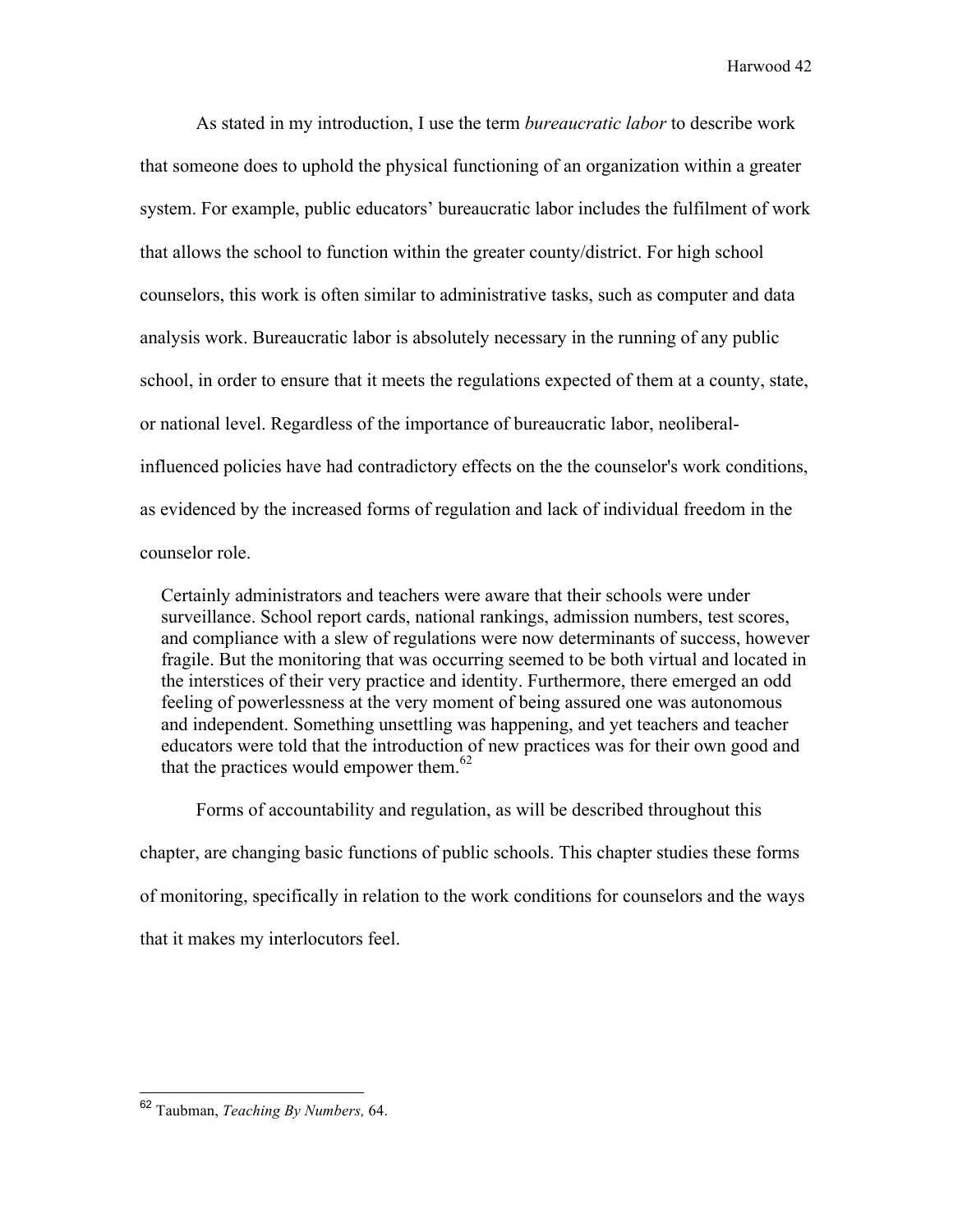As stated in my introduction, I use the term *bureaucratic labor* to describe work that someone does to uphold the physical functioning of an organization within a greater system. For example, public educators' bureaucratic labor includes the fulfilment of work that allows the school to function within the greater county/district. For high school counselors, this work is often similar to administrative tasks, such as computer and data analysis work. Bureaucratic labor is absolutely necessary in the running of any public school, in order to ensure that it meets the regulations expected of them at a county, state, or national level. Regardless of the importance of bureaucratic labor, neoliberal-influenced policies have had contradictory effects on the the counselor's work conditions, as evidenced by the increased forms of regulation and lack of individual freedom in the counselor role.

> Certainly administrators and teachers were aware that their schools were under surveillance. School report cards, national rankings, admission numbers, test scores, and compliance with a slew of regulations were now determinants of success, however fragile. But the monitoring that was occurring seemed to be both virtual and located in the interstices of their very practice and identity. Furthermore, there emerged an odd feeling of powerlessness at the very moment of being assured one was autonomous and independent. Something unsettling was happening, and yet teachers and teacher educators were told that the introduction of new practices was for their own good and that the practices would empower them.[62]

Forms of accountability and regulation, as will be described throughout this chapter, are changing basic functions of public schools. This chapter studies these forms of monitoring, specifically in relation to the work conditions for counselors and the ways that it makes my interlocutors feel.

---

[62] Taubman, *Teaching By Numbers,* 64.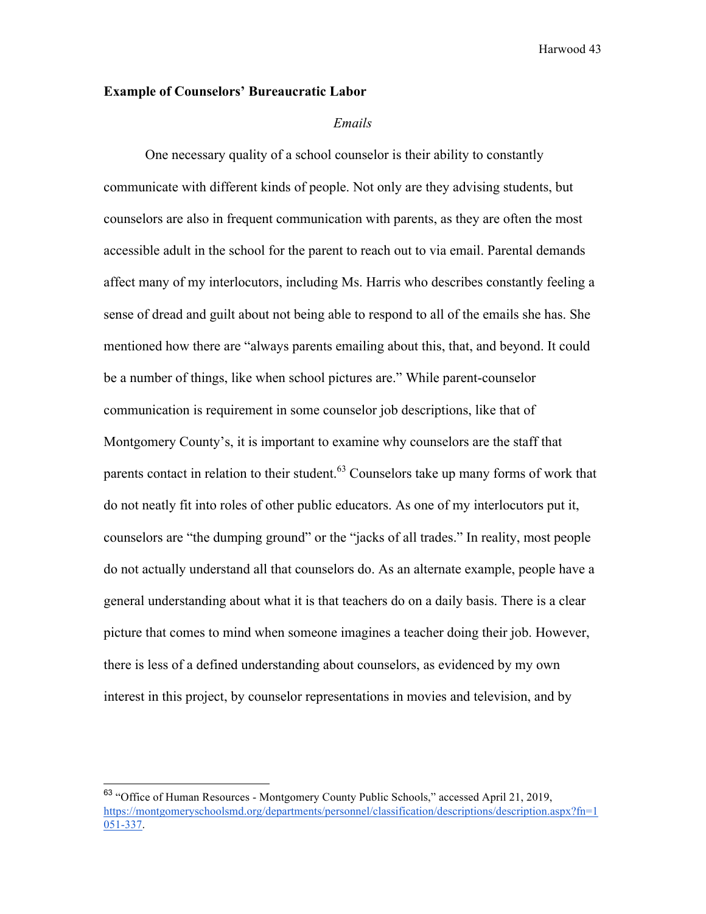**Example of Counselors' Bureaucratic Labor**

*Emails*

One necessary quality of a school counselor is their ability to constantly communicate with different kinds of people. Not only are they advising students, but counselors are also in frequent communication with parents, as they are often the most accessible adult in the school for the parent to reach out to via email. Parental demands affect many of my interlocutors, including Ms. Harris who describes constantly feeling a sense of dread and guilt about not being able to respond to all of the emails she has. She mentioned how there are "always parents emailing about this, that, and beyond. It could be a number of things, like when school pictures are." While parent-counselor communication is requirement in some counselor job descriptions, like that of Montgomery County's, it is important to examine why counselors are the staff that parents contact in relation to their student.[63] Counselors take up many forms of work that do not neatly fit into roles of other public educators. As one of my interlocutors put it, counselors are "the dumping ground" or the "jacks of all trades." In reality, most people do not actually understand all that counselors do. As an alternate example, people have a general understanding about what it is that teachers do on a daily basis. There is a clear picture that comes to mind when someone imagines a teacher doing their job. However, there is less of a defined understanding about counselors, as evidenced by my own interest in this project, by counselor representations in movies and television, and by

---

[63] "Office of Human Resources - Montgomery County Public Schools," accessed April 21, 2019, https://montgomeryschoolsmd.org/departments/personnel/classification/descriptions/description.aspx?fn=1051-337.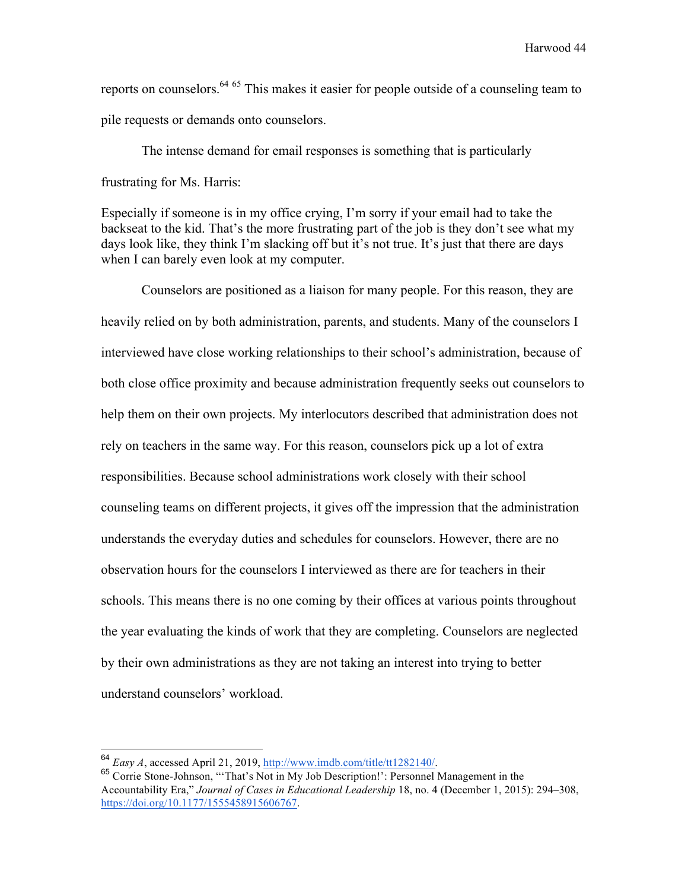reports on counselors.[64] [65] This makes it easier for people outside of a counseling team to pile requests or demands onto counselors.

The intense demand for email responses is something that is particularly frustrating for Ms. Harris:

> Especially if someone is in my office crying, I'm sorry if your email had to take the backseat to the kid. That's the more frustrating part of the job is they don't see what my days look like, they think I'm slacking off but it's not true. It's just that there are days when I can barely even look at my computer.

Counselors are positioned as a liaison for many people. For this reason, they are heavily relied on by both administration, parents, and students. Many of the counselors I interviewed have close working relationships to their school's administration, because of both close office proximity and because administration frequently seeks out counselors to help them on their own projects. My interlocutors described that administration does not rely on teachers in the same way. For this reason, counselors pick up a lot of extra responsibilities. Because school administrations work closely with their school counseling teams on different projects, it gives off the impression that the administration understands the everyday duties and schedules for counselors. However, there are no observation hours for the counselors I interviewed as there are for teachers in their schools. This means there is no one coming by their offices at various points throughout the year evaluating the kinds of work that they are completing. Counselors are neglected by their own administrations as they are not taking an interest into trying to better understand counselors' workload.

---

[64] *Easy A*, accessed April 21, 2019, http://www.imdb.com/title/tt1282140/.

[65] Corrie Stone-Johnson, "'That's Not in My Job Description!': Personnel Management in the Accountability Era," *Journal of Cases in Educational Leadership* 18, no. 4 (December 1, 2015): 294–308, https://doi.org/10.1177/1555458915606767.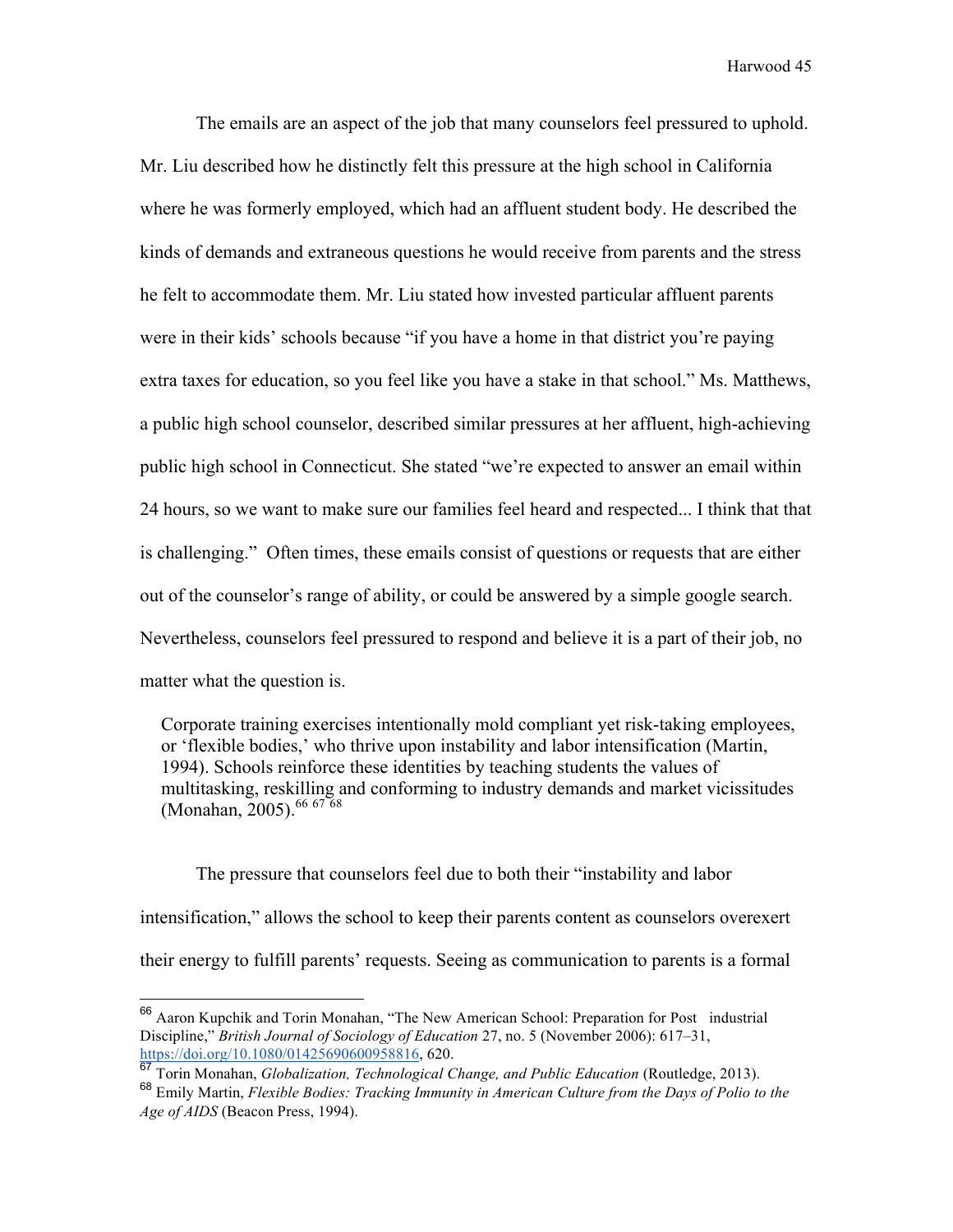The emails are an aspect of the job that many counselors feel pressured to uphold. Mr. Liu described how he distinctly felt this pressure at the high school in California where he was formerly employed, which had an affluent student body. He described the kinds of demands and extraneous questions he would receive from parents and the stress he felt to accommodate them. Mr. Liu stated how invested particular affluent parents were in their kids' schools because "if you have a home in that district you're paying extra taxes for education, so you feel like you have a stake in that school." Ms. Matthews, a public high school counselor, described similar pressures at her affluent, high-achieving public high school in Connecticut. She stated "we're expected to answer an email within 24 hours, so we want to make sure our families feel heard and respected... I think that that is challenging." Often times, these emails consist of questions or requests that are either out of the counselor's range of ability, or could be answered by a simple google search. Nevertheless, counselors feel pressured to respond and believe it is a part of their job, no matter what the question is.

> Corporate training exercises intentionally mold compliant yet risk-taking employees, or 'flexible bodies,' who thrive upon instability and labor intensification (Martin, 1994). Schools reinforce these identities by teaching students the values of multitasking, reskilling and conforming to industry demands and market vicissitudes (Monahan, 2005).[66 67 68]

The pressure that counselors feel due to both their "instability and labor intensification," allows the school to keep their parents content as counselors overexert their energy to fulfill parents' requests. Seeing as communication to parents is a formal

---

[66] Aaron Kupchik and Torin Monahan, "The New American School: Preparation for Post industrial Discipline," *British Journal of Sociology of Education* 27, no. 5 (November 2006): 617–31, https://doi.org/10.1080/01425690600958816, 620.

[67] Torin Monahan, *Globalization, Technological Change, and Public Education* (Routledge, 2013).

[68] Emily Martin, *Flexible Bodies: Tracking Immunity in American Culture from the Days of Polio to the Age of AIDS* (Beacon Press, 1994).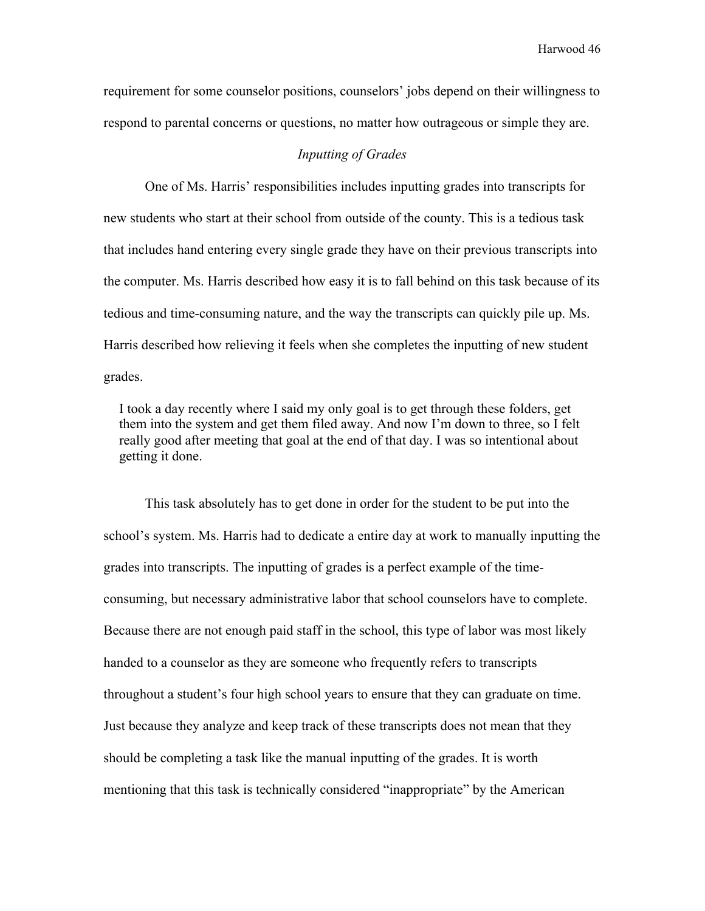requirement for some counselor positions, counselors' jobs depend on their willingness to respond to parental concerns or questions, no matter how outrageous or simple they are.

### *Inputting of Grades*

One of Ms. Harris' responsibilities includes inputting grades into transcripts for new students who start at their school from outside of the county. This is a tedious task that includes hand entering every single grade they have on their previous transcripts into the computer. Ms. Harris described how easy it is to fall behind on this task because of its tedious and time-consuming nature, and the way the transcripts can quickly pile up. Ms. Harris described how relieving it feels when she completes the inputting of new student grades.

> I took a day recently where I said my only goal is to get through these folders, get them into the system and get them filed away. And now I'm down to three, so I felt really good after meeting that goal at the end of that day. I was so intentional about getting it done.

This task absolutely has to get done in order for the student to be put into the school's system. Ms. Harris had to dedicate a entire day at work to manually inputting the grades into transcripts. The inputting of grades is a perfect example of the time-consuming, but necessary administrative labor that school counselors have to complete. Because there are not enough paid staff in the school, this type of labor was most likely handed to a counselor as they are someone who frequently refers to transcripts throughout a student's four high school years to ensure that they can graduate on time. Just because they analyze and keep track of these transcripts does not mean that they should be completing a task like the manual inputting of the grades. It is worth mentioning that this task is technically considered "inappropriate" by the American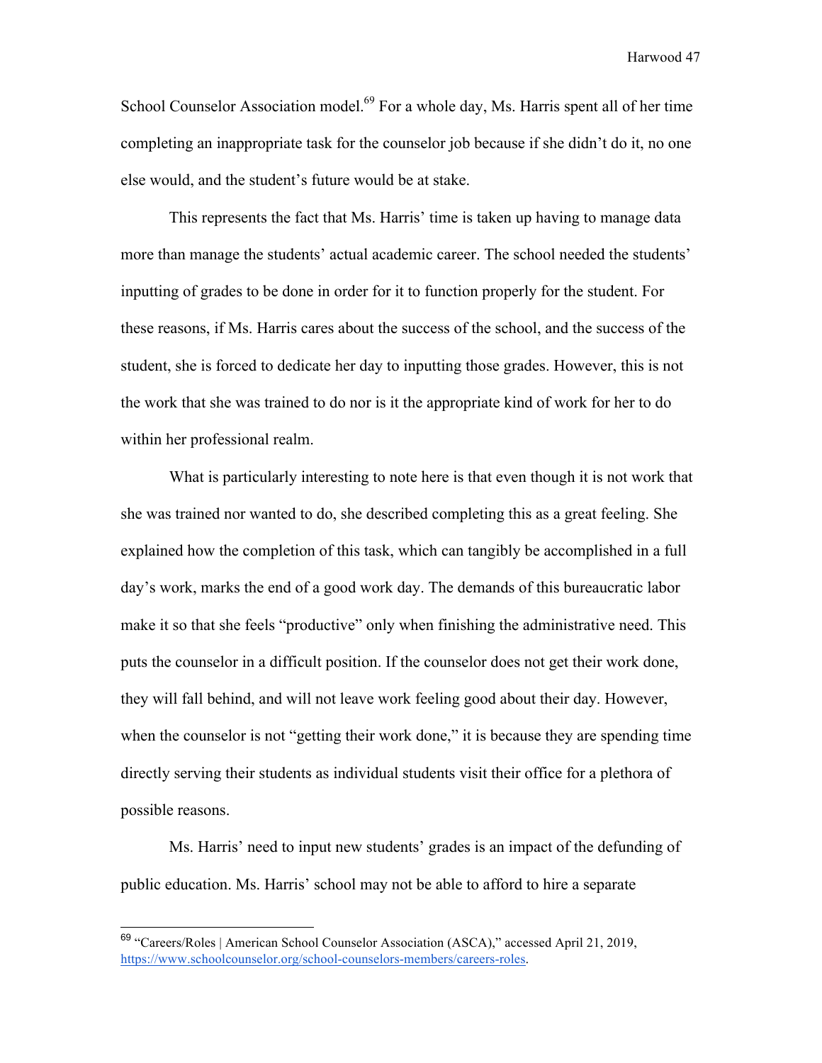School Counselor Association model.[69] For a whole day, Ms. Harris spent all of her time completing an inappropriate task for the counselor job because if she didn't do it, no one else would, and the student's future would be at stake.

This represents the fact that Ms. Harris' time is taken up having to manage data more than manage the students' actual academic career. The school needed the students' inputting of grades to be done in order for it to function properly for the student. For these reasons, if Ms. Harris cares about the success of the school, and the success of the student, she is forced to dedicate her day to inputting those grades. However, this is not the work that she was trained to do nor is it the appropriate kind of work for her to do within her professional realm.

What is particularly interesting to note here is that even though it is not work that she was trained nor wanted to do, she described completing this as a great feeling. She explained how the completion of this task, which can tangibly be accomplished in a full day's work, marks the end of a good work day. The demands of this bureaucratic labor make it so that she feels "productive" only when finishing the administrative need. This puts the counselor in a difficult position. If the counselor does not get their work done, they will fall behind, and will not leave work feeling good about their day. However, when the counselor is not "getting their work done," it is because they are spending time directly serving their students as individual students visit their office for a plethora of possible reasons.

Ms. Harris' need to input new students' grades is an impact of the defunding of public education. Ms. Harris' school may not be able to afford to hire a separate

---

[69] "Careers/Roles | American School Counselor Association (ASCA)," accessed April 21, 2019, https://www.schoolcounselor.org/school-counselors-members/careers-roles.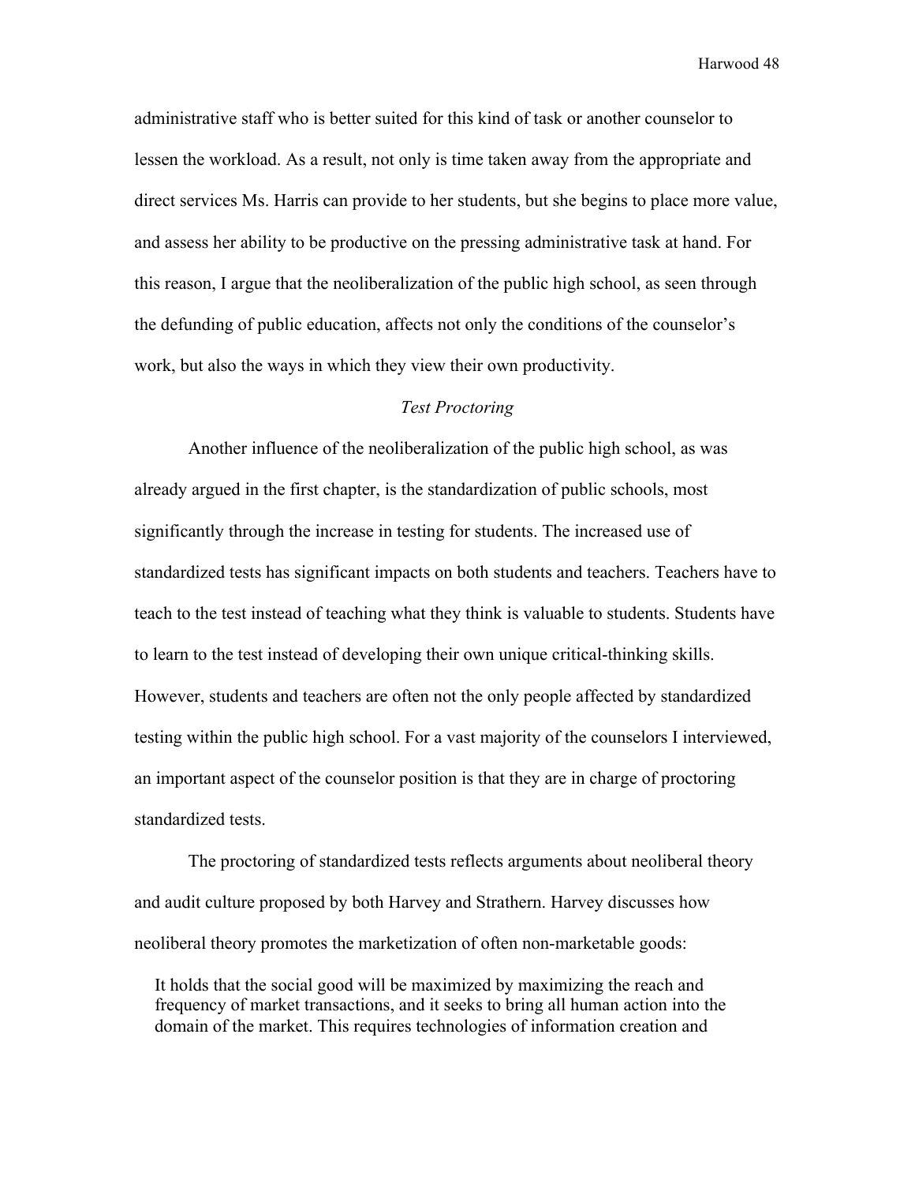administrative staff who is better suited for this kind of task or another counselor to lessen the workload. As a result, not only is time taken away from the appropriate and direct services Ms. Harris can provide to her students, but she begins to place more value, and assess her ability to be productive on the pressing administrative task at hand. For this reason, I argue that the neoliberalization of the public high school, as seen through the defunding of public education, affects not only the conditions of the counselor's work, but also the ways in which they view their own productivity.

### *Test Proctoring*

Another influence of the neoliberalization of the public high school, as was already argued in the first chapter, is the standardization of public schools, most significantly through the increase in testing for students. The increased use of standardized tests has significant impacts on both students and teachers. Teachers have to teach to the test instead of teaching what they think is valuable to students. Students have to learn to the test instead of developing their own unique critical-thinking skills. However, students and teachers are often not the only people affected by standardized testing within the public high school. For a vast majority of the counselors I interviewed, an important aspect of the counselor position is that they are in charge of proctoring standardized tests.

The proctoring of standardized tests reflects arguments about neoliberal theory and audit culture proposed by both Harvey and Strathern. Harvey discusses how neoliberal theory promotes the marketization of often non-marketable goods:

> It holds that the social good will be maximized by maximizing the reach and frequency of market transactions, and it seeks to bring all human action into the domain of the market. This requires technologies of information creation and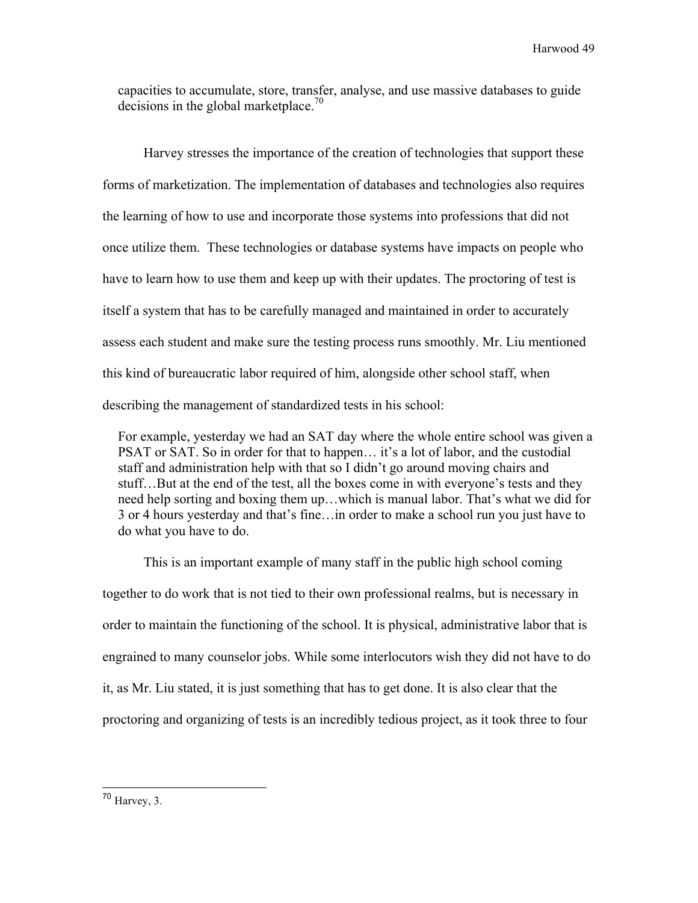> capacities to accumulate, store, transfer, analyse, and use massive databases to guide decisions in the global marketplace.[70]

Harvey stresses the importance of the creation of technologies that support these forms of marketization. The implementation of databases and technologies also requires the learning of how to use and incorporate those systems into professions that did not once utilize them. These technologies or database systems have impacts on people who have to learn how to use them and keep up with their updates. The proctoring of test is itself a system that has to be carefully managed and maintained in order to accurately assess each student and make sure the testing process runs smoothly. Mr. Liu mentioned this kind of bureaucratic labor required of him, alongside other school staff, when describing the management of standardized tests in his school:

> For example, yesterday we had an SAT day where the whole entire school was given a PSAT or SAT. So in order for that to happen… it's a lot of labor, and the custodial staff and administration help with that so I didn't go around moving chairs and stuff…But at the end of the test, all the boxes come in with everyone's tests and they need help sorting and boxing them up…which is manual labor. That's what we did for 3 or 4 hours yesterday and that's fine…in order to make a school run you just have to do what you have to do.

This is an important example of many staff in the public high school coming together to do work that is not tied to their own professional realms, but is necessary in order to maintain the functioning of the school. It is physical, administrative labor that is engrained to many counselor jobs. While some interlocutors wish they did not have to do it, as Mr. Liu stated, it is just something that has to get done. It is also clear that the proctoring and organizing of tests is an incredibly tedious project, as it took three to four

---

[70] Harvey, 3.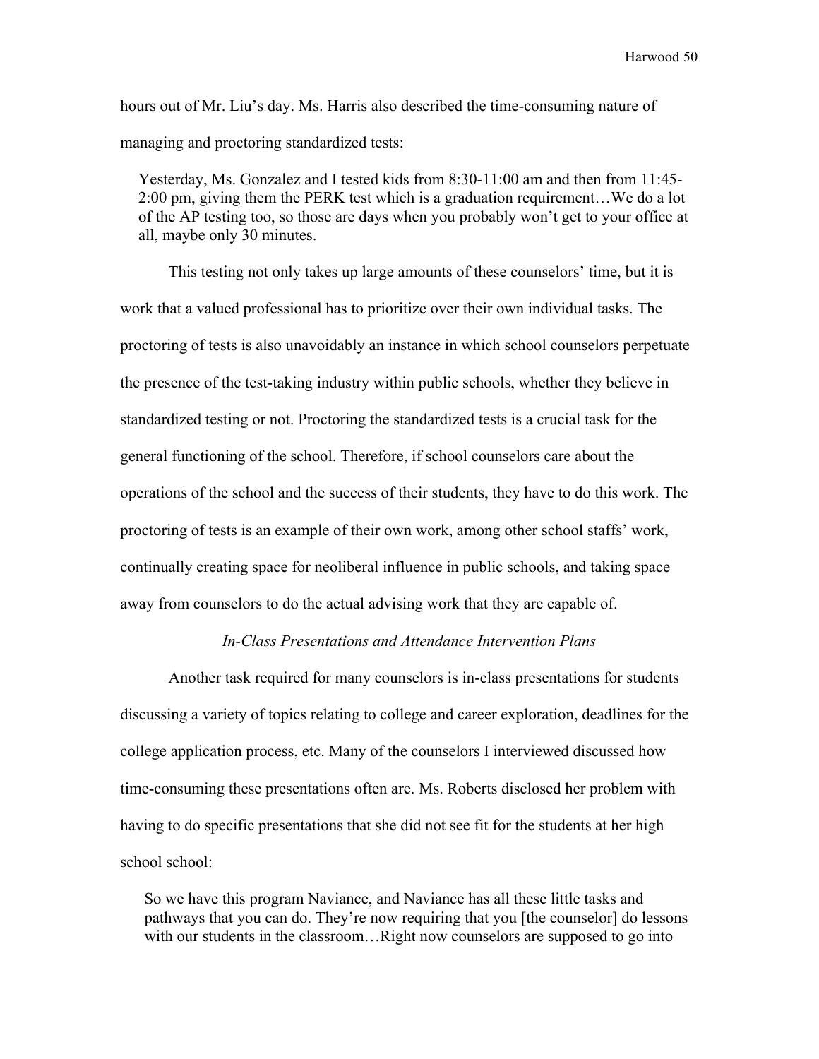hours out of Mr. Liu's day. Ms. Harris also described the time-consuming nature of managing and proctoring standardized tests:

> Yesterday, Ms. Gonzalez and I tested kids from 8:30-11:00 am and then from 11:45-2:00 pm, giving them the PERK test which is a graduation requirement…We do a lot of the AP testing too, so those are days when you probably won't get to your office at all, maybe only 30 minutes.

This testing not only takes up large amounts of these counselors' time, but it is work that a valued professional has to prioritize over their own individual tasks. The proctoring of tests is also unavoidably an instance in which school counselors perpetuate the presence of the test-taking industry within public schools, whether they believe in standardized testing or not. Proctoring the standardized tests is a crucial task for the general functioning of the school. Therefore, if school counselors care about the operations of the school and the success of their students, they have to do this work. The proctoring of tests is an example of their own work, among other school staffs' work, continually creating space for neoliberal influence in public schools, and taking space away from counselors to do the actual advising work that they are capable of.

### *In-Class Presentations and Attendance Intervention Plans*

Another task required for many counselors is in-class presentations for students discussing a variety of topics relating to college and career exploration, deadlines for the college application process, etc. Many of the counselors I interviewed discussed how time-consuming these presentations often are. Ms. Roberts disclosed her problem with having to do specific presentations that she did not see fit for the students at her high school school:

> So we have this program Naviance, and Naviance has all these little tasks and pathways that you can do. They're now requiring that you [the counselor] do lessons with our students in the classroom…Right now counselors are supposed to go into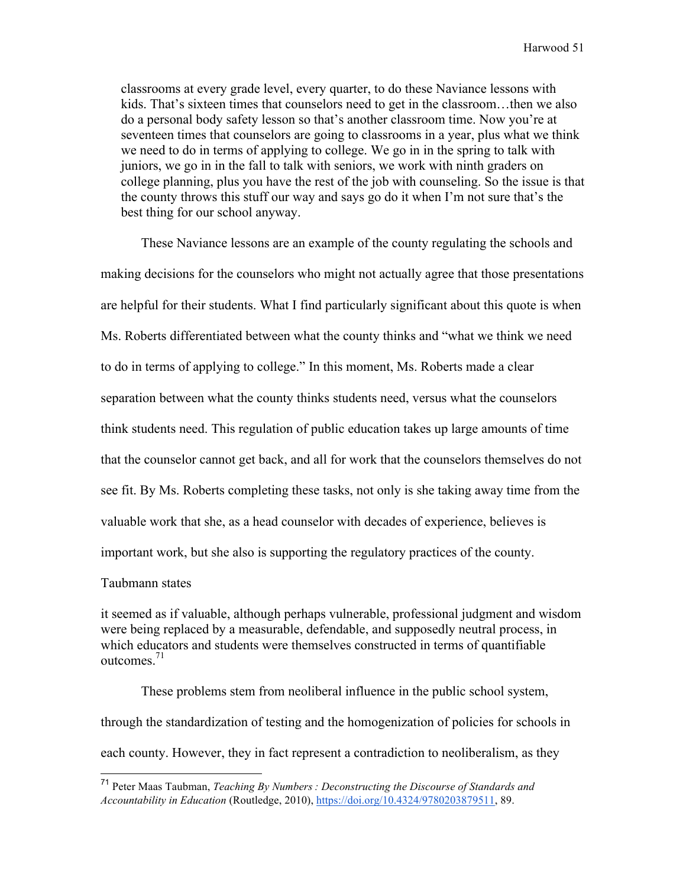> classrooms at every grade level, every quarter, to do these Naviance lessons with kids. That's sixteen times that counselors need to get in the classroom…then we also do a personal body safety lesson so that's another classroom time. Now you're at seventeen times that counselors are going to classrooms in a year, plus what we think we need to do in terms of applying to college. We go in in the spring to talk with juniors, we go in in the fall to talk with seniors, we work with ninth graders on college planning, plus you have the rest of the job with counseling. So the issue is that the county throws this stuff our way and says go do it when I'm not sure that's the best thing for our school anyway.

These Naviance lessons are an example of the county regulating the schools and making decisions for the counselors who might not actually agree that those presentations are helpful for their students. What I find particularly significant about this quote is when Ms. Roberts differentiated between what the county thinks and "what we think we need to do in terms of applying to college." In this moment, Ms. Roberts made a clear separation between what the county thinks students need, versus what the counselors think students need. This regulation of public education takes up large amounts of time that the counselor cannot get back, and all for work that the counselors themselves do not see fit. By Ms. Roberts completing these tasks, not only is she taking away time from the valuable work that she, as a head counselor with decades of experience, believes is important work, but she also is supporting the regulatory practices of the county.

Taubmann states

> it seemed as if valuable, although perhaps vulnerable, professional judgment and wisdom were being replaced by a measurable, defendable, and supposedly neutral process, in which educators and students were themselves constructed in terms of quantifiable outcomes.[71]

These problems stem from neoliberal influence in the public school system, through the standardization of testing and the homogenization of policies for schools in each county. However, they in fact represent a contradiction to neoliberalism, as they

---

[71] Peter Maas Taubman, *Teaching By Numbers : Deconstructing the Discourse of Standards and Accountability in Education* (Routledge, 2010), https://doi.org/10.4324/9780203879511, 89.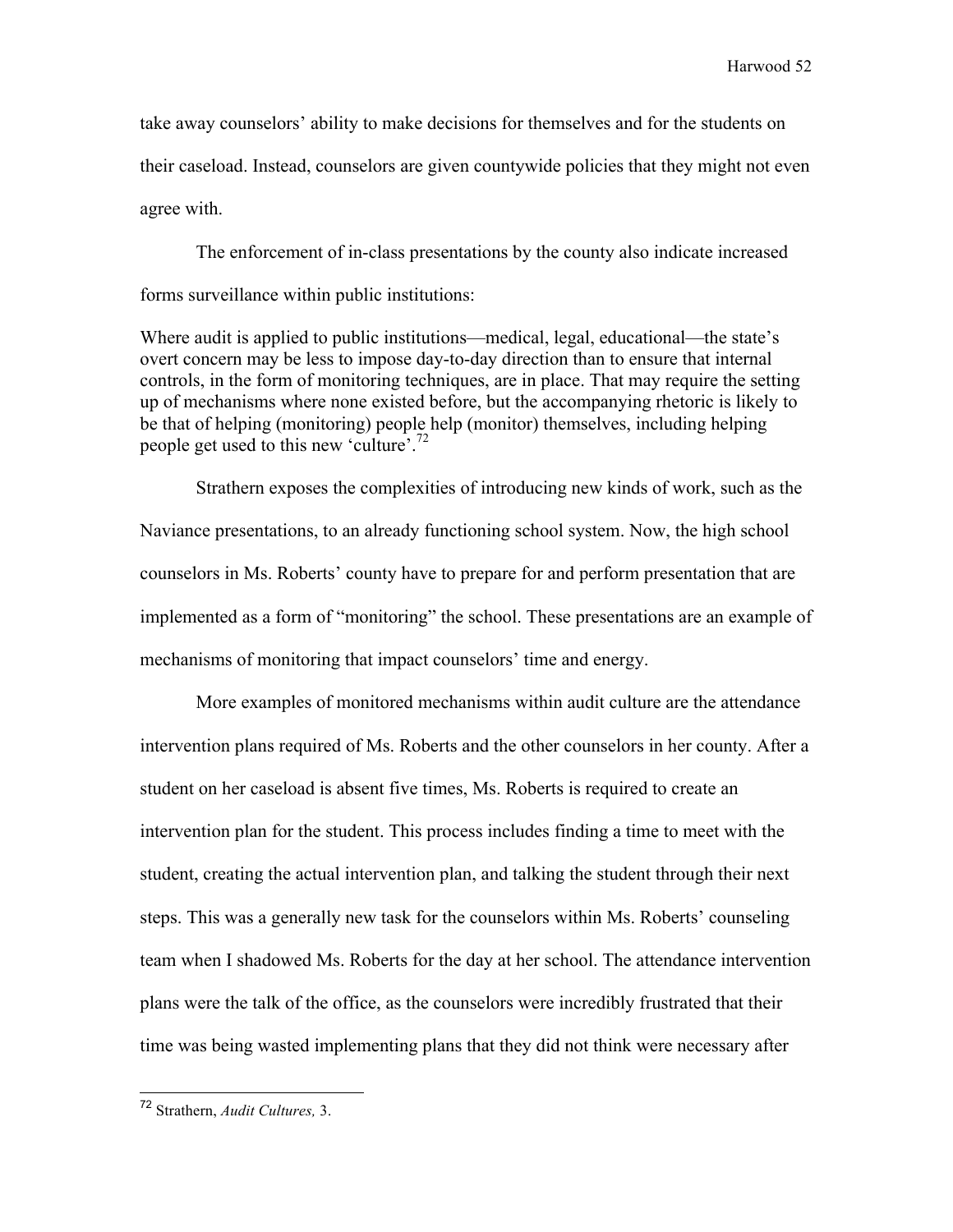take away counselors' ability to make decisions for themselves and for the students on their caseload. Instead, counselors are given countywide policies that they might not even agree with.

The enforcement of in-class presentations by the county also indicate increased forms surveillance within public institutions:

> Where audit is applied to public institutions—medical, legal, educational—the state's overt concern may be less to impose day-to-day direction than to ensure that internal controls, in the form of monitoring techniques, are in place. That may require the setting up of mechanisms where none existed before, but the accompanying rhetoric is likely to be that of helping (monitoring) people help (monitor) themselves, including helping people get used to this new 'culture'.[72]

Strathern exposes the complexities of introducing new kinds of work, such as the Naviance presentations, to an already functioning school system. Now, the high school counselors in Ms. Roberts' county have to prepare for and perform presentation that are implemented as a form of "monitoring" the school. These presentations are an example of mechanisms of monitoring that impact counselors' time and energy.

More examples of monitored mechanisms within audit culture are the attendance intervention plans required of Ms. Roberts and the other counselors in her county. After a student on her caseload is absent five times, Ms. Roberts is required to create an intervention plan for the student. This process includes finding a time to meet with the student, creating the actual intervention plan, and talking the student through their next steps. This was a generally new task for the counselors within Ms. Roberts' counseling team when I shadowed Ms. Roberts for the day at her school. The attendance intervention plans were the talk of the office, as the counselors were incredibly frustrated that their time was being wasted implementing plans that they did not think were necessary after

---

[72] Strathern, *Audit Cultures,* 3.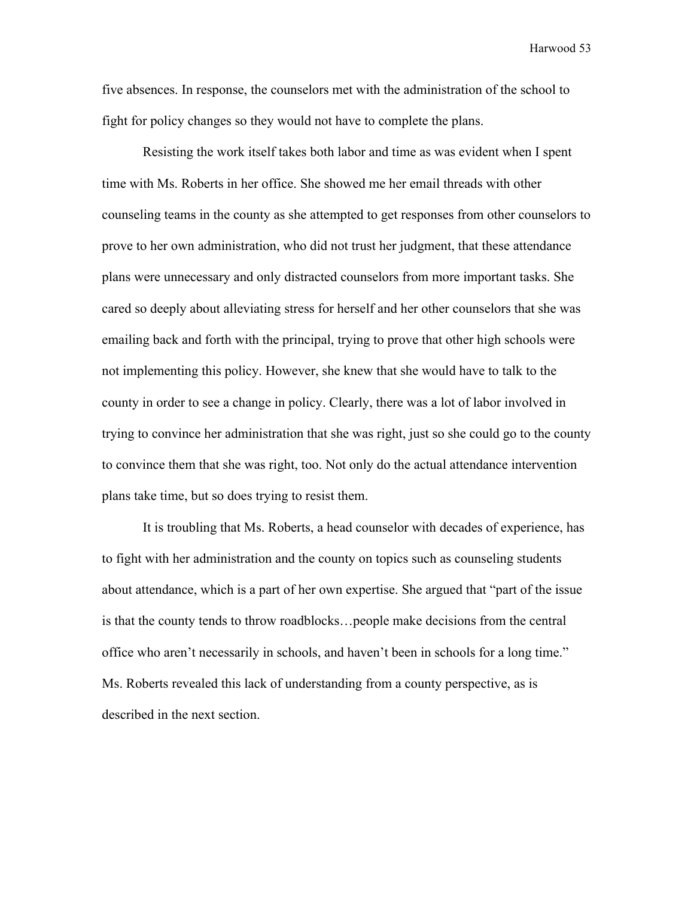five absences. In response, the counselors met with the administration of the school to fight for policy changes so they would not have to complete the plans.

Resisting the work itself takes both labor and time as was evident when I spent time with Ms. Roberts in her office. She showed me her email threads with other counseling teams in the county as she attempted to get responses from other counselors to prove to her own administration, who did not trust her judgment, that these attendance plans were unnecessary and only distracted counselors from more important tasks. She cared so deeply about alleviating stress for herself and her other counselors that she was emailing back and forth with the principal, trying to prove that other high schools were not implementing this policy. However, she knew that she would have to talk to the county in order to see a change in policy. Clearly, there was a lot of labor involved in trying to convince her administration that she was right, just so she could go to the county to convince them that she was right, too. Not only do the actual attendance intervention plans take time, but so does trying to resist them.

It is troubling that Ms. Roberts, a head counselor with decades of experience, has to fight with her administration and the county on topics such as counseling students about attendance, which is a part of her own expertise. She argued that "part of the issue is that the county tends to throw roadblocks…people make decisions from the central office who aren't necessarily in schools, and haven't been in schools for a long time." Ms. Roberts revealed this lack of understanding from a county perspective, as is described in the next section.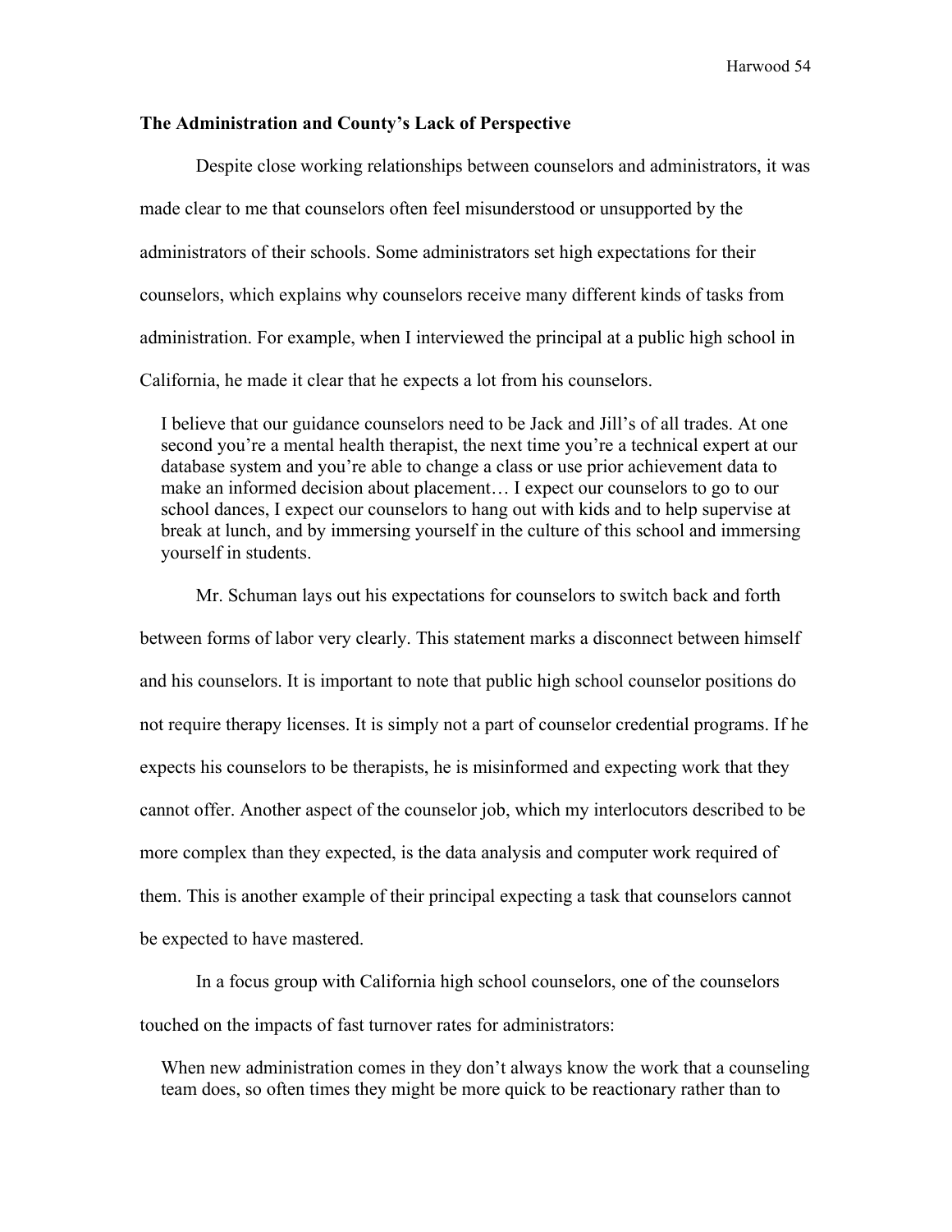### The Administration and County's Lack of Perspective

Despite close working relationships between counselors and administrators, it was made clear to me that counselors often feel misunderstood or unsupported by the administrators of their schools. Some administrators set high expectations for their counselors, which explains why counselors receive many different kinds of tasks from administration. For example, when I interviewed the principal at a public high school in California, he made it clear that he expects a lot from his counselors.

> I believe that our guidance counselors need to be Jack and Jill's of all trades. At one second you're a mental health therapist, the next time you're a technical expert at our database system and you're able to change a class or use prior achievement data to make an informed decision about placement… I expect our counselors to go to our school dances, I expect our counselors to hang out with kids and to help supervise at break at lunch, and by immersing yourself in the culture of this school and immersing yourself in students.

Mr. Schuman lays out his expectations for counselors to switch back and forth between forms of labor very clearly. This statement marks a disconnect between himself and his counselors. It is important to note that public high school counselor positions do not require therapy licenses. It is simply not a part of counselor credential programs. If he expects his counselors to be therapists, he is misinformed and expecting work that they cannot offer. Another aspect of the counselor job, which my interlocutors described to be more complex than they expected, is the data analysis and computer work required of them. This is another example of their principal expecting a task that counselors cannot be expected to have mastered.

In a focus group with California high school counselors, one of the counselors touched on the impacts of fast turnover rates for administrators:

> When new administration comes in they don't always know the work that a counseling team does, so often times they might be more quick to be reactionary rather than to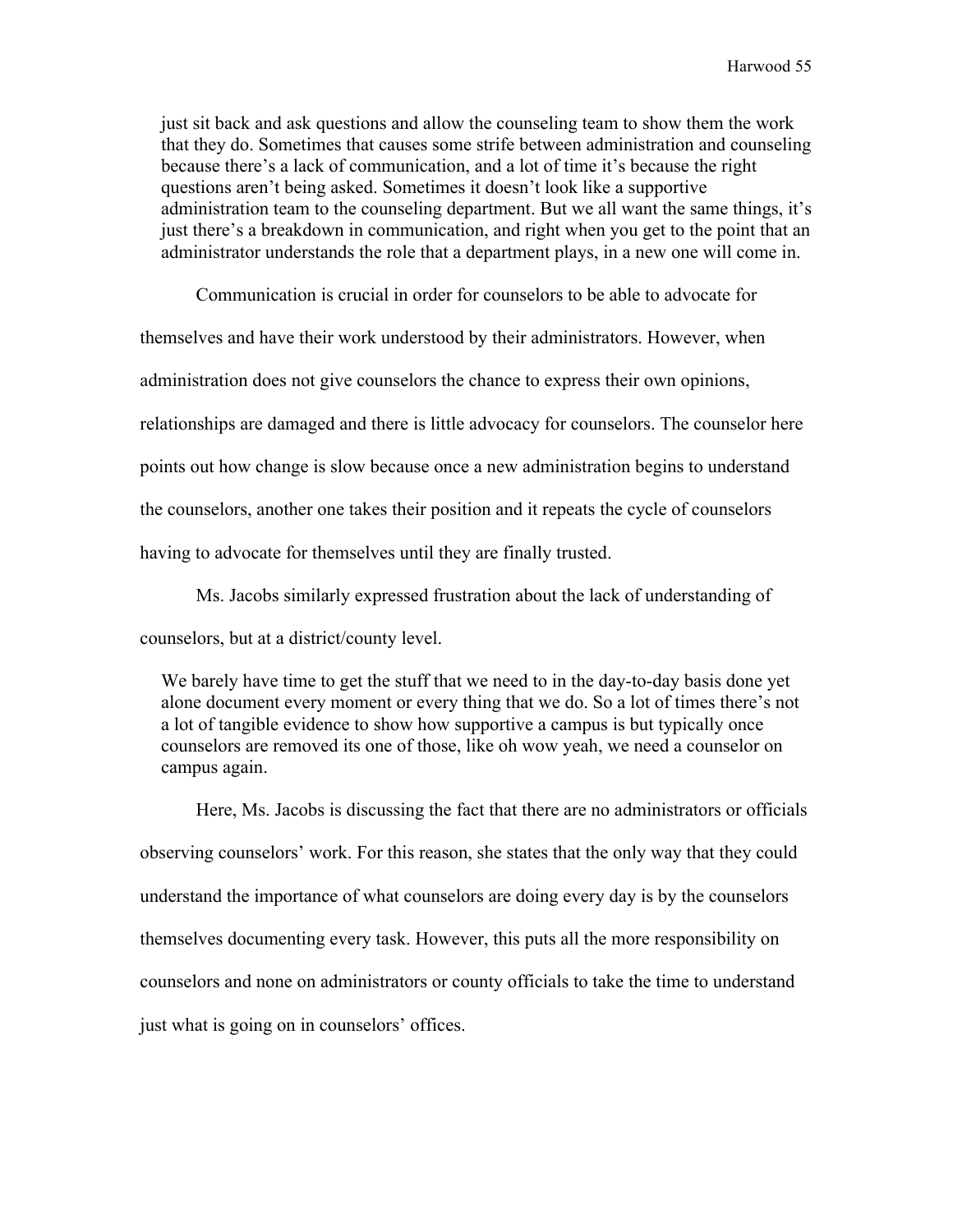> just sit back and ask questions and allow the counseling team to show them the work that they do. Sometimes that causes some strife between administration and counseling because there's a lack of communication, and a lot of time it's because the right questions aren't being asked. Sometimes it doesn't look like a supportive administration team to the counseling department. But we all want the same things, it's just there's a breakdown in communication, and right when you get to the point that an administrator understands the role that a department plays, in a new one will come in.

Communication is crucial in order for counselors to be able to advocate for themselves and have their work understood by their administrators. However, when administration does not give counselors the chance to express their own opinions, relationships are damaged and there is little advocacy for counselors. The counselor here points out how change is slow because once a new administration begins to understand the counselors, another one takes their position and it repeats the cycle of counselors having to advocate for themselves until they are finally trusted.

Ms. Jacobs similarly expressed frustration about the lack of understanding of counselors, but at a district/county level.

> We barely have time to get the stuff that we need to in the day-to-day basis done yet alone document every moment or every thing that we do. So a lot of times there's not a lot of tangible evidence to show how supportive a campus is but typically once counselors are removed its one of those, like oh wow yeah, we need a counselor on campus again.

Here, Ms. Jacobs is discussing the fact that there are no administrators or officials observing counselors' work. For this reason, she states that the only way that they could understand the importance of what counselors are doing every day is by the counselors themselves documenting every task. However, this puts all the more responsibility on counselors and none on administrators or county officials to take the time to understand just what is going on in counselors' offices.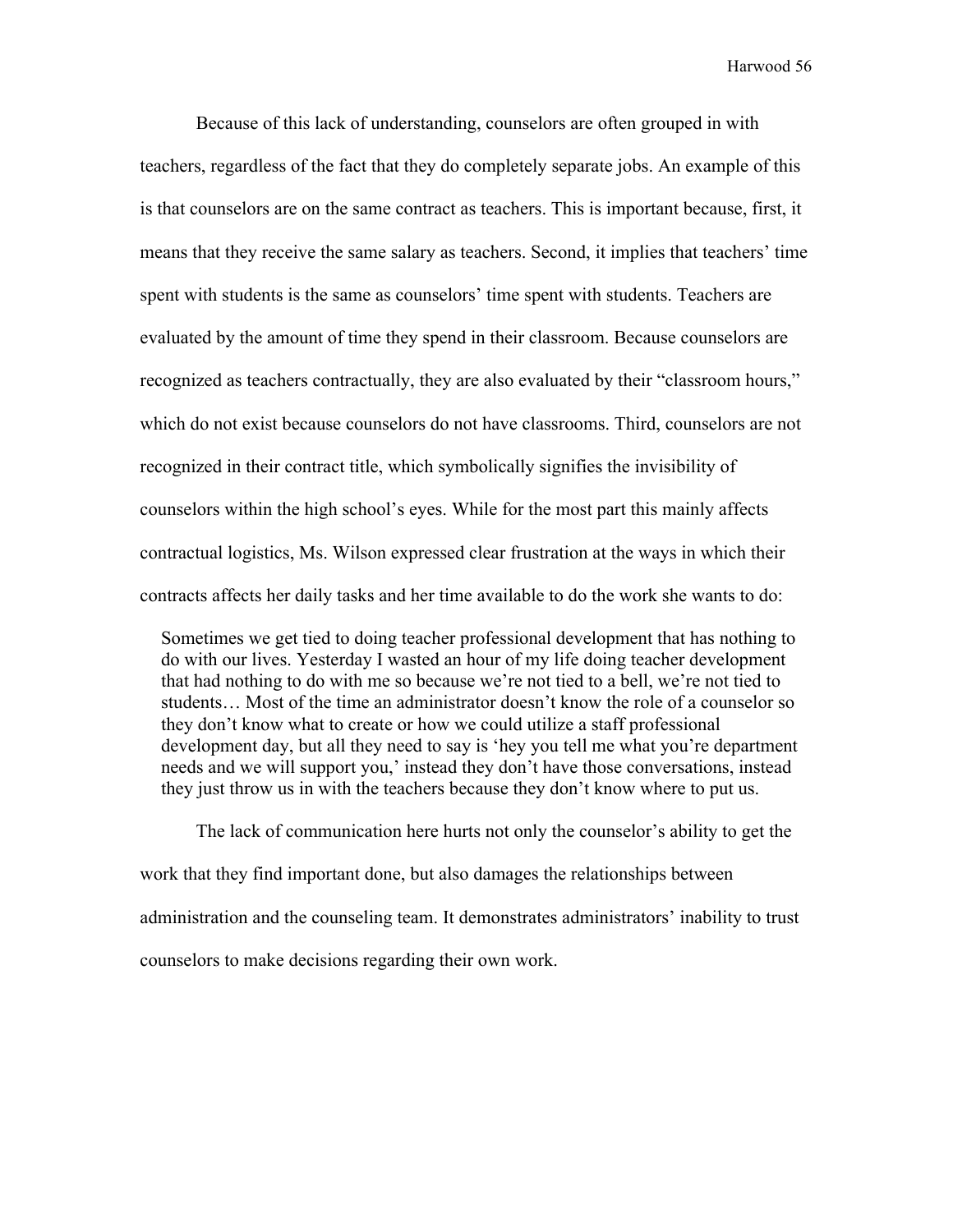Because of this lack of understanding, counselors are often grouped in with teachers, regardless of the fact that they do completely separate jobs. An example of this is that counselors are on the same contract as teachers. This is important because, first, it means that they receive the same salary as teachers. Second, it implies that teachers' time spent with students is the same as counselors' time spent with students. Teachers are evaluated by the amount of time they spend in their classroom. Because counselors are recognized as teachers contractually, they are also evaluated by their "classroom hours," which do not exist because counselors do not have classrooms. Third, counselors are not recognized in their contract title, which symbolically signifies the invisibility of counselors within the high school's eyes. While for the most part this mainly affects contractual logistics, Ms. Wilson expressed clear frustration at the ways in which their contracts affects her daily tasks and her time available to do the work she wants to do:

> Sometimes we get tied to doing teacher professional development that has nothing to do with our lives. Yesterday I wasted an hour of my life doing teacher development that had nothing to do with me so because we're not tied to a bell, we're not tied to students… Most of the time an administrator doesn't know the role of a counselor so they don't know what to create or how we could utilize a staff professional development day, but all they need to say is 'hey you tell me what you're department needs and we will support you,' instead they don't have those conversations, instead they just throw us in with the teachers because they don't know where to put us.

The lack of communication here hurts not only the counselor's ability to get the work that they find important done, but also damages the relationships between administration and the counseling team. It demonstrates administrators' inability to trust counselors to make decisions regarding their own work.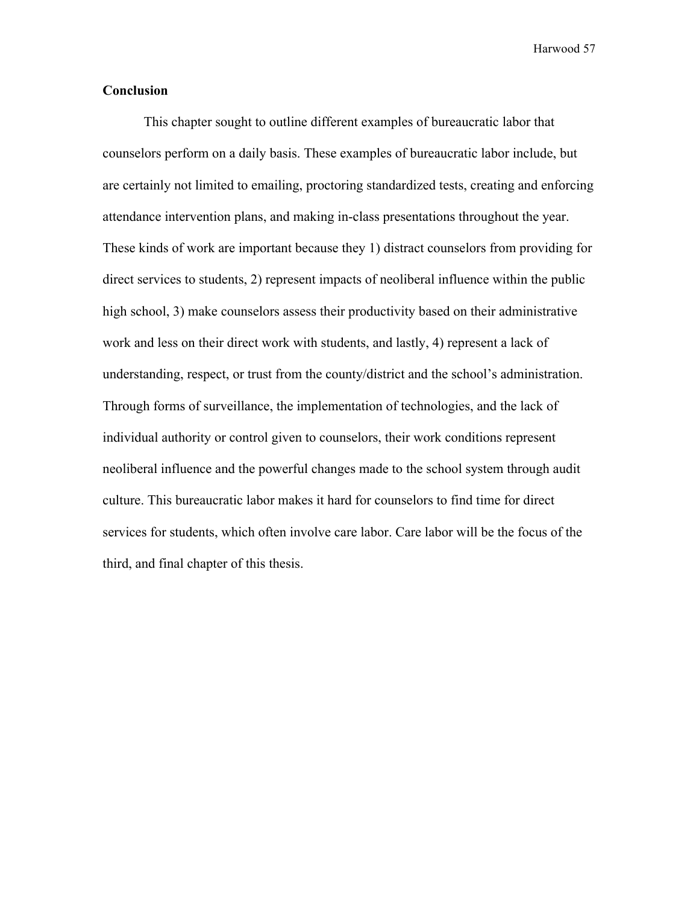## Conclusion

This chapter sought to outline different examples of bureaucratic labor that counselors perform on a daily basis. These examples of bureaucratic labor include, but are certainly not limited to emailing, proctoring standardized tests, creating and enforcing attendance intervention plans, and making in-class presentations throughout the year. These kinds of work are important because they 1) distract counselors from providing for direct services to students, 2) represent impacts of neoliberal influence within the public high school, 3) make counselors assess their productivity based on their administrative work and less on their direct work with students, and lastly, 4) represent a lack of understanding, respect, or trust from the county/district and the school's administration. Through forms of surveillance, the implementation of technologies, and the lack of individual authority or control given to counselors, their work conditions represent neoliberal influence and the powerful changes made to the school system through audit culture. This bureaucratic labor makes it hard for counselors to find time for direct services for students, which often involve care labor. Care labor will be the focus of the third, and final chapter of this thesis.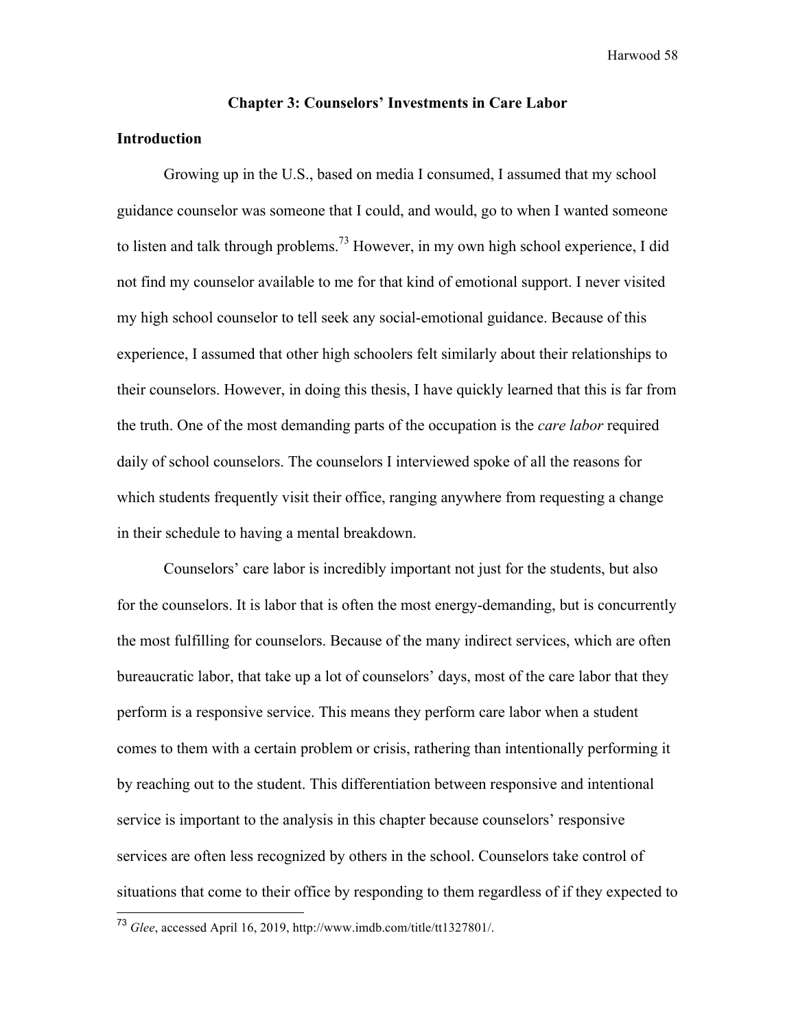## Chapter 3: Counselors' Investments in Care Labor

### Introduction

Growing up in the U.S., based on media I consumed, I assumed that my school guidance counselor was someone that I could, and would, go to when I wanted someone to listen and talk through problems.[73] However, in my own high school experience, I did not find my counselor available to me for that kind of emotional support. I never visited my high school counselor to tell seek any social-emotional guidance. Because of this experience, I assumed that other high schoolers felt similarly about their relationships to their counselors. However, in doing this thesis, I have quickly learned that this is far from the truth. One of the most demanding parts of the occupation is the *care labor* required daily of school counselors. The counselors I interviewed spoke of all the reasons for which students frequently visit their office, ranging anywhere from requesting a change in their schedule to having a mental breakdown.

Counselors' care labor is incredibly important not just for the students, but also for the counselors. It is labor that is often the most energy-demanding, but is concurrently the most fulfilling for counselors. Because of the many indirect services, which are often bureaucratic labor, that take up a lot of counselors' days, most of the care labor that they perform is a responsive service. This means they perform care labor when a student comes to them with a certain problem or crisis, rathering than intentionally performing it by reaching out to the student. This differentiation between responsive and intentional service is important to the analysis in this chapter because counselors' responsive services are often less recognized by others in the school. Counselors take control of situations that come to their office by responding to them regardless of if they expected to

[73] *Glee*, accessed April 16, 2019, http://www.imdb.com/title/tt1327801/.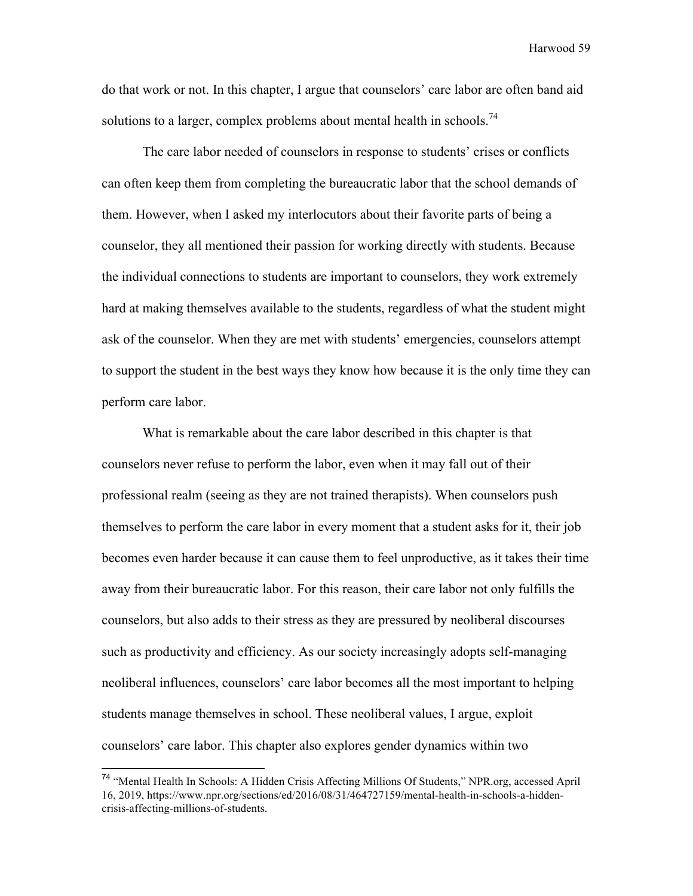do that work or not. In this chapter, I argue that counselors' care labor are often band aid solutions to a larger, complex problems about mental health in schools.[74]

The care labor needed of counselors in response to students' crises or conflicts can often keep them from completing the bureaucratic labor that the school demands of them. However, when I asked my interlocutors about their favorite parts of being a counselor, they all mentioned their passion for working directly with students. Because the individual connections to students are important to counselors, they work extremely hard at making themselves available to the students, regardless of what the student might ask of the counselor. When they are met with students' emergencies, counselors attempt to support the student in the best ways they know how because it is the only time they can perform care labor.

What is remarkable about the care labor described in this chapter is that counselors never refuse to perform the labor, even when it may fall out of their professional realm (seeing as they are not trained therapists). When counselors push themselves to perform the care labor in every moment that a student asks for it, their job becomes even harder because it can cause them to feel unproductive, as it takes their time away from their bureaucratic labor. For this reason, their care labor not only fulfills the counselors, but also adds to their stress as they are pressured by neoliberal discourses such as productivity and efficiency. As our society increasingly adopts self-managing neoliberal influences, counselors' care labor becomes all the most important to helping students manage themselves in school. These neoliberal values, I argue, exploit counselors' care labor. This chapter also explores gender dynamics within two

---

[74] "Mental Health In Schools: A Hidden Crisis Affecting Millions Of Students," NPR.org, accessed April 16, 2019, https://www.npr.org/sections/ed/2016/08/31/464727159/mental-health-in-schools-a-hidden-crisis-affecting-millions-of-students.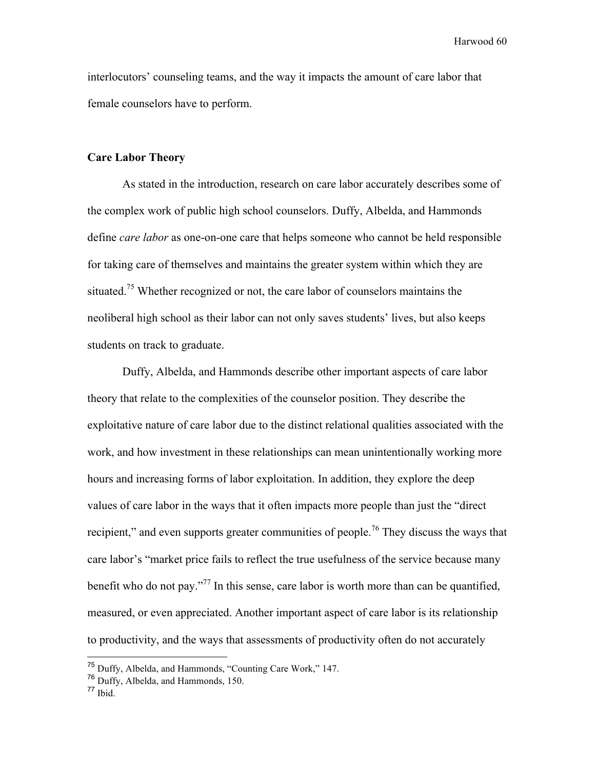interlocutors' counseling teams, and the way it impacts the amount of care labor that female counselors have to perform.

**Care Labor Theory**

As stated in the introduction, research on care labor accurately describes some of the complex work of public high school counselors. Duffy, Albelda, and Hammonds define *care labor* as one-on-one care that helps someone who cannot be held responsible for taking care of themselves and maintains the greater system within which they are situated.[75] Whether recognized or not, the care labor of counselors maintains the neoliberal high school as their labor can not only saves students' lives, but also keeps students on track to graduate.

Duffy, Albelda, and Hammonds describe other important aspects of care labor theory that relate to the complexities of the counselor position. They describe the exploitative nature of care labor due to the distinct relational qualities associated with the work, and how investment in these relationships can mean unintentionally working more hours and increasing forms of labor exploitation. In addition, they explore the deep values of care labor in the ways that it often impacts more people than just the "direct recipient," and even supports greater communities of people.[76] They discuss the ways that care labor's "market price fails to reflect the true usefulness of the service because many benefit who do not pay."[77] In this sense, care labor is worth more than can be quantified, measured, or even appreciated. Another important aspect of care labor is its relationship to productivity, and the ways that assessments of productivity often do not accurately

---

[75] Duffy, Albelda, and Hammonds, "Counting Care Work," 147.
[76] Duffy, Albelda, and Hammonds, 150.
[77] Ibid.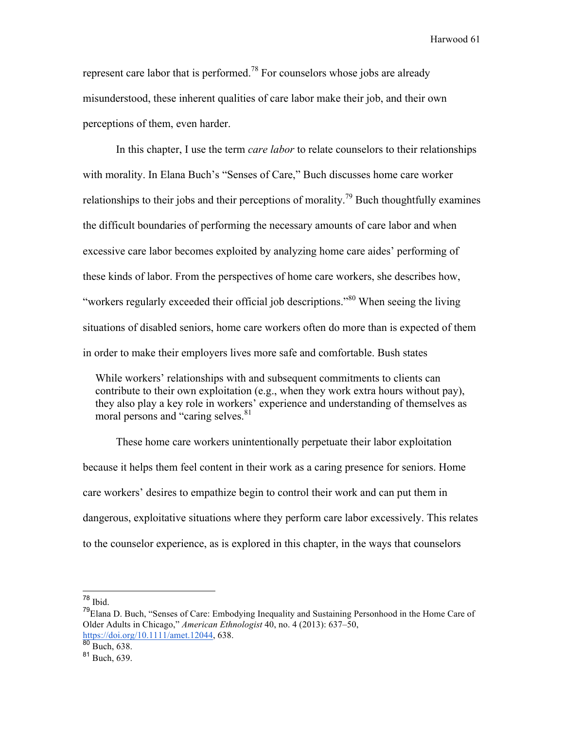represent care labor that is performed.[78] For counselors whose jobs are already misunderstood, these inherent qualities of care labor make their job, and their own perceptions of them, even harder.

In this chapter, I use the term *care labor* to relate counselors to their relationships with morality. In Elana Buch's "Senses of Care," Buch discusses home care worker relationships to their jobs and their perceptions of morality.[79] Buch thoughtfully examines the difficult boundaries of performing the necessary amounts of care labor and when excessive care labor becomes exploited by analyzing home care aides' performing of these kinds of labor. From the perspectives of home care workers, she describes how, "workers regularly exceeded their official job descriptions."[80] When seeing the living situations of disabled seniors, home care workers often do more than is expected of them in order to make their employers lives more safe and comfortable. Bush states

> While workers' relationships with and subsequent commitments to clients can contribute to their own exploitation (e.g., when they work extra hours without pay), they also play a key role in workers' experience and understanding of themselves as moral persons and "caring selves.[81]

These home care workers unintentionally perpetuate their labor exploitation because it helps them feel content in their work as a caring presence for seniors. Home care workers' desires to empathize begin to control their work and can put them in dangerous, exploitative situations where they perform care labor excessively. This relates to the counselor experience, as is explored in this chapter, in the ways that counselors

---

[78] Ibid.

[79] Elana D. Buch, "Senses of Care: Embodying Inequality and Sustaining Personhood in the Home Care of Older Adults in Chicago," *American Ethnologist* 40, no. 4 (2013): 637–50, https://doi.org/10.1111/amet.12044, 638.

[80] Buch, 638.

[81] Buch, 639.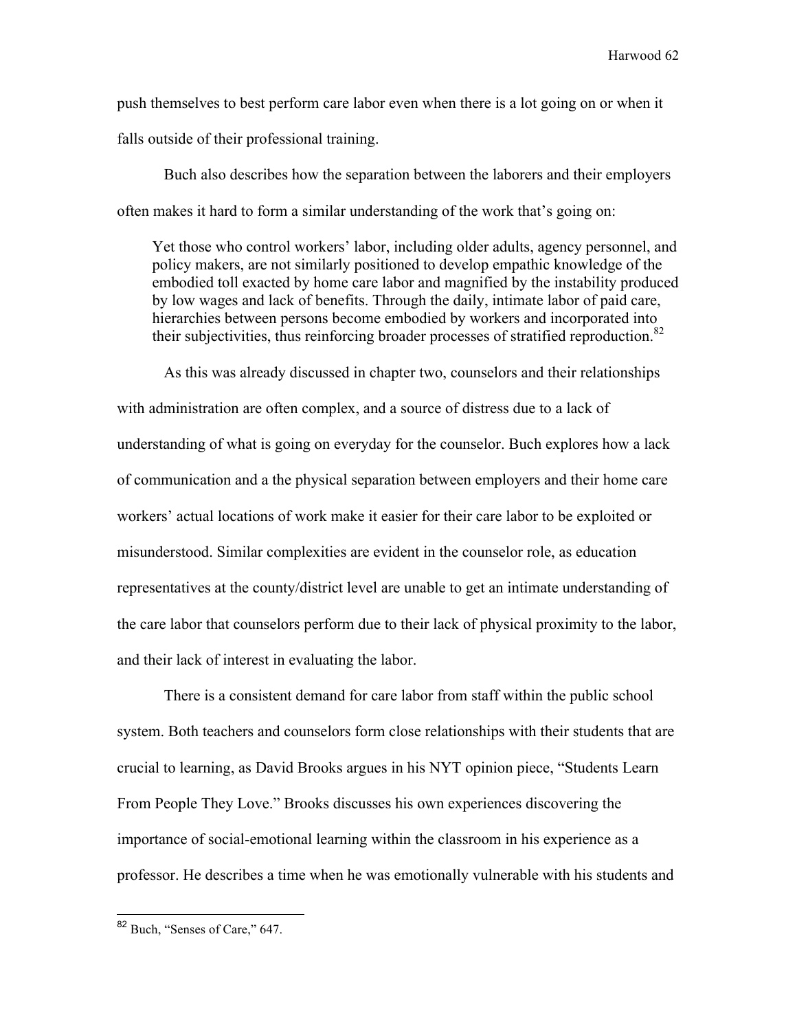push themselves to best perform care labor even when there is a lot going on or when it falls outside of their professional training.

Buch also describes how the separation between the laborers and their employers often makes it hard to form a similar understanding of the work that's going on:

> Yet those who control workers' labor, including older adults, agency personnel, and policy makers, are not similarly positioned to develop empathic knowledge of the embodied toll exacted by home care labor and magnified by the instability produced by low wages and lack of benefits. Through the daily, intimate labor of paid care, hierarchies between persons become embodied by workers and incorporated into their subjectivities, thus reinforcing broader processes of stratified reproduction.[82]

As this was already discussed in chapter two, counselors and their relationships with administration are often complex, and a source of distress due to a lack of understanding of what is going on everyday for the counselor. Buch explores how a lack of communication and a the physical separation between employers and their home care workers' actual locations of work make it easier for their care labor to be exploited or misunderstood. Similar complexities are evident in the counselor role, as education representatives at the county/district level are unable to get an intimate understanding of the care labor that counselors perform due to their lack of physical proximity to the labor, and their lack of interest in evaluating the labor.

There is a consistent demand for care labor from staff within the public school system. Both teachers and counselors form close relationships with their students that are crucial to learning, as David Brooks argues in his NYT opinion piece, "Students Learn From People They Love." Brooks discusses his own experiences discovering the importance of social-emotional learning within the classroom in his experience as a professor. He describes a time when he was emotionally vulnerable with his students and

---

[82] Buch, "Senses of Care," 647.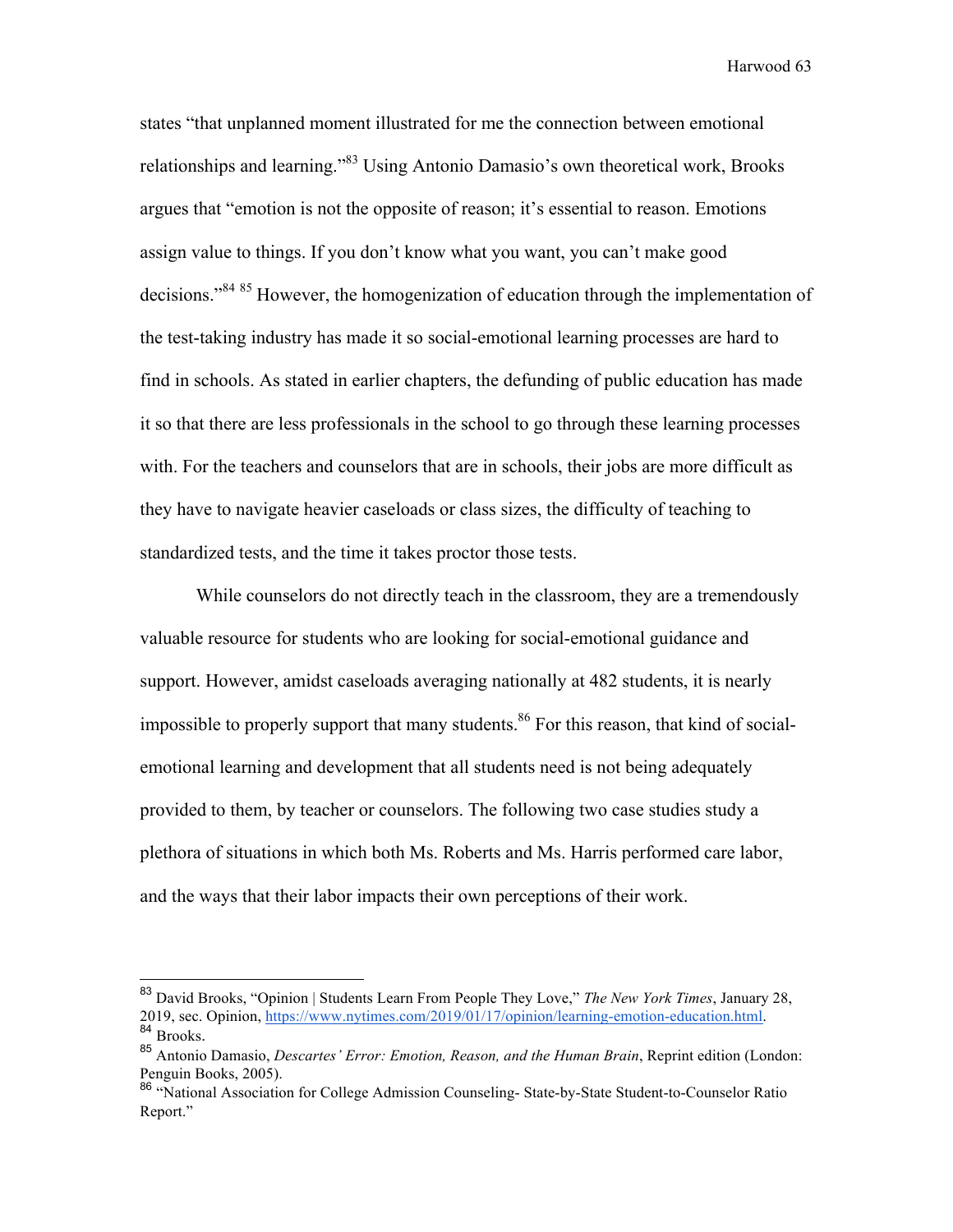states "that unplanned moment illustrated for me the connection between emotional relationships and learning."[83] Using Antonio Damasio's own theoretical work, Brooks argues that "emotion is not the opposite of reason; it's essential to reason. Emotions assign value to things. If you don't know what you want, you can't make good decisions."[84] [85] However, the homogenization of education through the implementation of the test-taking industry has made it so social-emotional learning processes are hard to find in schools. As stated in earlier chapters, the defunding of public education has made it so that there are less professionals in the school to go through these learning processes with. For the teachers and counselors that are in schools, their jobs are more difficult as they have to navigate heavier caseloads or class sizes, the difficulty of teaching to standardized tests, and the time it takes proctor those tests.

While counselors do not directly teach in the classroom, they are a tremendously valuable resource for students who are looking for social-emotional guidance and support. However, amidst caseloads averaging nationally at 482 students, it is nearly impossible to properly support that many students.[86] For this reason, that kind of social-emotional learning and development that all students need is not being adequately provided to them, by teacher or counselors. The following two case studies study a plethora of situations in which both Ms. Roberts and Ms. Harris performed care labor, and the ways that their labor impacts their own perceptions of their work.

---

[83] David Brooks, "Opinion | Students Learn From People They Love," *The New York Times*, January 28, 2019, sec. Opinion, https://www.nytimes.com/2019/01/17/opinion/learning-emotion-education.html.

[84] Brooks.

[85] Antonio Damasio, *Descartes' Error: Emotion, Reason, and the Human Brain*, Reprint edition (London: Penguin Books, 2005).

[86] "National Association for College Admission Counseling- State-by-State Student-to-Counselor Ratio Report."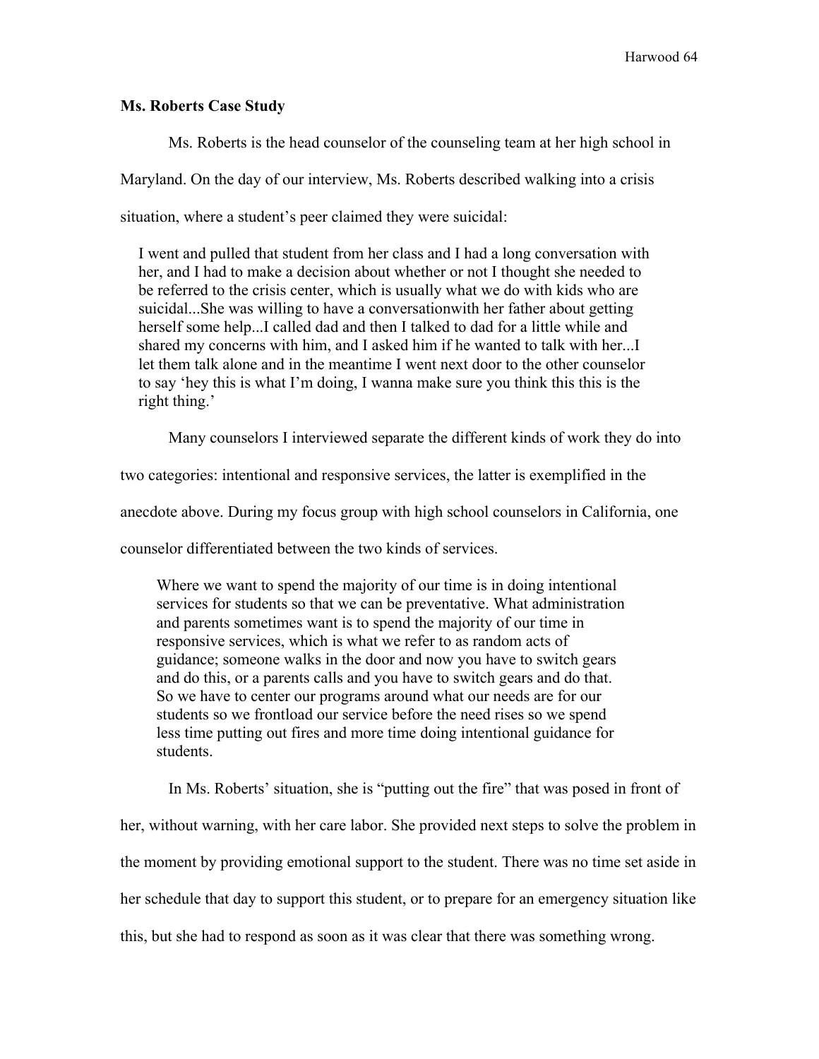**Ms. Roberts Case Study**

Ms. Roberts is the head counselor of the counseling team at her high school in Maryland. On the day of our interview, Ms. Roberts described walking into a crisis situation, where a student's peer claimed they were suicidal:

> I went and pulled that student from her class and I had a long conversation with her, and I had to make a decision about whether or not I thought she needed to be referred to the crisis center, which is usually what we do with kids who are suicidal...She was willing to have a conversationwith her father about getting herself some help...I called dad and then I talked to dad for a little while and shared my concerns with him, and I asked him if he wanted to talk with her...I let them talk alone and in the meantime I went next door to the other counselor to say 'hey this is what I'm doing, I wanna make sure you think this this is the right thing.'

Many counselors I interviewed separate the different kinds of work they do into two categories: intentional and responsive services, the latter is exemplified in the anecdote above. During my focus group with high school counselors in California, one counselor differentiated between the two kinds of services.

> Where we want to spend the majority of our time is in doing intentional services for students so that we can be preventative. What administration and parents sometimes want is to spend the majority of our time in responsive services, which is what we refer to as random acts of guidance; someone walks in the door and now you have to switch gears and do this, or a parents calls and you have to switch gears and do that. So we have to center our programs around what our needs are for our students so we frontload our service before the need rises so we spend less time putting out fires and more time doing intentional guidance for students.

In Ms. Roberts' situation, she is "putting out the fire" that was posed in front of her, without warning, with her care labor. She provided next steps to solve the problem in the moment by providing emotional support to the student. There was no time set aside in her schedule that day to support this student, or to prepare for an emergency situation like this, but she had to respond as soon as it was clear that there was something wrong.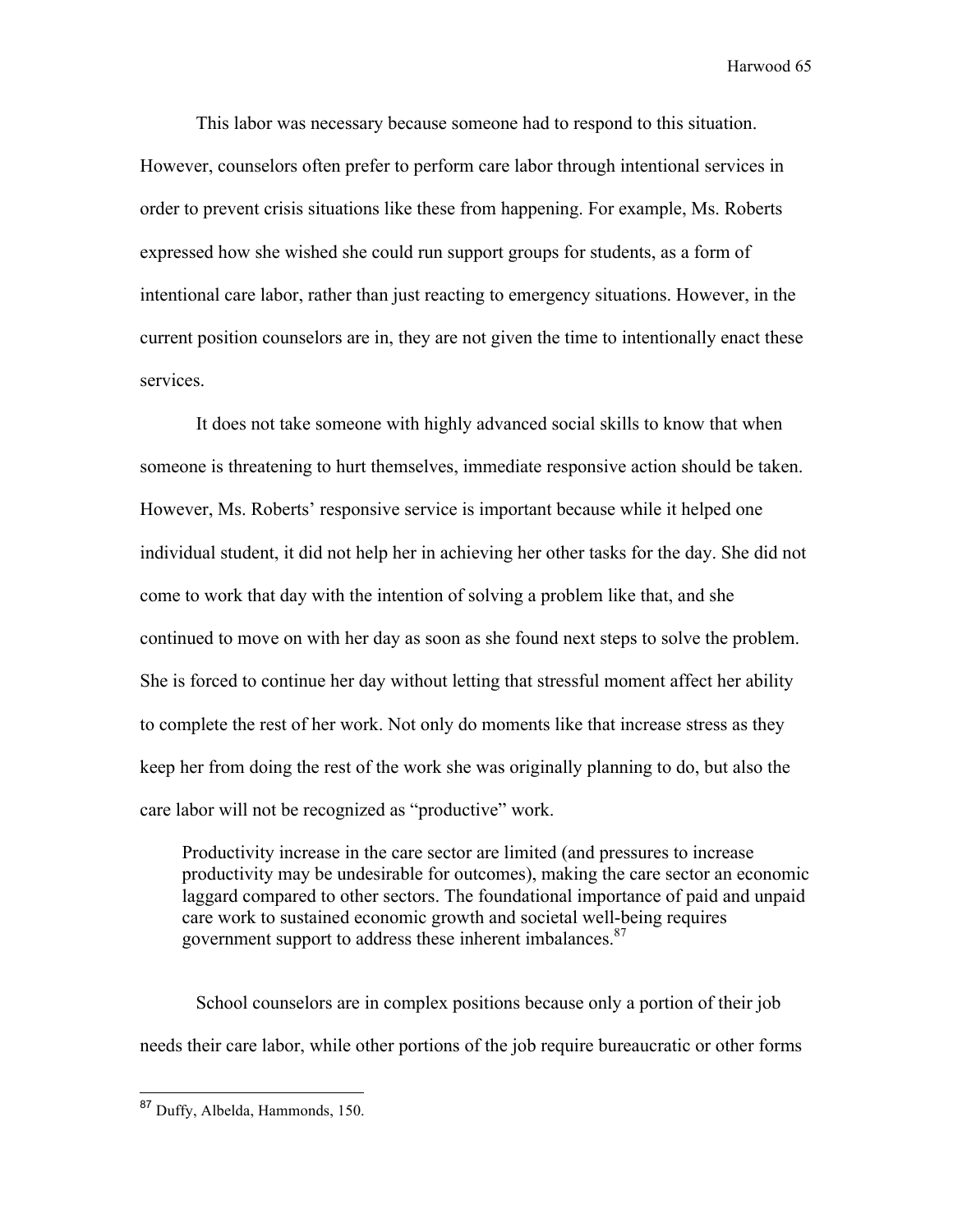This labor was necessary because someone had to respond to this situation. However, counselors often prefer to perform care labor through intentional services in order to prevent crisis situations like these from happening. For example, Ms. Roberts expressed how she wished she could run support groups for students, as a form of intentional care labor, rather than just reacting to emergency situations. However, in the current position counselors are in, they are not given the time to intentionally enact these services.

It does not take someone with highly advanced social skills to know that when someone is threatening to hurt themselves, immediate responsive action should be taken. However, Ms. Roberts' responsive service is important because while it helped one individual student, it did not help her in achieving her other tasks for the day. She did not come to work that day with the intention of solving a problem like that, and she continued to move on with her day as soon as she found next steps to solve the problem. She is forced to continue her day without letting that stressful moment affect her ability to complete the rest of her work. Not only do moments like that increase stress as they keep her from doing the rest of the work she was originally planning to do, but also the care labor will not be recognized as "productive" work.

> Productivity increase in the care sector are limited (and pressures to increase productivity may be undesirable for outcomes), making the care sector an economic laggard compared to other sectors. The foundational importance of paid and unpaid care work to sustained economic growth and societal well-being requires government support to address these inherent imbalances.[87]

School counselors are in complex positions because only a portion of their job needs their care labor, while other portions of the job require bureaucratic or other forms

---

[87] Duffy, Albelda, Hammonds, 150.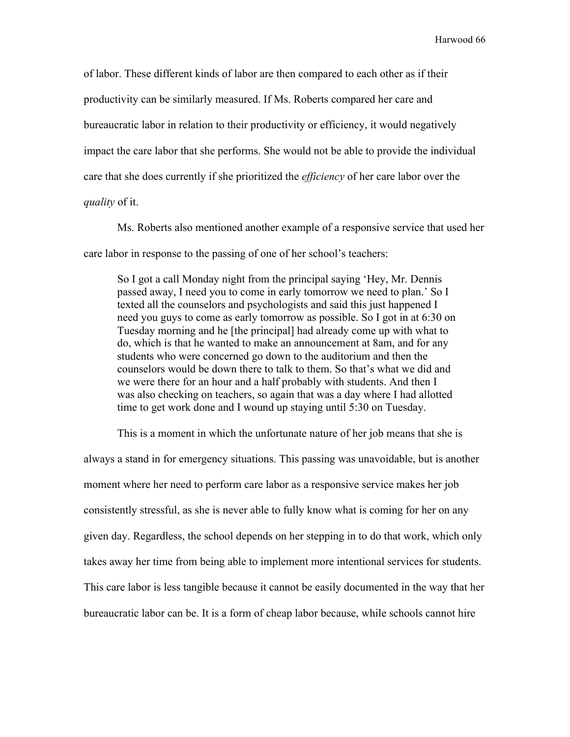of labor. These different kinds of labor are then compared to each other as if their productivity can be similarly measured. If Ms. Roberts compared her care and bureaucratic labor in relation to their productivity or efficiency, it would negatively impact the care labor that she performs. She would not be able to provide the individual care that she does currently if she prioritized the *efficiency* of her care labor over the *quality* of it.

Ms. Roberts also mentioned another example of a responsive service that used her care labor in response to the passing of one of her school's teachers:

> So I got a call Monday night from the principal saying 'Hey, Mr. Dennis passed away, I need you to come in early tomorrow we need to plan.' So I texted all the counselors and psychologists and said this just happened I need you guys to come as early tomorrow as possible. So I got in at 6:30 on Tuesday morning and he [the principal] had already come up with what to do, which is that he wanted to make an announcement at 8am, and for any students who were concerned go down to the auditorium and then the counselors would be down there to talk to them. So that's what we did and we were there for an hour and a half probably with students. And then I was also checking on teachers, so again that was a day where I had allotted time to get work done and I wound up staying until 5:30 on Tuesday.

This is a moment in which the unfortunate nature of her job means that she is always a stand in for emergency situations. This passing was unavoidable, but is another moment where her need to perform care labor as a responsive service makes her job consistently stressful, as she is never able to fully know what is coming for her on any given day. Regardless, the school depends on her stepping in to do that work, which only takes away her time from being able to implement more intentional services for students. This care labor is less tangible because it cannot be easily documented in the way that her bureaucratic labor can be. It is a form of cheap labor because, while schools cannot hire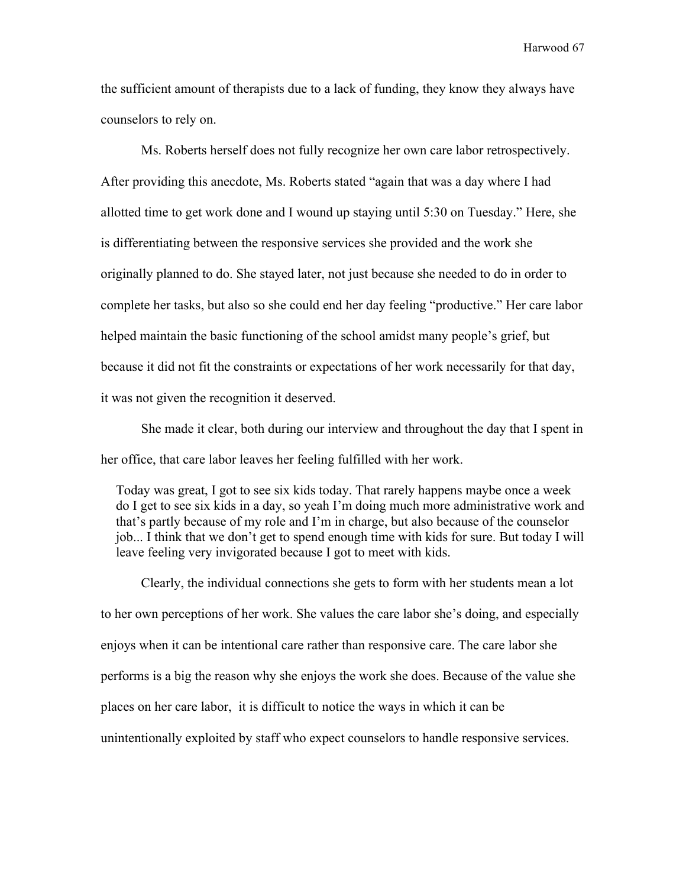the sufficient amount of therapists due to a lack of funding, they know they always have counselors to rely on.

Ms. Roberts herself does not fully recognize her own care labor retrospectively. After providing this anecdote, Ms. Roberts stated "again that was a day where I had allotted time to get work done and I wound up staying until 5:30 on Tuesday." Here, she is differentiating between the responsive services she provided and the work she originally planned to do. She stayed later, not just because she needed to do in order to complete her tasks, but also so she could end her day feeling "productive." Her care labor helped maintain the basic functioning of the school amidst many people's grief, but because it did not fit the constraints or expectations of her work necessarily for that day, it was not given the recognition it deserved.

She made it clear, both during our interview and throughout the day that I spent in her office, that care labor leaves her feeling fulfilled with her work.

> Today was great, I got to see six kids today. That rarely happens maybe once a week do I get to see six kids in a day, so yeah I'm doing much more administrative work and that's partly because of my role and I'm in charge, but also because of the counselor job... I think that we don't get to spend enough time with kids for sure. But today I will leave feeling very invigorated because I got to meet with kids.

Clearly, the individual connections she gets to form with her students mean a lot to her own perceptions of her work. She values the care labor she's doing, and especially enjoys when it can be intentional care rather than responsive care. The care labor she performs is a big the reason why she enjoys the work she does. Because of the value she places on her care labor, it is difficult to notice the ways in which it can be unintentionally exploited by staff who expect counselors to handle responsive services.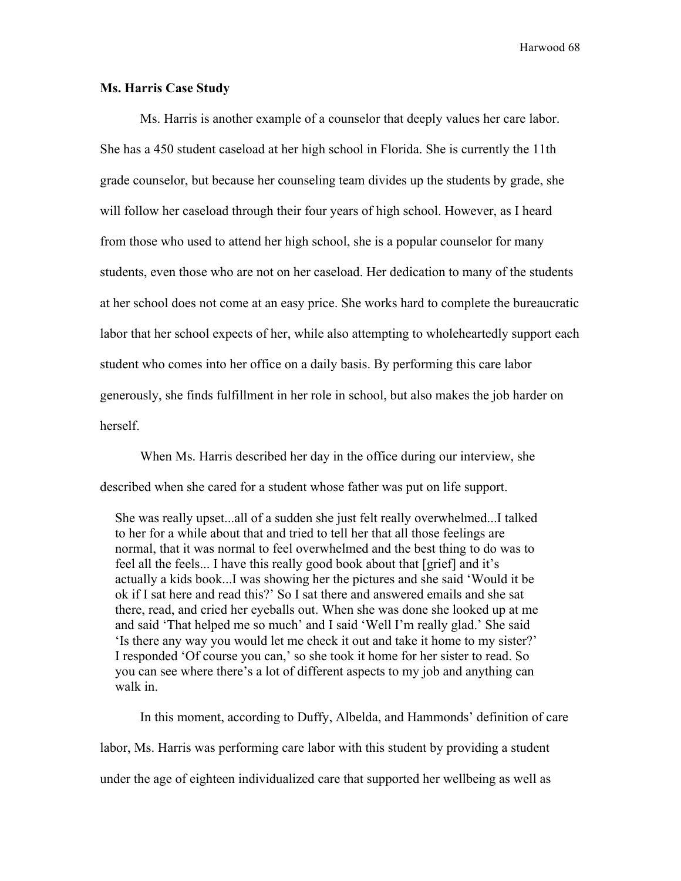**Ms. Harris Case Study**

Ms. Harris is another example of a counselor that deeply values her care labor. She has a 450 student caseload at her high school in Florida. She is currently the 11th grade counselor, but because her counseling team divides up the students by grade, she will follow her caseload through their four years of high school. However, as I heard from those who used to attend her high school, she is a popular counselor for many students, even those who are not on her caseload. Her dedication to many of the students at her school does not come at an easy price. She works hard to complete the bureaucratic labor that her school expects of her, while also attempting to wholeheartedly support each student who comes into her office on a daily basis. By performing this care labor generously, she finds fulfillment in her role in school, but also makes the job harder on herself.

When Ms. Harris described her day in the office during our interview, she described when she cared for a student whose father was put on life support.

> She was really upset...all of a sudden she just felt really overwhelmed...I talked to her for a while about that and tried to tell her that all those feelings are normal, that it was normal to feel overwhelmed and the best thing to do was to feel all the feels... I have this really good book about that [grief] and it's actually a kids book...I was showing her the pictures and she said 'Would it be ok if I sat here and read this?' So I sat there and answered emails and she sat there, read, and cried her eyeballs out. When she was done she looked up at me and said 'That helped me so much' and I said 'Well I'm really glad.' She said 'Is there any way you would let me check it out and take it home to my sister?' I responded 'Of course you can,' so she took it home for her sister to read. So you can see where there's a lot of different aspects to my job and anything can walk in.

In this moment, according to Duffy, Albelda, and Hammonds' definition of care labor, Ms. Harris was performing care labor with this student by providing a student under the age of eighteen individualized care that supported her wellbeing as well as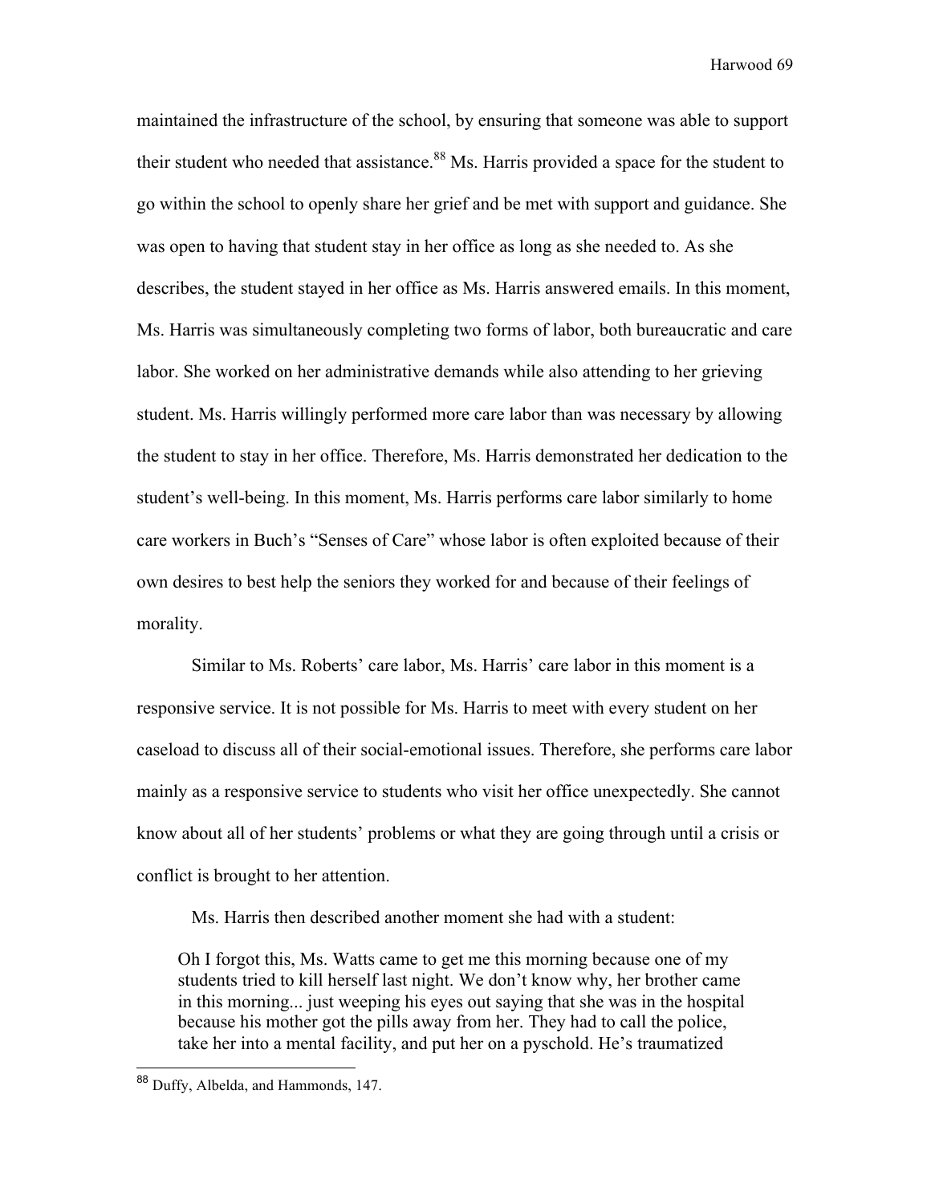maintained the infrastructure of the school, by ensuring that someone was able to support their student who needed that assistance.[88] Ms. Harris provided a space for the student to go within the school to openly share her grief and be met with support and guidance. She was open to having that student stay in her office as long as she needed to. As she describes, the student stayed in her office as Ms. Harris answered emails. In this moment, Ms. Harris was simultaneously completing two forms of labor, both bureaucratic and care labor. She worked on her administrative demands while also attending to her grieving student. Ms. Harris willingly performed more care labor than was necessary by allowing the student to stay in her office. Therefore, Ms. Harris demonstrated her dedication to the student's well-being. In this moment, Ms. Harris performs care labor similarly to home care workers in Buch's "Senses of Care" whose labor is often exploited because of their own desires to best help the seniors they worked for and because of their feelings of morality.

Similar to Ms. Roberts' care labor, Ms. Harris' care labor in this moment is a responsive service. It is not possible for Ms. Harris to meet with every student on her caseload to discuss all of their social-emotional issues. Therefore, she performs care labor mainly as a responsive service to students who visit her office unexpectedly. She cannot know about all of her students' problems or what they are going through until a crisis or conflict is brought to her attention.

Ms. Harris then described another moment she had with a student:

> Oh I forgot this, Ms. Watts came to get me this morning because one of my students tried to kill herself last night. We don't know why, her brother came in this morning... just weeping his eyes out saying that she was in the hospital because his mother got the pills away from her. They had to call the police, take her into a mental facility, and put her on a pyschold. He's traumatized

[88] Duffy, Albelda, and Hammonds, 147.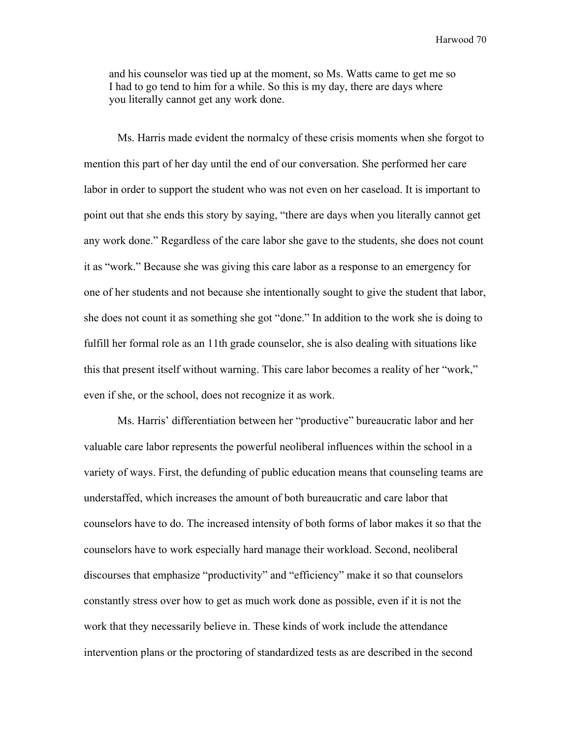> and his counselor was tied up at the moment, so Ms. Watts came to get me so I had to go tend to him for a while. So this is my day, there are days where you literally cannot get any work done.

Ms. Harris made evident the normalcy of these crisis moments when she forgot to mention this part of her day until the end of our conversation. She performed her care labor in order to support the student who was not even on her caseload. It is important to point out that she ends this story by saying, "there are days when you literally cannot get any work done." Regardless of the care labor she gave to the students, she does not count it as "work." Because she was giving this care labor as a response to an emergency for one of her students and not because she intentionally sought to give the student that labor, she does not count it as something she got "done." In addition to the work she is doing to fulfill her formal role as an 11th grade counselor, she is also dealing with situations like this that present itself without warning. This care labor becomes a reality of her "work," even if she, or the school, does not recognize it as work.

Ms. Harris' differentiation between her "productive" bureaucratic labor and her valuable care labor represents the powerful neoliberal influences within the school in a variety of ways. First, the defunding of public education means that counseling teams are understaffed, which increases the amount of both bureaucratic and care labor that counselors have to do. The increased intensity of both forms of labor makes it so that the counselors have to work especially hard manage their workload. Second, neoliberal discourses that emphasize "productivity" and "efficiency" make it so that counselors constantly stress over how to get as much work done as possible, even if it is not the work that they necessarily believe in. These kinds of work include the attendance intervention plans or the proctoring of standardized tests as are described in the second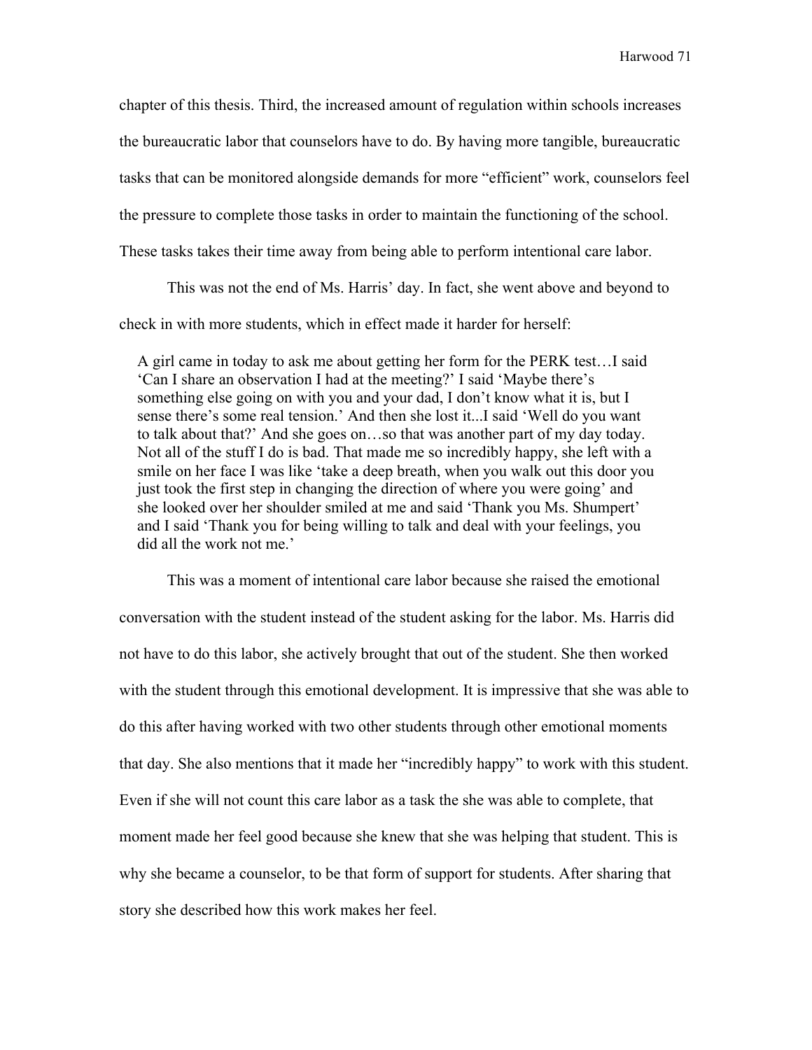chapter of this thesis. Third, the increased amount of regulation within schools increases the bureaucratic labor that counselors have to do. By having more tangible, bureaucratic tasks that can be monitored alongside demands for more "efficient" work, counselors feel the pressure to complete those tasks in order to maintain the functioning of the school. These tasks takes their time away from being able to perform intentional care labor.

This was not the end of Ms. Harris' day. In fact, she went above and beyond to check in with more students, which in effect made it harder for herself:

> A girl came in today to ask me about getting her form for the PERK test…I said 'Can I share an observation I had at the meeting?' I said 'Maybe there's something else going on with you and your dad, I don't know what it is, but I sense there's some real tension.' And then she lost it...I said 'Well do you want to talk about that?' And she goes on…so that was another part of my day today. Not all of the stuff I do is bad. That made me so incredibly happy, she left with a smile on her face I was like 'take a deep breath, when you walk out this door you just took the first step in changing the direction of where you were going' and she looked over her shoulder smiled at me and said 'Thank you Ms. Shumpert' and I said 'Thank you for being willing to talk and deal with your feelings, you did all the work not me.'

This was a moment of intentional care labor because she raised the emotional conversation with the student instead of the student asking for the labor. Ms. Harris did not have to do this labor, she actively brought that out of the student. She then worked with the student through this emotional development. It is impressive that she was able to do this after having worked with two other students through other emotional moments that day. She also mentions that it made her "incredibly happy" to work with this student. Even if she will not count this care labor as a task the she was able to complete, that moment made her feel good because she knew that she was helping that student. This is why she became a counselor, to be that form of support for students. After sharing that story she described how this work makes her feel.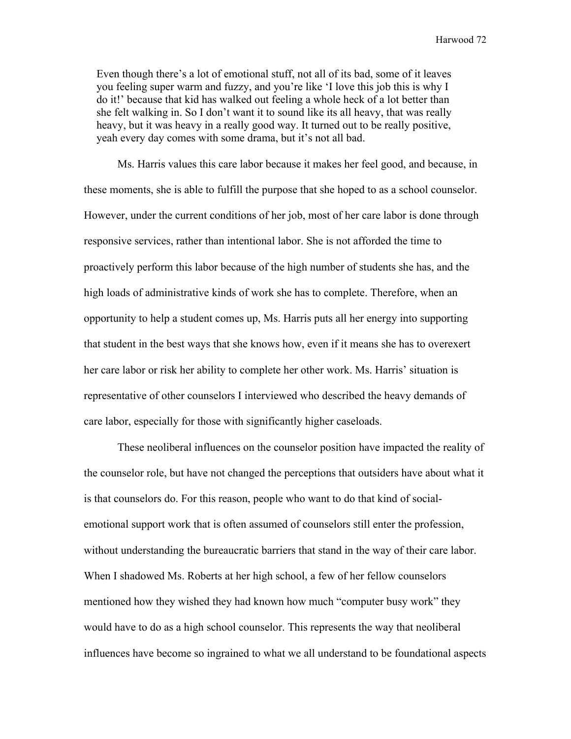> Even though there's a lot of emotional stuff, not all of its bad, some of it leaves you feeling super warm and fuzzy, and you're like 'I love this job this is why I do it!' because that kid has walked out feeling a whole heck of a lot better than she felt walking in. So I don't want it to sound like its all heavy, that was really heavy, but it was heavy in a really good way. It turned out to be really positive, yeah every day comes with some drama, but it's not all bad.

Ms. Harris values this care labor because it makes her feel good, and because, in these moments, she is able to fulfill the purpose that she hoped to as a school counselor. However, under the current conditions of her job, most of her care labor is done through responsive services, rather than intentional labor. She is not afforded the time to proactively perform this labor because of the high number of students she has, and the high loads of administrative kinds of work she has to complete. Therefore, when an opportunity to help a student comes up, Ms. Harris puts all her energy into supporting that student in the best ways that she knows how, even if it means she has to overexert her care labor or risk her ability to complete her other work. Ms. Harris' situation is representative of other counselors I interviewed who described the heavy demands of care labor, especially for those with significantly higher caseloads.

These neoliberal influences on the counselor position have impacted the reality of the counselor role, but have not changed the perceptions that outsiders have about what it is that counselors do. For this reason, people who want to do that kind of social-emotional support work that is often assumed of counselors still enter the profession, without understanding the bureaucratic barriers that stand in the way of their care labor. When I shadowed Ms. Roberts at her high school, a few of her fellow counselors mentioned how they wished they had known how much "computer busy work" they would have to do as a high school counselor. This represents the way that neoliberal influences have become so ingrained to what we all understand to be foundational aspects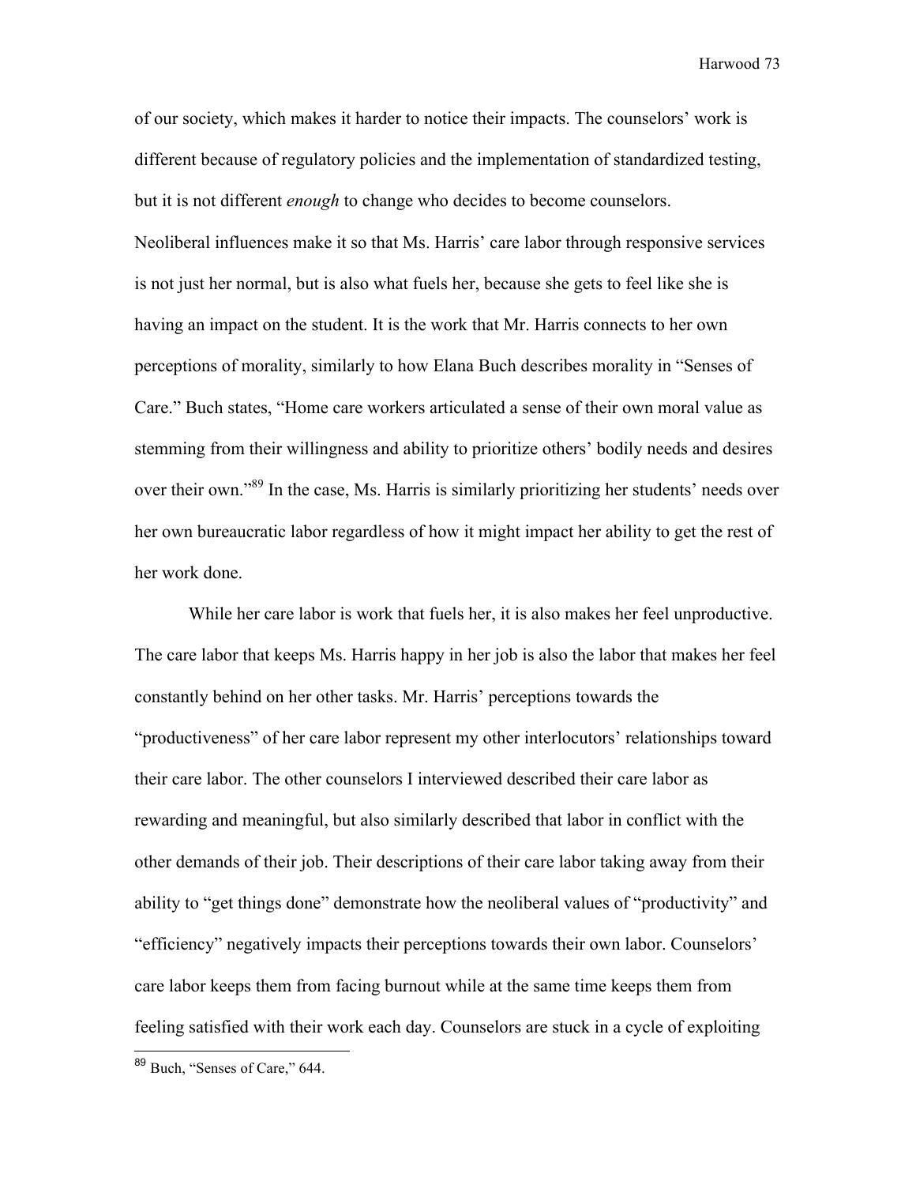of our society, which makes it harder to notice their impacts. The counselors' work is different because of regulatory policies and the implementation of standardized testing, but it is not different *enough* to change who decides to become counselors.
Neoliberal influences make it so that Ms. Harris' care labor through responsive services is not just her normal, but is also what fuels her, because she gets to feel like she is having an impact on the student. It is the work that Mr. Harris connects to her own perceptions of morality, similarly to how Elana Buch describes morality in "Senses of Care." Buch states, "Home care workers articulated a sense of their own moral value as stemming from their willingness and ability to prioritize others' bodily needs and desires over their own."[89] In the case, Ms. Harris is similarly prioritizing her students' needs over her own bureaucratic labor regardless of how it might impact her ability to get the rest of her work done.

While her care labor is work that fuels her, it is also makes her feel unproductive. The care labor that keeps Ms. Harris happy in her job is also the labor that makes her feel constantly behind on her other tasks. Mr. Harris' perceptions towards the "productiveness" of her care labor represent my other interlocutors' relationships toward their care labor. The other counselors I interviewed described their care labor as rewarding and meaningful, but also similarly described that labor in conflict with the other demands of their job. Their descriptions of their care labor taking away from their ability to "get things done" demonstrate how the neoliberal values of "productivity" and "efficiency" negatively impacts their perceptions towards their own labor. Counselors' care labor keeps them from facing burnout while at the same time keeps them from feeling satisfied with their work each day. Counselors are stuck in a cycle of exploiting

[89] Buch, "Senses of Care," 644.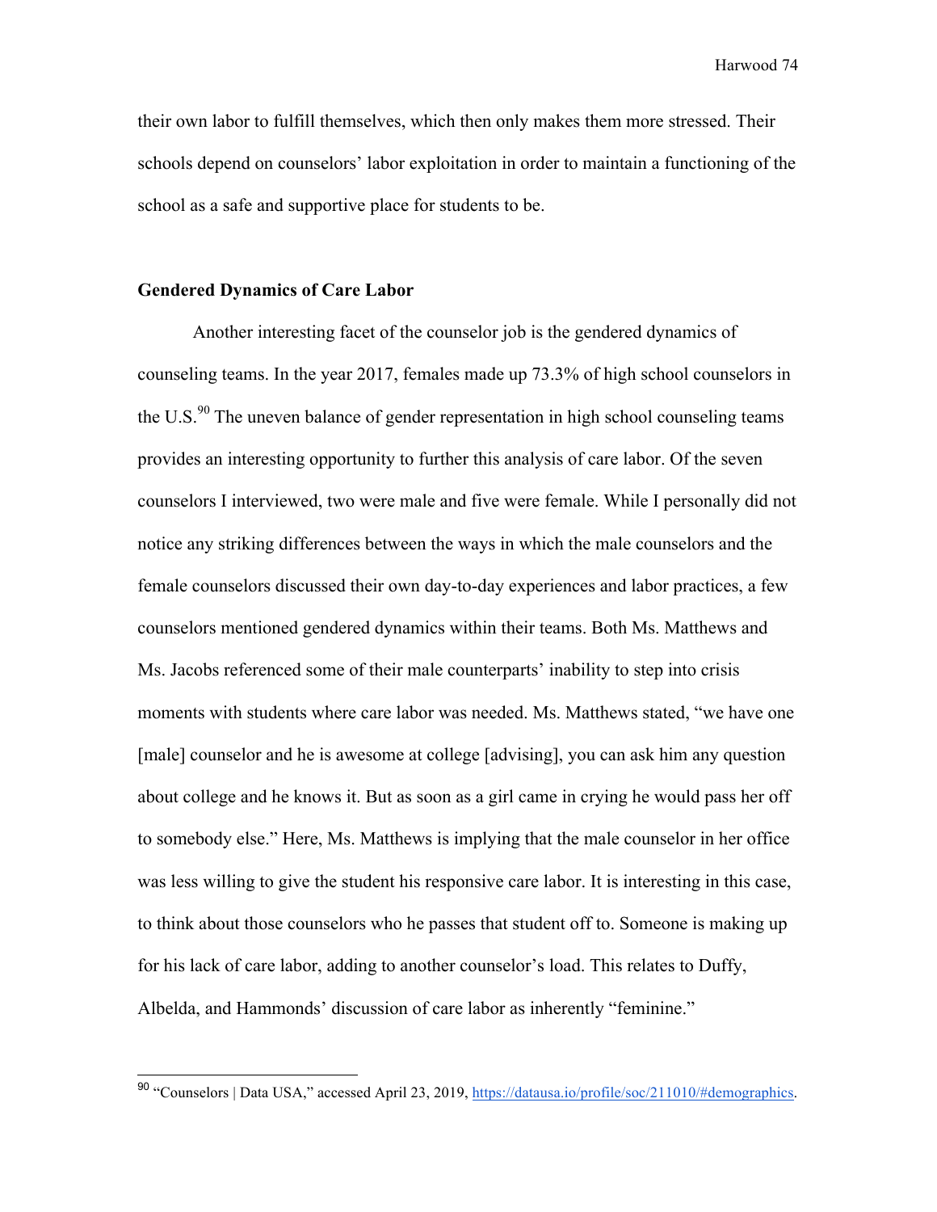their own labor to fulfill themselves, which then only makes them more stressed. Their schools depend on counselors' labor exploitation in order to maintain a functioning of the school as a safe and supportive place for students to be.

### Gendered Dynamics of Care Labor

Another interesting facet of the counselor job is the gendered dynamics of counseling teams. In the year 2017, females made up 73.3% of high school counselors in the U.S.[90] The uneven balance of gender representation in high school counseling teams provides an interesting opportunity to further this analysis of care labor. Of the seven counselors I interviewed, two were male and five were female. While I personally did not notice any striking differences between the ways in which the male counselors and the female counselors discussed their own day-to-day experiences and labor practices, a few counselors mentioned gendered dynamics within their teams. Both Ms. Matthews and Ms. Jacobs referenced some of their male counterparts' inability to step into crisis moments with students where care labor was needed. Ms. Matthews stated, "we have one [male] counselor and he is awesome at college [advising], you can ask him any question about college and he knows it. But as soon as a girl came in crying he would pass her off to somebody else." Here, Ms. Matthews is implying that the male counselor in her office was less willing to give the student his responsive care labor. It is interesting in this case, to think about those counselors who he passes that student off to. Someone is making up for his lack of care labor, adding to another counselor's load. This relates to Duffy, Albelda, and Hammonds' discussion of care labor as inherently "feminine."

---

[90] "Counselors | Data USA," accessed April 23, 2019, https://datausa.io/profile/soc/211010/#demographics.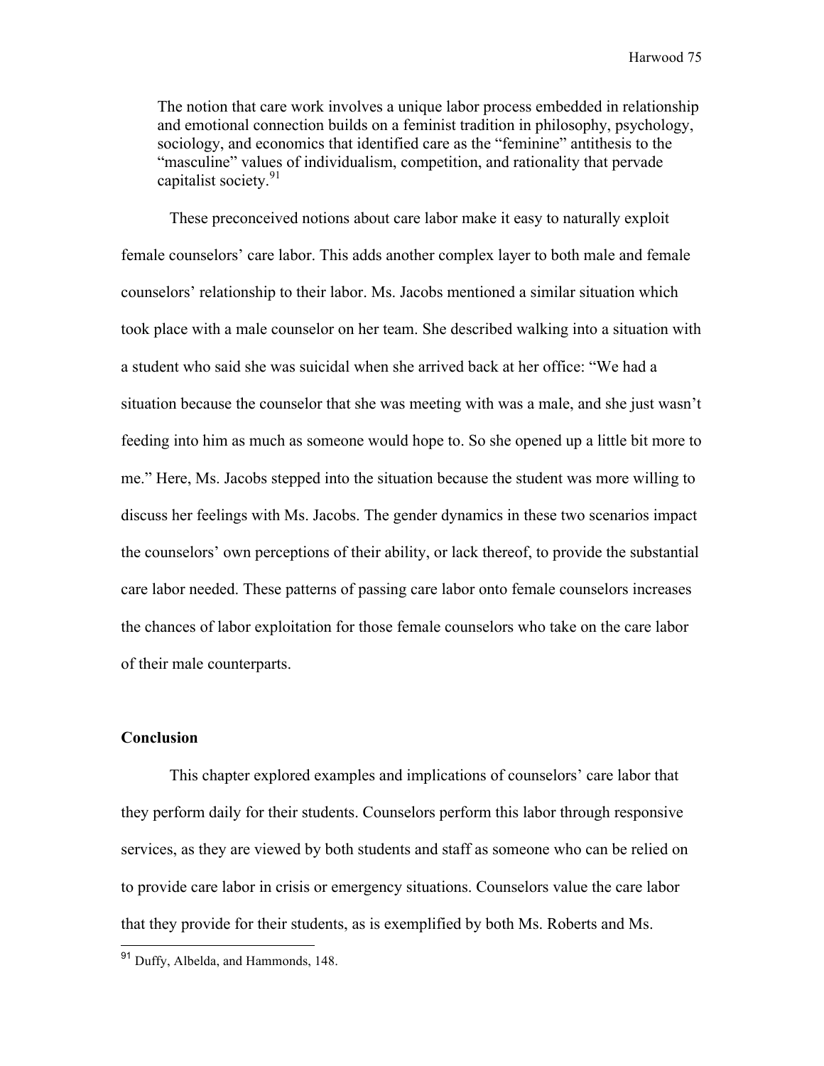> The notion that care work involves a unique labor process embedded in relationship and emotional connection builds on a feminist tradition in philosophy, psychology, sociology, and economics that identified care as the "feminine" antithesis to the "masculine" values of individualism, competition, and rationality that pervade capitalist society.[91]

These preconceived notions about care labor make it easy to naturally exploit female counselors' care labor. This adds another complex layer to both male and female counselors' relationship to their labor. Ms. Jacobs mentioned a similar situation which took place with a male counselor on her team. She described walking into a situation with a student who said she was suicidal when she arrived back at her office: "We had a situation because the counselor that she was meeting with was a male, and she just wasn't feeding into him as much as someone would hope to. So she opened up a little bit more to me." Here, Ms. Jacobs stepped into the situation because the student was more willing to discuss her feelings with Ms. Jacobs. The gender dynamics in these two scenarios impact the counselors' own perceptions of their ability, or lack thereof, to provide the substantial care labor needed. These patterns of passing care labor onto female counselors increases the chances of labor exploitation for those female counselors who take on the care labor of their male counterparts.

### Conclusion

This chapter explored examples and implications of counselors' care labor that they perform daily for their students. Counselors perform this labor through responsive services, as they are viewed by both students and staff as someone who can be relied on to provide care labor in crisis or emergency situations. Counselors value the care labor that they provide for their students, as is exemplified by both Ms. Roberts and Ms.

[91] Duffy, Albelda, and Hammonds, 148.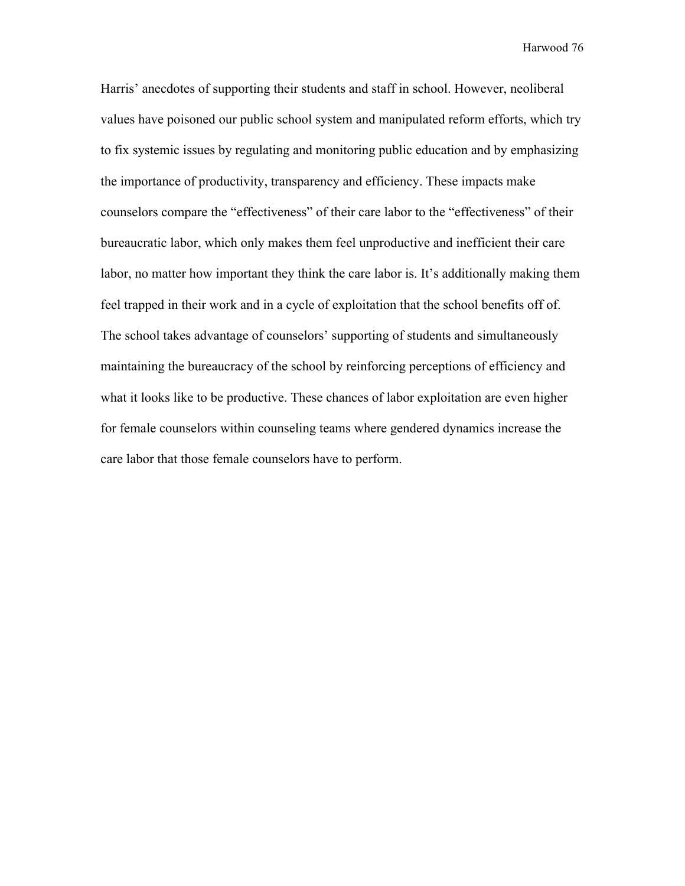Harris' anecdotes of supporting their students and staff in school. However, neoliberal values have poisoned our public school system and manipulated reform efforts, which try to fix systemic issues by regulating and monitoring public education and by emphasizing the importance of productivity, transparency and efficiency. These impacts make counselors compare the "effectiveness" of their care labor to the "effectiveness" of their bureaucratic labor, which only makes them feel unproductive and inefficient their care labor, no matter how important they think the care labor is. It's additionally making them feel trapped in their work and in a cycle of exploitation that the school benefits off of. The school takes advantage of counselors' supporting of students and simultaneously maintaining the bureaucracy of the school by reinforcing perceptions of efficiency and what it looks like to be productive. These chances of labor exploitation are even higher for female counselors within counseling teams where gendered dynamics increase the care labor that those female counselors have to perform.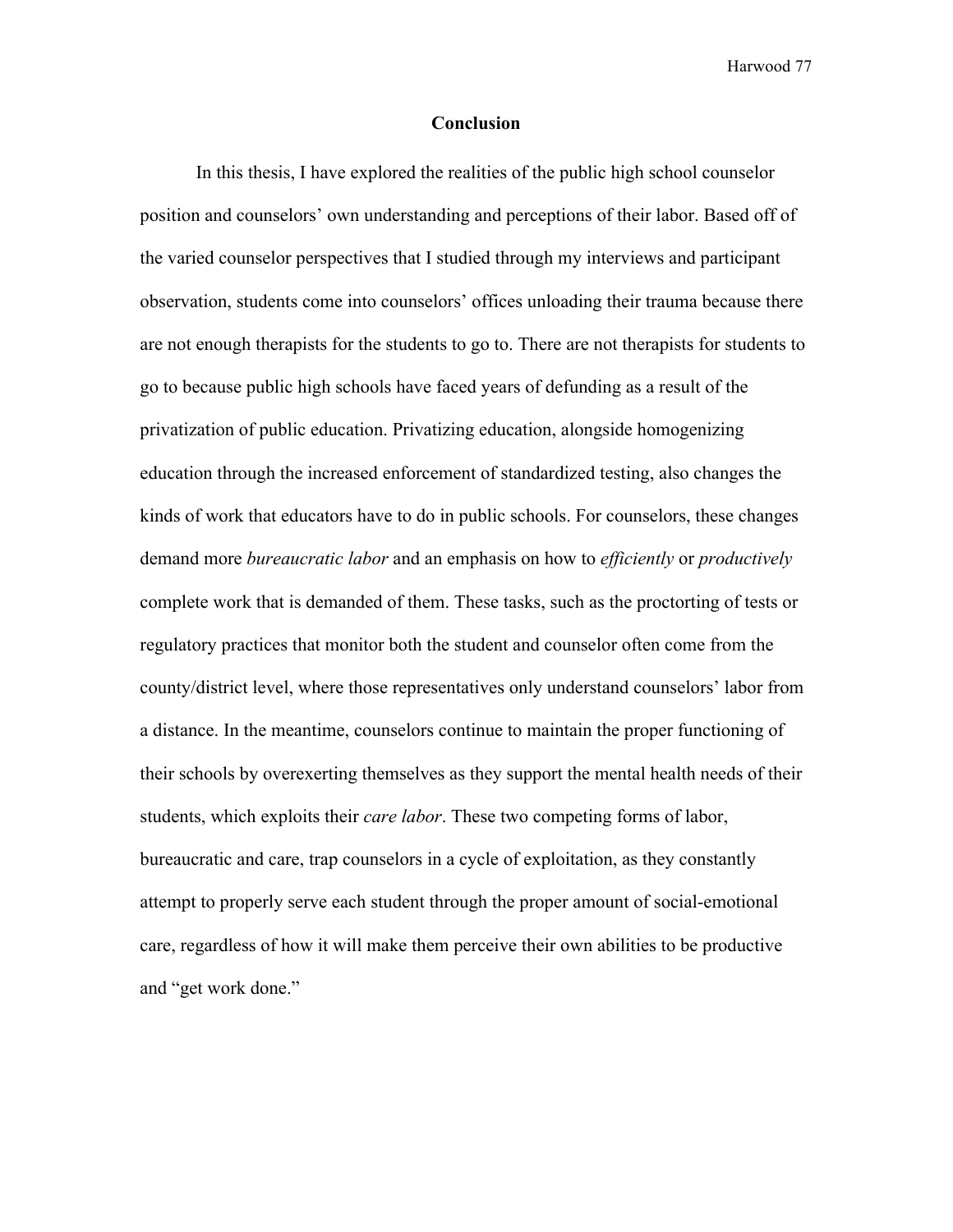## Conclusion

In this thesis, I have explored the realities of the public high school counselor position and counselors' own understanding and perceptions of their labor. Based off of the varied counselor perspectives that I studied through my interviews and participant observation, students come into counselors' offices unloading their trauma because there are not enough therapists for the students to go to. There are not therapists for students to go to because public high schools have faced years of defunding as a result of the privatization of public education. Privatizing education, alongside homogenizing education through the increased enforcement of standardized testing, also changes the kinds of work that educators have to do in public schools. For counselors, these changes demand more *bureaucratic labor* and an emphasis on how to *efficiently* or *productively* complete work that is demanded of them. These tasks, such as the proctorting of tests or regulatory practices that monitor both the student and counselor often come from the county/district level, where those representatives only understand counselors' labor from a distance. In the meantime, counselors continue to maintain the proper functioning of their schools by overexerting themselves as they support the mental health needs of their students, which exploits their *care labor*. These two competing forms of labor, bureaucratic and care, trap counselors in a cycle of exploitation, as they constantly attempt to properly serve each student through the proper amount of social-emotional care, regardless of how it will make them perceive their own abilities to be productive and "get work done."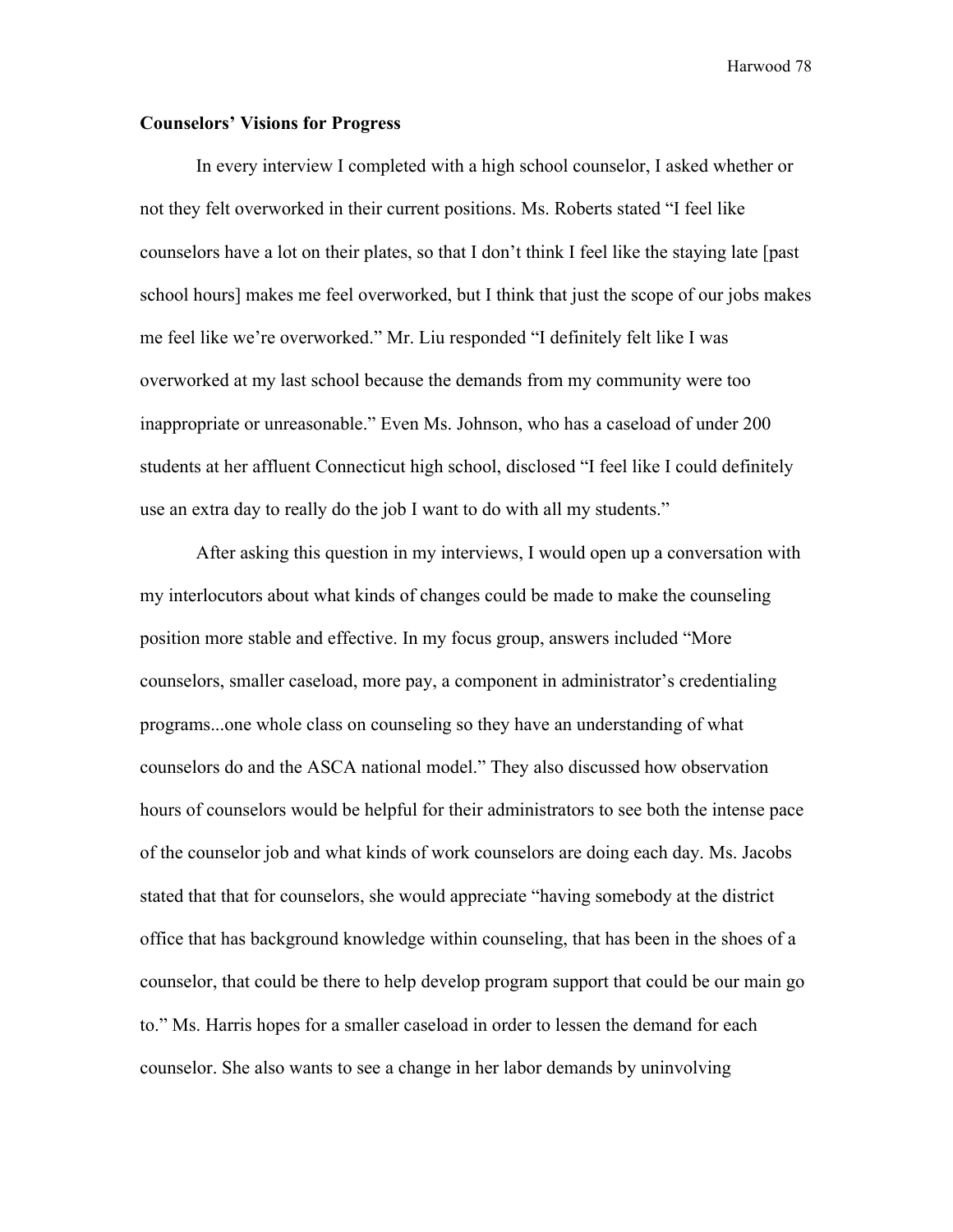**Counselors' Visions for Progress**

In every interview I completed with a high school counselor, I asked whether or not they felt overworked in their current positions. Ms. Roberts stated "I feel like counselors have a lot on their plates, so that I don't think I feel like the staying late [past school hours] makes me feel overworked, but I think that just the scope of our jobs makes me feel like we're overworked." Mr. Liu responded "I definitely felt like I was overworked at my last school because the demands from my community were too inappropriate or unreasonable." Even Ms. Johnson, who has a caseload of under 200 students at her affluent Connecticut high school, disclosed "I feel like I could definitely use an extra day to really do the job I want to do with all my students."

After asking this question in my interviews, I would open up a conversation with my interlocutors about what kinds of changes could be made to make the counseling position more stable and effective. In my focus group, answers included "More counselors, smaller caseload, more pay, a component in administrator's credentialing programs...one whole class on counseling so they have an understanding of what counselors do and the ASCA national model." They also discussed how observation hours of counselors would be helpful for their administrators to see both the intense pace of the counselor job and what kinds of work counselors are doing each day. Ms. Jacobs stated that that for counselors, she would appreciate "having somebody at the district office that has background knowledge within counseling, that has been in the shoes of a counselor, that could be there to help develop program support that could be our main go to." Ms. Harris hopes for a smaller caseload in order to lessen the demand for each counselor. She also wants to see a change in her labor demands by uninvolving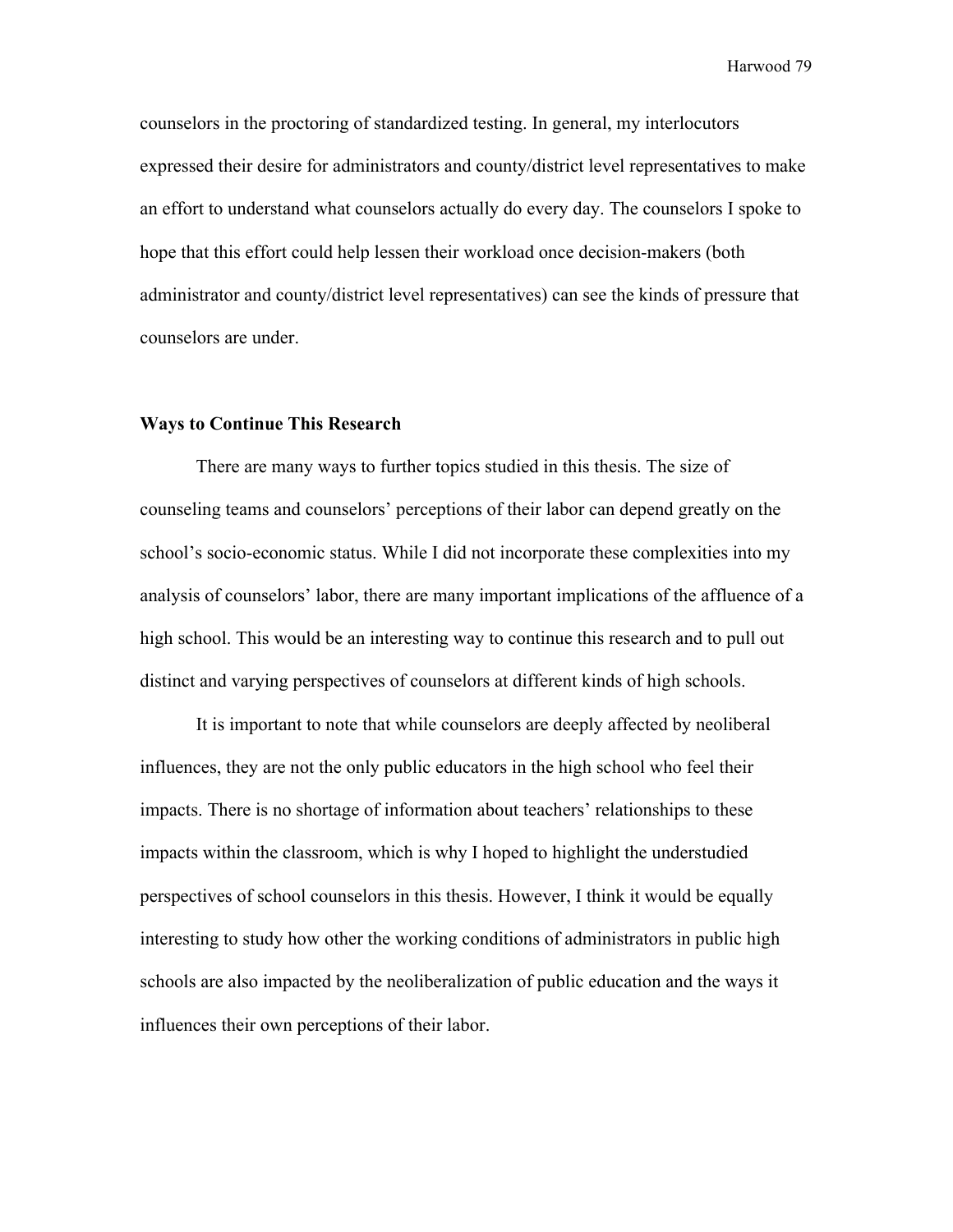counselors in the proctoring of standardized testing. In general, my interlocutors expressed their desire for administrators and county/district level representatives to make an effort to understand what counselors actually do every day. The counselors I spoke to hope that this effort could help lessen their workload once decision-makers (both administrator and county/district level representatives) can see the kinds of pressure that counselors are under.

**Ways to Continue This Research**

There are many ways to further topics studied in this thesis. The size of counseling teams and counselors' perceptions of their labor can depend greatly on the school's socio-economic status. While I did not incorporate these complexities into my analysis of counselors' labor, there are many important implications of the affluence of a high school. This would be an interesting way to continue this research and to pull out distinct and varying perspectives of counselors at different kinds of high schools.

It is important to note that while counselors are deeply affected by neoliberal influences, they are not the only public educators in the high school who feel their impacts. There is no shortage of information about teachers' relationships to these impacts within the classroom, which is why I hoped to highlight the understudied perspectives of school counselors in this thesis. However, I think it would be equally interesting to study how other the working conditions of administrators in public high schools are also impacted by the neoliberalization of public education and the ways it influences their own perceptions of their labor.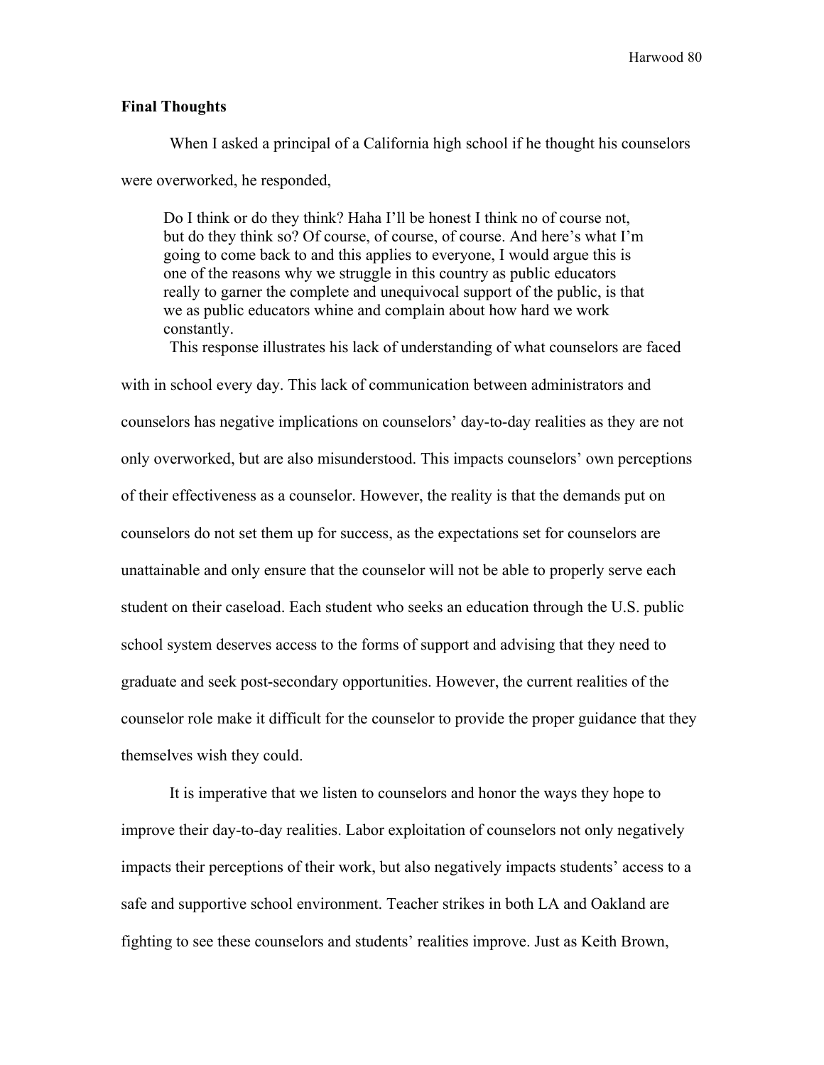### Final Thoughts

When I asked a principal of a California high school if he thought his counselors were overworked, he responded,

> Do I think or do they think? Haha I'll be honest I think no of course not, but do they think so? Of course, of course, of course. And here's what I'm going to come back to and this applies to everyone, I would argue this is one of the reasons why we struggle in this country as public educators really to garner the complete and unequivocal support of the public, is that we as public educators whine and complain about how hard we work constantly.

This response illustrates his lack of understanding of what counselors are faced with in school every day. This lack of communication between administrators and counselors has negative implications on counselors' day-to-day realities as they are not only overworked, but are also misunderstood. This impacts counselors' own perceptions of their effectiveness as a counselor. However, the reality is that the demands put on counselors do not set them up for success, as the expectations set for counselors are unattainable and only ensure that the counselor will not be able to properly serve each student on their caseload. Each student who seeks an education through the U.S. public school system deserves access to the forms of support and advising that they need to graduate and seek post-secondary opportunities. However, the current realities of the counselor role make it difficult for the counselor to provide the proper guidance that they themselves wish they could.

It is imperative that we listen to counselors and honor the ways they hope to improve their day-to-day realities. Labor exploitation of counselors not only negatively impacts their perceptions of their work, but also negatively impacts students' access to a safe and supportive school environment. Teacher strikes in both LA and Oakland are fighting to see these counselors and students' realities improve. Just as Keith Brown,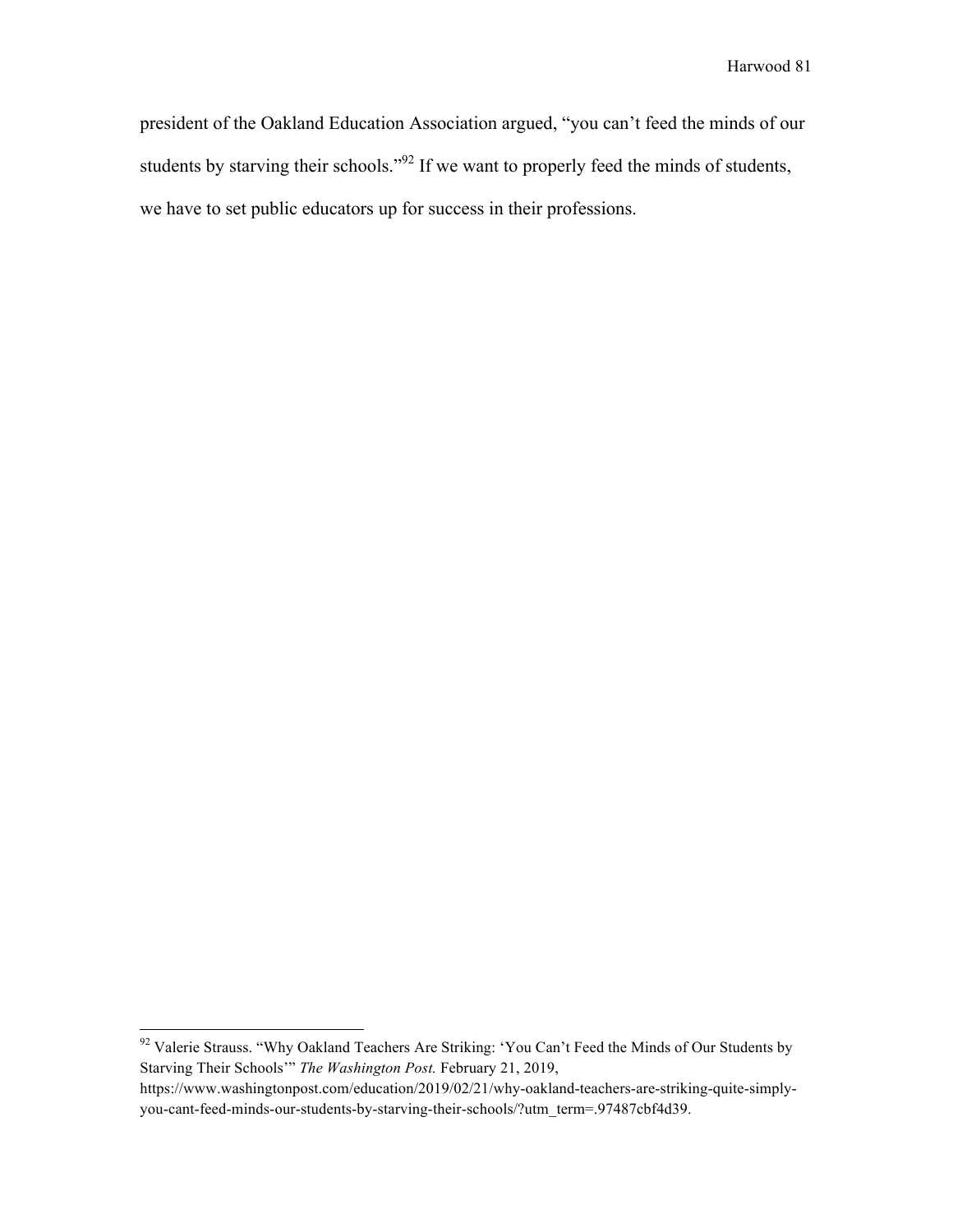president of the Oakland Education Association argued, "you can't feed the minds of our students by starving their schools."[92] If we want to properly feed the minds of students, we have to set public educators up for success in their professions.

---

[92] Valerie Strauss. "Why Oakland Teachers Are Striking: 'You Can't Feed the Minds of Our Students by Starving Their Schools'" *The Washington Post.* February 21, 2019, https://www.washingtonpost.com/education/2019/02/21/why-oakland-teachers-are-striking-quite-simply-you-cant-feed-minds-our-students-by-starving-their-schools/?utm_term=.97487cbf4d39.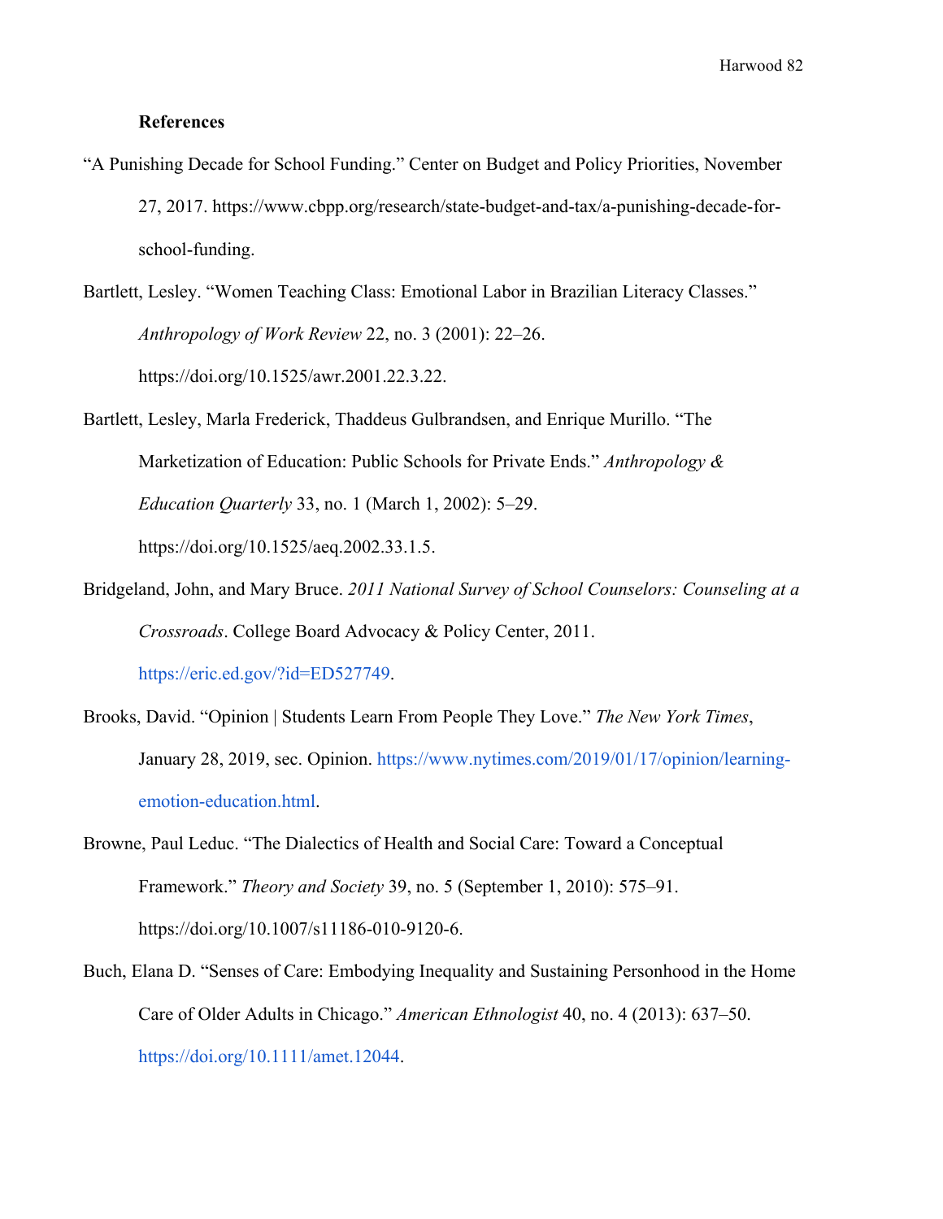**References**

"A Punishing Decade for School Funding." Center on Budget and Policy Priorities, November 27, 2017. https://www.cbpp.org/research/state-budget-and-tax/a-punishing-decade-for-school-funding.

Bartlett, Lesley. "Women Teaching Class: Emotional Labor in Brazilian Literacy Classes." *Anthropology of Work Review* 22, no. 3 (2001): 22–26. https://doi.org/10.1525/awr.2001.22.3.22.

Bartlett, Lesley, Marla Frederick, Thaddeus Gulbrandsen, and Enrique Murillo. "The Marketization of Education: Public Schools for Private Ends." *Anthropology & Education Quarterly* 33, no. 1 (March 1, 2002): 5–29. https://doi.org/10.1525/aeq.2002.33.1.5.

Bridgeland, John, and Mary Bruce. *2011 National Survey of School Counselors: Counseling at a Crossroads*. College Board Advocacy & Policy Center, 2011. https://eric.ed.gov/?id=ED527749.

Brooks, David. "Opinion | Students Learn From People They Love." *The New York Times*, January 28, 2019, sec. Opinion. https://www.nytimes.com/2019/01/17/opinion/learning-emotion-education.html.

Browne, Paul Leduc. "The Dialectics of Health and Social Care: Toward a Conceptual Framework." *Theory and Society* 39, no. 5 (September 1, 2010): 575–91. https://doi.org/10.1007/s11186-010-9120-6.

Buch, Elana D. "Senses of Care: Embodying Inequality and Sustaining Personhood in the Home Care of Older Adults in Chicago." *American Ethnologist* 40, no. 4 (2013): 637–50. https://doi.org/10.1111/amet.12044.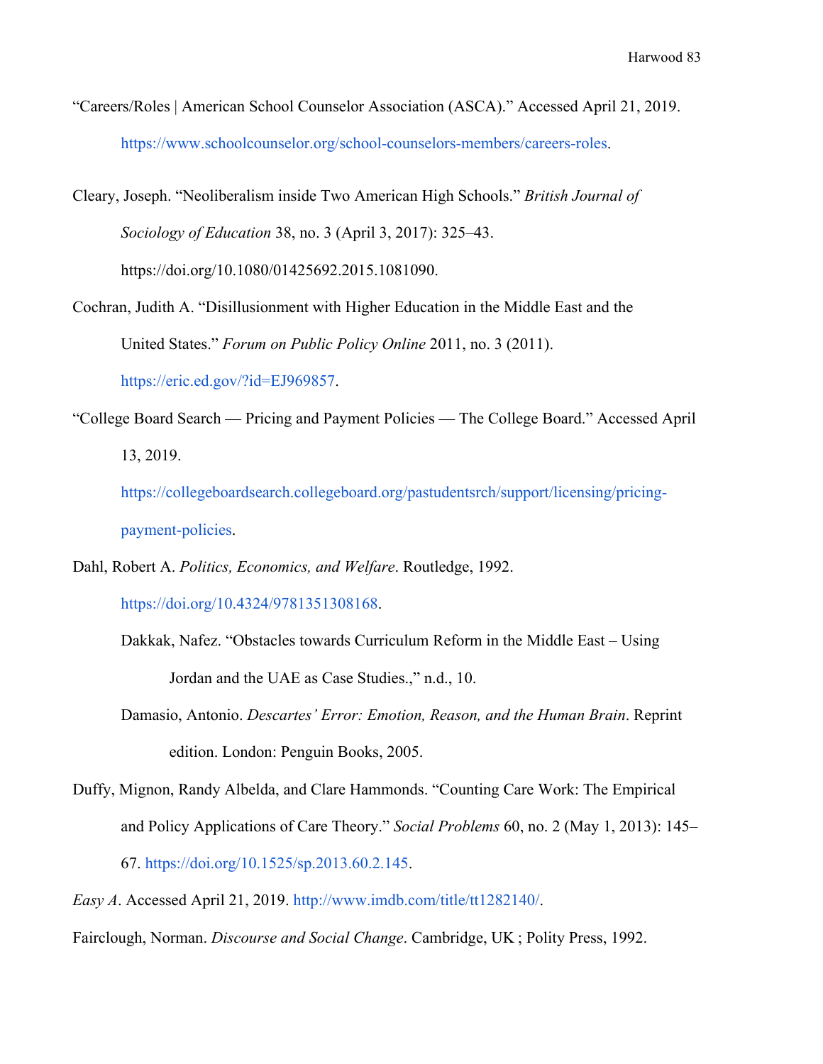"Careers/Roles | American School Counselor Association (ASCA)." Accessed April 21, 2019. https://www.schoolcounselor.org/school-counselors-members/careers-roles.

Cleary, Joseph. "Neoliberalism inside Two American High Schools." *British Journal of Sociology of Education* 38, no. 3 (April 3, 2017): 325–43. https://doi.org/10.1080/01425692.2015.1081090.

Cochran, Judith A. "Disillusionment with Higher Education in the Middle East and the United States." *Forum on Public Policy Online* 2011, no. 3 (2011). https://eric.ed.gov/?id=EJ969857.

"College Board Search — Pricing and Payment Policies — The College Board." Accessed April 13, 2019. https://collegeboardsearch.collegeboard.org/pastudentsrch/support/licensing/pricing-payment-policies.

Dahl, Robert A. *Politics, Economics, and Welfare*. Routledge, 1992. https://doi.org/10.4324/9781351308168.

Dakkak, Nafez. "Obstacles towards Curriculum Reform in the Middle East – Using Jordan and the UAE as Case Studies.," n.d., 10.

Damasio, Antonio. *Descartes' Error: Emotion, Reason, and the Human Brain*. Reprint edition. London: Penguin Books, 2005.

Duffy, Mignon, Randy Albelda, and Clare Hammonds. "Counting Care Work: The Empirical and Policy Applications of Care Theory." *Social Problems* 60, no. 2 (May 1, 2013): 145–67. https://doi.org/10.1525/sp.2013.60.2.145.

*Easy A*. Accessed April 21, 2019. http://www.imdb.com/title/tt1282140/.

Fairclough, Norman. *Discourse and Social Change*. Cambridge, UK ; Polity Press, 1992.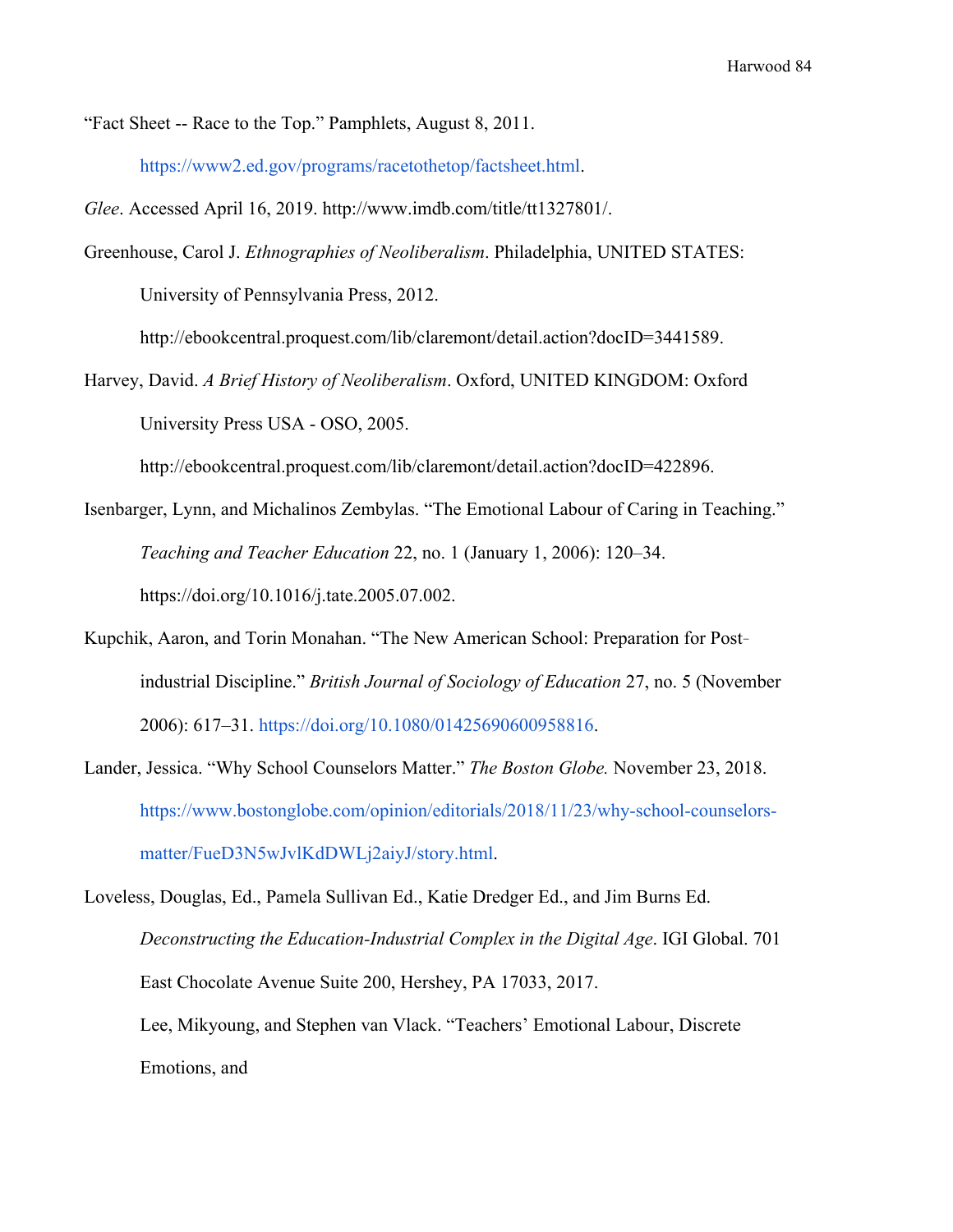"Fact Sheet -- Race to the Top." Pamphlets, August 8, 2011. https://www2.ed.gov/programs/racetothetop/factsheet.html.

*Glee*. Accessed April 16, 2019. http://www.imdb.com/title/tt1327801/.

Greenhouse, Carol J. *Ethnographies of Neoliberalism*. Philadelphia, UNITED STATES: University of Pennsylvania Press, 2012. http://ebookcentral.proquest.com/lib/claremont/detail.action?docID=3441589.

Harvey, David. *A Brief History of Neoliberalism*. Oxford, UNITED KINGDOM: Oxford University Press USA - OSO, 2005. http://ebookcentral.proquest.com/lib/claremont/detail.action?docID=422896.

Isenbarger, Lynn, and Michalinos Zembylas. "The Emotional Labour of Caring in Teaching." *Teaching and Teacher Education* 22, no. 1 (January 1, 2006): 120–34. https://doi.org/10.1016/j.tate.2005.07.002.

Kupchik, Aaron, and Torin Monahan. "The New American School: Preparation for Post-industrial Discipline." *British Journal of Sociology of Education* 27, no. 5 (November 2006): 617–31. https://doi.org/10.1080/01425690600958816.

Lander, Jessica. "Why School Counselors Matter." *The Boston Globe.* November 23, 2018. https://www.bostonglobe.com/opinion/editorials/2018/11/23/why-school-counselors-matter/FueD3N5wJvlKdDWLj2aiyJ/story.html.

Loveless, Douglas, Ed., Pamela Sullivan Ed., Katie Dredger Ed., and Jim Burns Ed. *Deconstructing the Education-Industrial Complex in the Digital Age*. IGI Global. 701 East Chocolate Avenue Suite 200, Hershey, PA 17033, 2017.

Lee, Mikyoung, and Stephen van Vlack. "Teachers' Emotional Labour, Discrete Emotions, and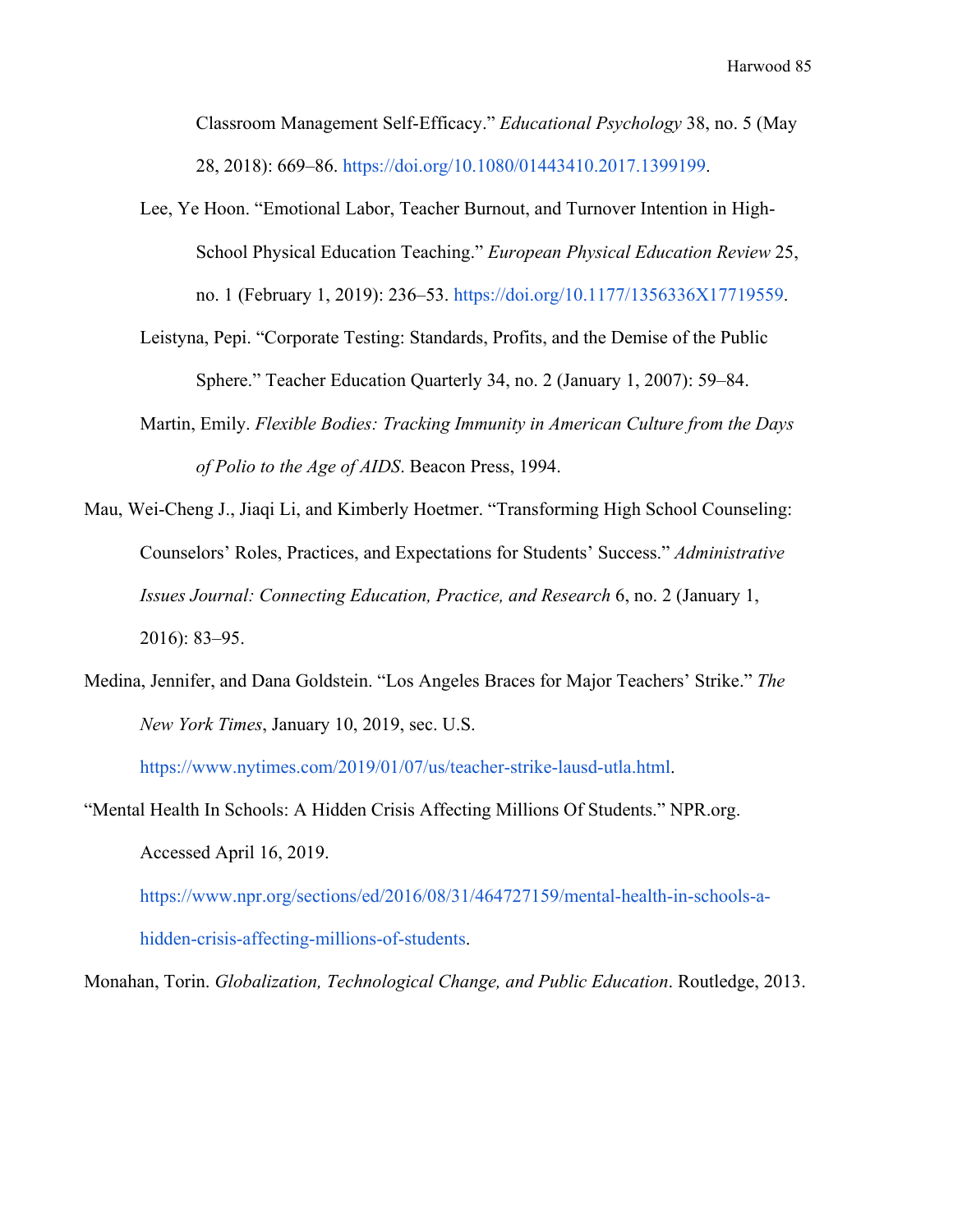Classroom Management Self-Efficacy." *Educational Psychology* 38, no. 5 (May 28, 2018): 669–86. https://doi.org/10.1080/01443410.2017.1399199.

Lee, Ye Hoon. "Emotional Labor, Teacher Burnout, and Turnover Intention in High-School Physical Education Teaching." *European Physical Education Review* 25, no. 1 (February 1, 2019): 236–53. https://doi.org/10.1177/1356336X17719559.

Leistyna, Pepi. "Corporate Testing: Standards, Profits, and the Demise of the Public Sphere." Teacher Education Quarterly 34, no. 2 (January 1, 2007): 59–84.

Martin, Emily. *Flexible Bodies: Tracking Immunity in American Culture from the Days of Polio to the Age of AIDS*. Beacon Press, 1994.

Mau, Wei-Cheng J., Jiaqi Li, and Kimberly Hoetmer. "Transforming High School Counseling: Counselors' Roles, Practices, and Expectations for Students' Success." *Administrative Issues Journal: Connecting Education, Practice, and Research* 6, no. 2 (January 1, 2016): 83–95.

Medina, Jennifer, and Dana Goldstein. "Los Angeles Braces for Major Teachers' Strike." *The New York Times*, January 10, 2019, sec. U.S. https://www.nytimes.com/2019/01/07/us/teacher-strike-lausd-utla.html.

"Mental Health In Schools: A Hidden Crisis Affecting Millions Of Students." NPR.org. Accessed April 16, 2019. https://www.npr.org/sections/ed/2016/08/31/464727159/mental-health-in-schools-a-hidden-crisis-affecting-millions-of-students.

Monahan, Torin. *Globalization, Technological Change, and Public Education*. Routledge, 2013.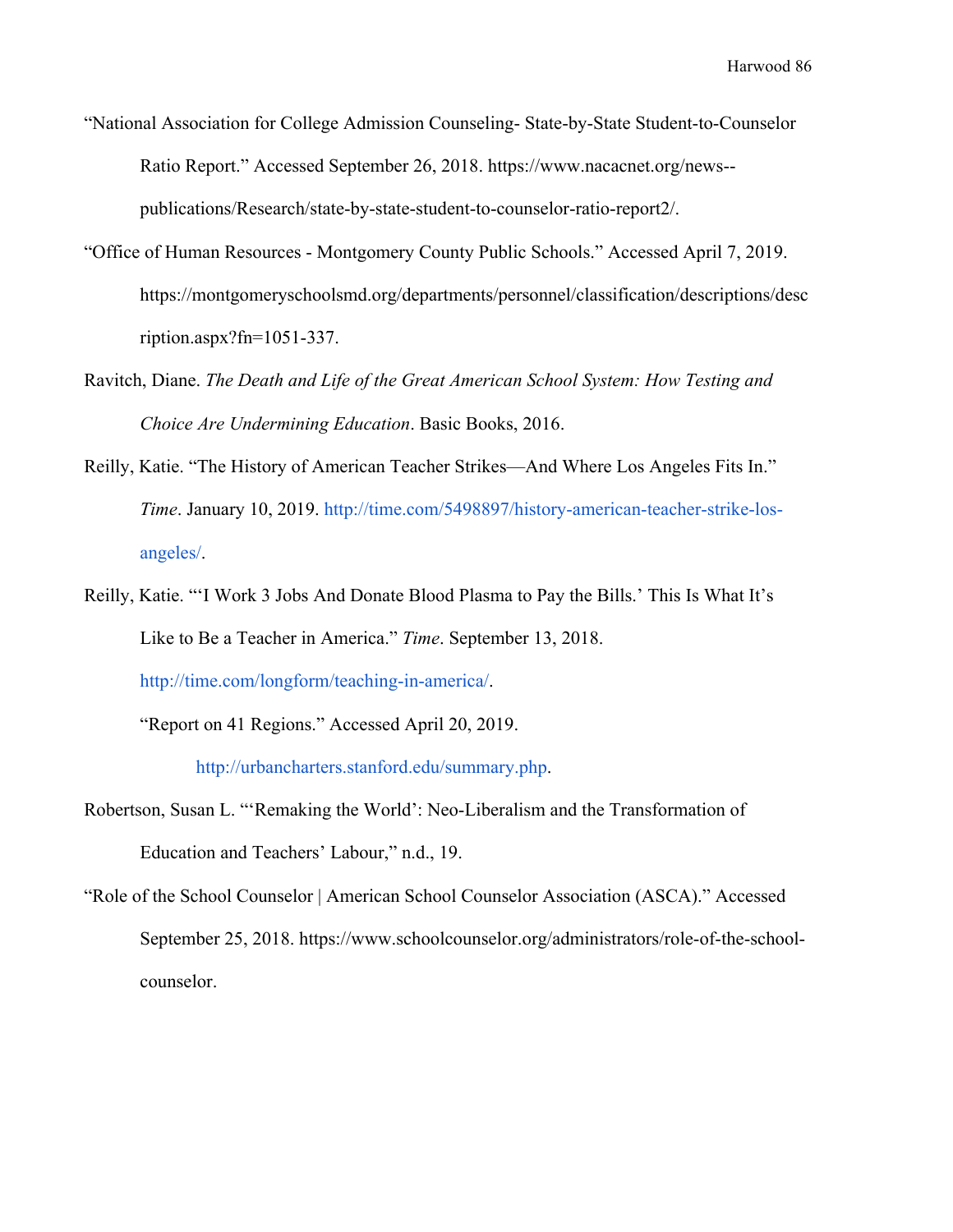"National Association for College Admission Counseling- State-by-State Student-to-Counselor Ratio Report." Accessed September 26, 2018. https://www.nacacnet.org/news--publications/Research/state-by-state-student-to-counselor-ratio-report2/.

"Office of Human Resources - Montgomery County Public Schools." Accessed April 7, 2019. https://montgomeryschoolsmd.org/departments/personnel/classification/descriptions/description.aspx?fn=1051-337.

Ravitch, Diane. *The Death and Life of the Great American School System: How Testing and Choice Are Undermining Education*. Basic Books, 2016.

Reilly, Katie. "The History of American Teacher Strikes—And Where Los Angeles Fits In." *Time*. January 10, 2019. http://time.com/5498897/history-american-teacher-strike-los-angeles/.

Reilly, Katie. "'I Work 3 Jobs And Donate Blood Plasma to Pay the Bills.' This Is What It's Like to Be a Teacher in America." *Time*. September 13, 2018. http://time.com/longform/teaching-in-america/.

"Report on 41 Regions." Accessed April 20, 2019. http://urbancharters.stanford.edu/summary.php.

Robertson, Susan L. "'Remaking the World': Neo-Liberalism and the Transformation of Education and Teachers' Labour," n.d., 19.

"Role of the School Counselor | American School Counselor Association (ASCA)." Accessed September 25, 2018. https://www.schoolcounselor.org/administrators/role-of-the-school-counselor.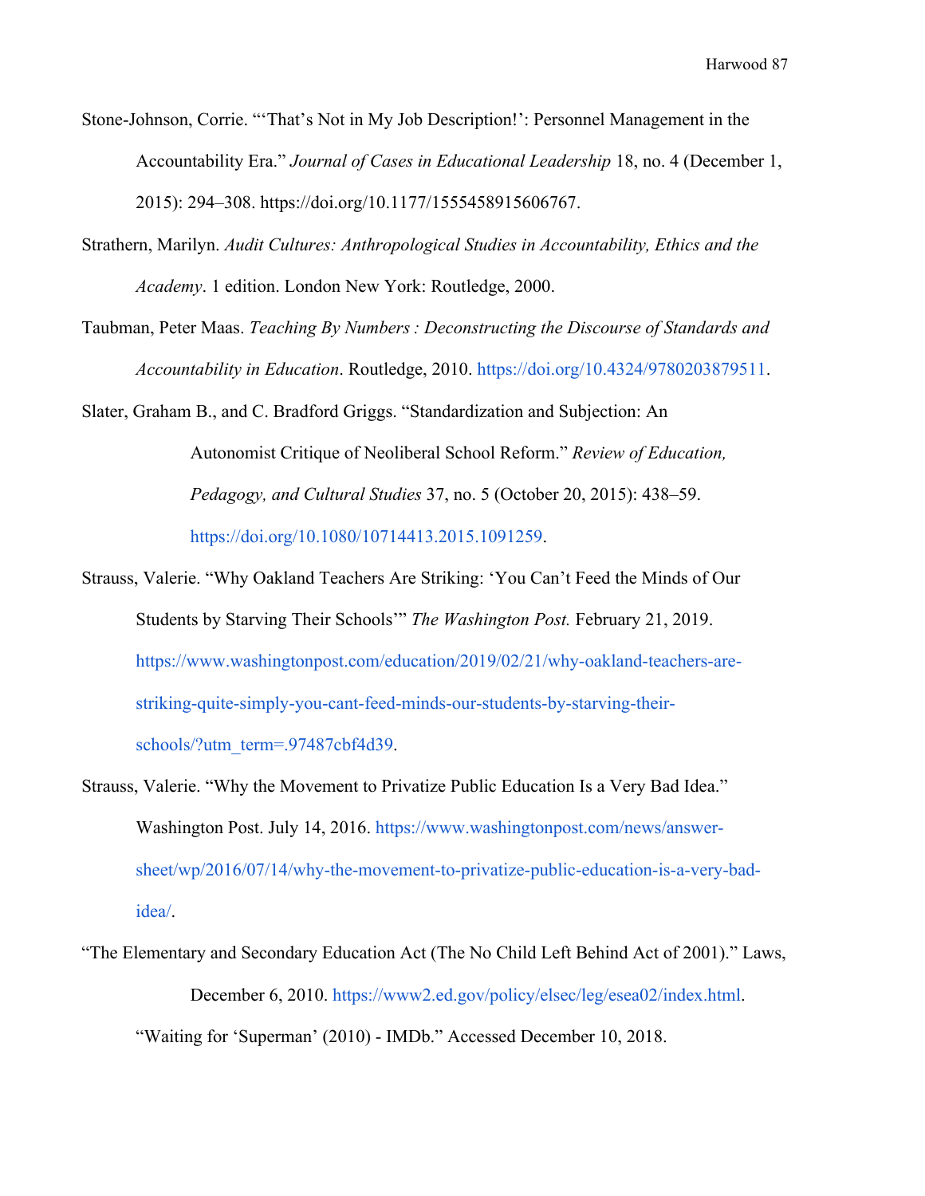Stone-Johnson, Corrie. "'That's Not in My Job Description!': Personnel Management in the Accountability Era." *Journal of Cases in Educational Leadership* 18, no. 4 (December 1, 2015): 294–308. https://doi.org/10.1177/1555458915606767.

Strathern, Marilyn. *Audit Cultures: Anthropological Studies in Accountability, Ethics and the Academy*. 1 edition. London New York: Routledge, 2000.

Taubman, Peter Maas. *Teaching By Numbers : Deconstructing the Discourse of Standards and Accountability in Education*. Routledge, 2010. https://doi.org/10.4324/9780203879511.

Slater, Graham B., and C. Bradford Griggs. "Standardization and Subjection: An Autonomist Critique of Neoliberal School Reform." *Review of Education, Pedagogy, and Cultural Studies* 37, no. 5 (October 20, 2015): 438–59. https://doi.org/10.1080/10714413.2015.1091259.

Strauss, Valerie. "Why Oakland Teachers Are Striking: 'You Can't Feed the Minds of Our Students by Starving Their Schools'" *The Washington Post.* February 21, 2019. https://www.washingtonpost.com/education/2019/02/21/why-oakland-teachers-are-striking-quite-simply-you-cant-feed-minds-our-students-by-starving-their-schools/?utm_term=.97487cbf4d39.

Strauss, Valerie. "Why the Movement to Privatize Public Education Is a Very Bad Idea." Washington Post. July 14, 2016. https://www.washingtonpost.com/news/answer-sheet/wp/2016/07/14/why-the-movement-to-privatize-public-education-is-a-very-bad-idea/.

"The Elementary and Secondary Education Act (The No Child Left Behind Act of 2001)." Laws, December 6, 2010. https://www2.ed.gov/policy/elsec/leg/esea02/index.html.

"Waiting for 'Superman' (2010) - IMDb." Accessed December 10, 2018.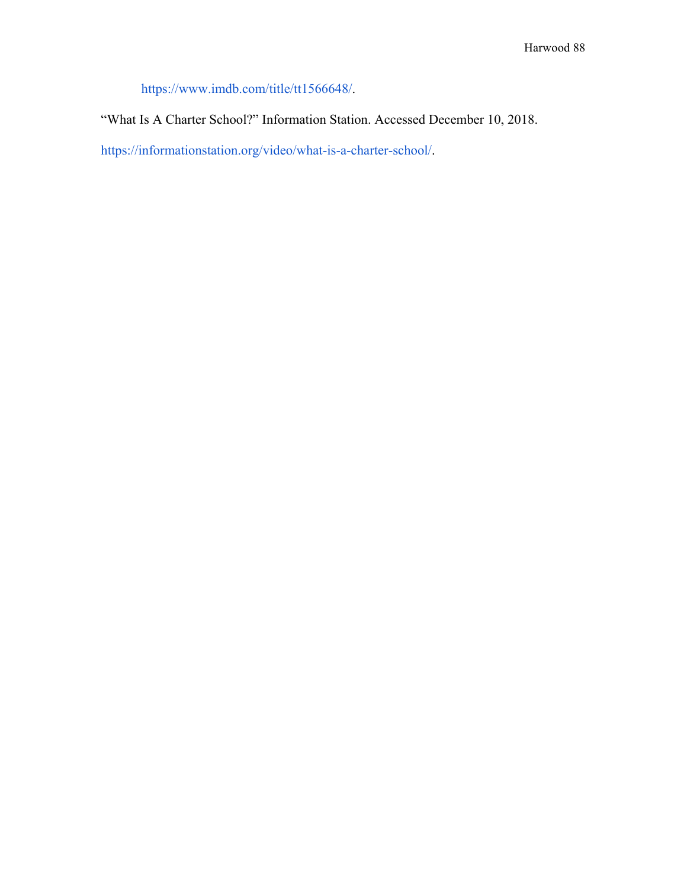https://www.imdb.com/title/tt1566648/.

“What Is A Charter School?” Information Station. Accessed December 10, 2018.

https://informationstation.org/video/what-is-a-charter-school/.